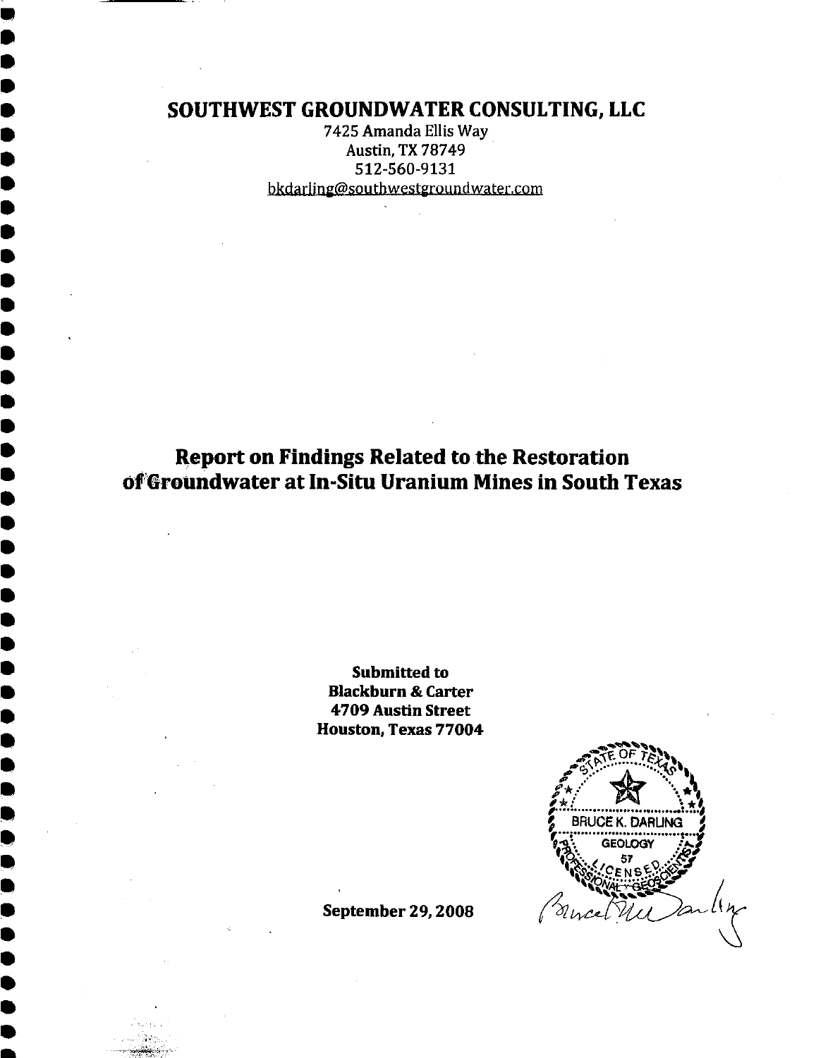# SOUTHWEST GROUNDWATER CONSULTING, LLC

7425 Amanda Ellis Way
Austin, TX 78749
512-560-9131
bkdarling@southwestgroundwater.com

# Report on Findings Related to the Restoration of Groundwater at In-Situ Uranium Mines in South Texas

**Submitted to**
**Blackburn & Carter**
**4709 Austin Street**
**Houston, Texas 77004**

STATE OF TEXAS
BRUCE K. DARLING
GEOLOGY
57
LICENSED
PROFESSIONAL GEOSCIENTIST

**September 29, 2008**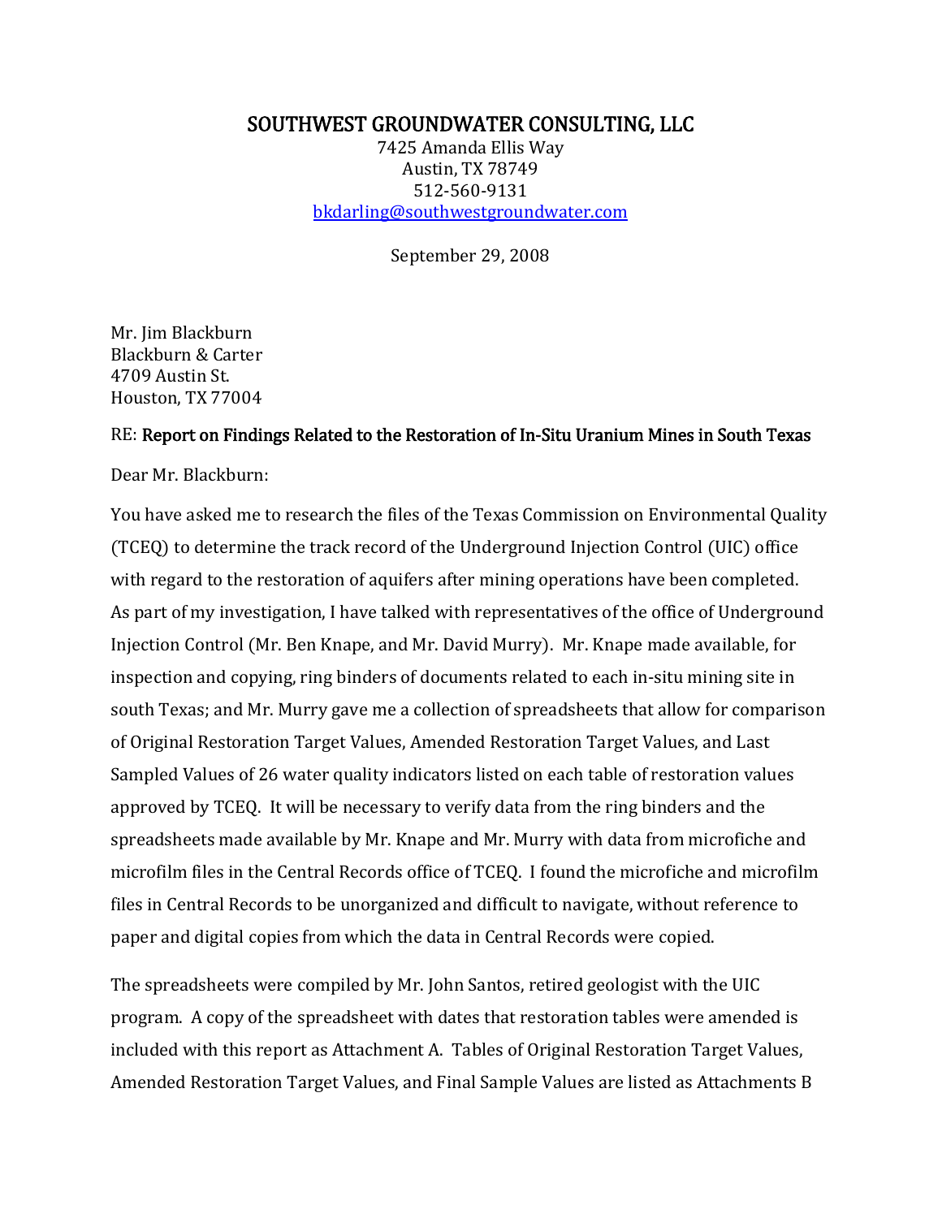# SOUTHWEST GROUNDWATER CONSULTING, LLC

7425 Amanda Ellis Way
Austin, TX 78749
512-560-9131
bkdarling@southwestgroundwater.com

September 29, 2008

Mr. Jim Blackburn
Blackburn & Carter
4709 Austin St.
Houston, TX 77004

RE: **Report on Findings Related to the Restoration of In-Situ Uranium Mines in South Texas**

Dear Mr. Blackburn:

You have asked me to research the files of the Texas Commission on Environmental Quality (TCEQ) to determine the track record of the Underground Injection Control (UIC) office with regard to the restoration of aquifers after mining operations have been completed. As part of my investigation, I have talked with representatives of the office of Underground Injection Control (Mr. Ben Knape, and Mr. David Murry). Mr. Knape made available, for inspection and copying, ring binders of documents related to each in-situ mining site in south Texas; and Mr. Murry gave me a collection of spreadsheets that allow for comparison of Original Restoration Target Values, Amended Restoration Target Values, and Last Sampled Values of 26 water quality indicators listed on each table of restoration values approved by TCEQ. It will be necessary to verify data from the ring binders and the spreadsheets made available by Mr. Knape and Mr. Murry with data from microfiche and microfilm files in the Central Records office of TCEQ. I found the microfiche and microfilm files in Central Records to be unorganized and difficult to navigate, without reference to paper and digital copies from which the data in Central Records were copied.

The spreadsheets were compiled by Mr. John Santos, retired geologist with the UIC program. A copy of the spreadsheet with dates that restoration tables were amended is included with this report as Attachment A. Tables of Original Restoration Target Values, Amended Restoration Target Values, and Final Sample Values are listed as Attachments B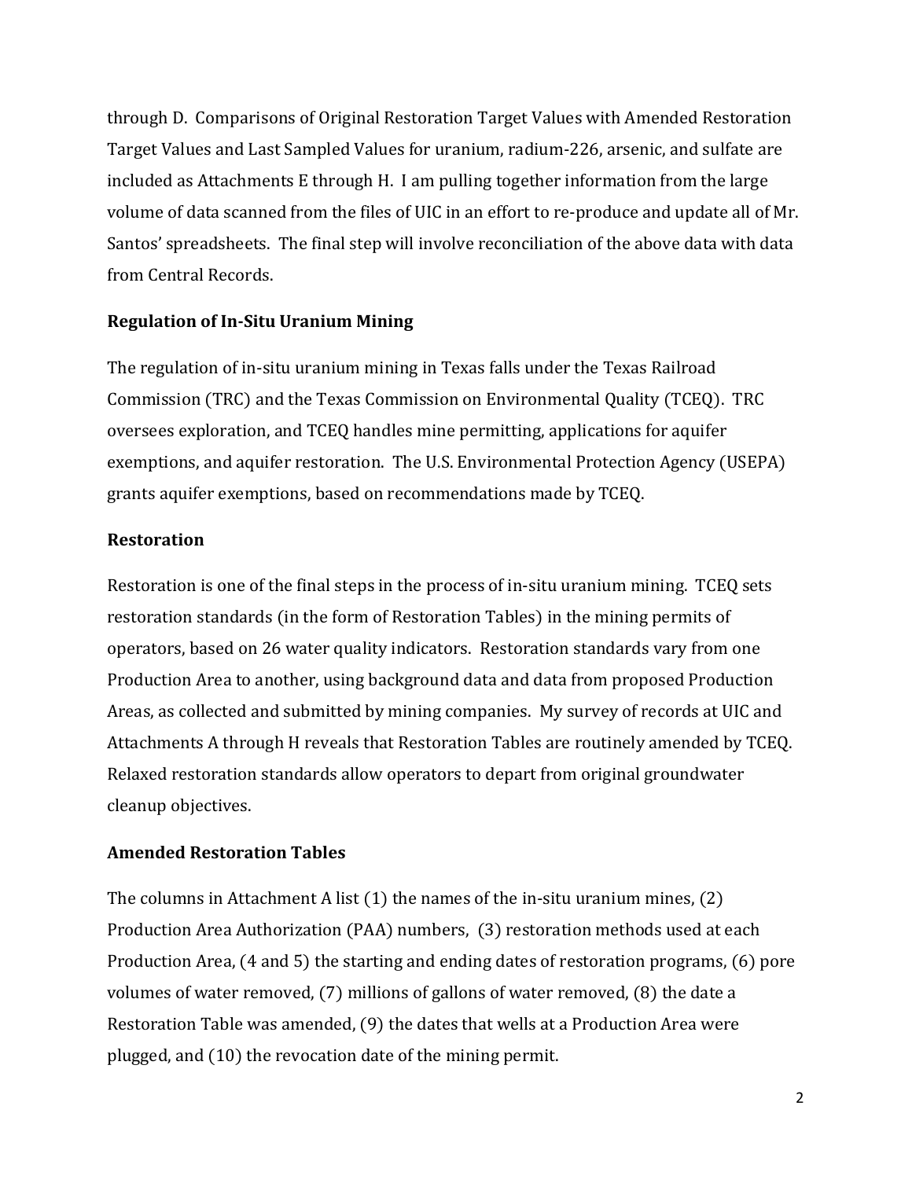through D. Comparisons of Original Restoration Target Values with Amended Restoration Target Values and Last Sampled Values for uranium, radium-226, arsenic, and sulfate are included as Attachments E through H. I am pulling together information from the large volume of data scanned from the files of UIC in an effort to re-produce and update all of Mr. Santos' spreadsheets. The final step will involve reconciliation of the above data with data from Central Records.

**Regulation of In-Situ Uranium Mining**

The regulation of in-situ uranium mining in Texas falls under the Texas Railroad Commission (TRC) and the Texas Commission on Environmental Quality (TCEQ). TRC oversees exploration, and TCEQ handles mine permitting, applications for aquifer exemptions, and aquifer restoration. The U.S. Environmental Protection Agency (USEPA) grants aquifer exemptions, based on recommendations made by TCEQ.

**Restoration**

Restoration is one of the final steps in the process of in-situ uranium mining. TCEQ sets restoration standards (in the form of Restoration Tables) in the mining permits of operators, based on 26 water quality indicators. Restoration standards vary from one Production Area to another, using background data and data from proposed Production Areas, as collected and submitted by mining companies. My survey of records at UIC and Attachments A through H reveals that Restoration Tables are routinely amended by TCEQ. Relaxed restoration standards allow operators to depart from original groundwater cleanup objectives.

**Amended Restoration Tables**

The columns in Attachment A list (1) the names of the in-situ uranium mines, (2) Production Area Authorization (PAA) numbers, (3) restoration methods used at each Production Area, (4 and 5) the starting and ending dates of restoration programs, (6) pore volumes of water removed, (7) millions of gallons of water removed, (8) the date a Restoration Table was amended, (9) the dates that wells at a Production Area were plugged, and (10) the revocation date of the mining permit.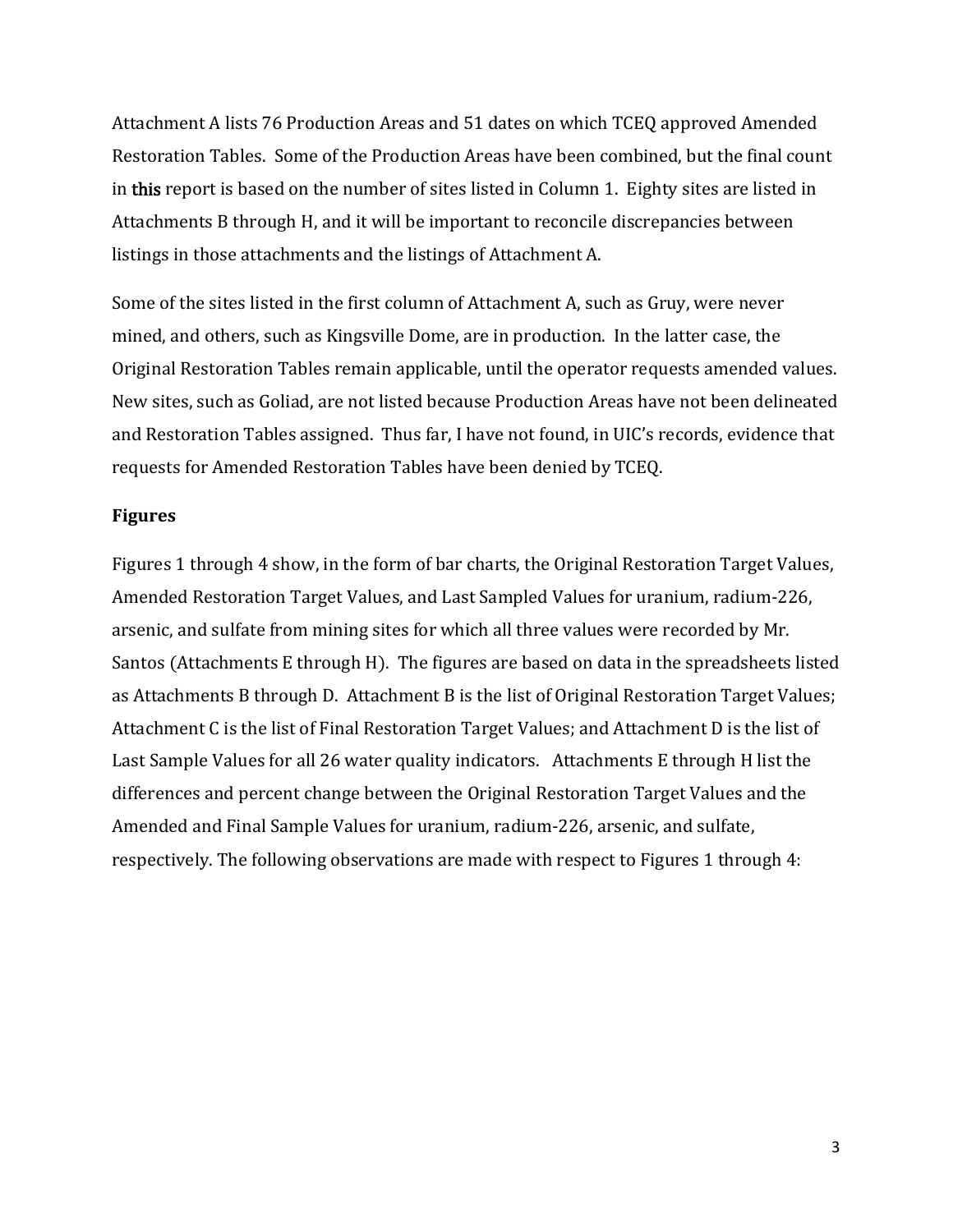Attachment A lists 76 Production Areas and 51 dates on which TCEQ approved Amended Restoration Tables. Some of the Production Areas have been combined, but the final count in this report is based on the number of sites listed in Column 1. Eighty sites are listed in Attachments B through H, and it will be important to reconcile discrepancies between listings in those attachments and the listings of Attachment A.

Some of the sites listed in the first column of Attachment A, such as Gruy, were never mined, and others, such as Kingsville Dome, are in production. In the latter case, the Original Restoration Tables remain applicable, until the operator requests amended values. New sites, such as Goliad, are not listed because Production Areas have not been delineated and Restoration Tables assigned. Thus far, I have not found, in UIC's records, evidence that requests for Amended Restoration Tables have been denied by TCEQ.

### Figures

Figures 1 through 4 show, in the form of bar charts, the Original Restoration Target Values, Amended Restoration Target Values, and Last Sampled Values for uranium, radium-226, arsenic, and sulfate from mining sites for which all three values were recorded by Mr. Santos (Attachments E through H). The figures are based on data in the spreadsheets listed as Attachments B through D. Attachment B is the list of Original Restoration Target Values; Attachment C is the list of Final Restoration Target Values; and Attachment D is the list of Last Sample Values for all 26 water quality indicators. Attachments E through H list the differences and percent change between the Original Restoration Target Values and the Amended and Final Sample Values for uranium, radium-226, arsenic, and sulfate, respectively. The following observations are made with respect to Figures 1 through 4: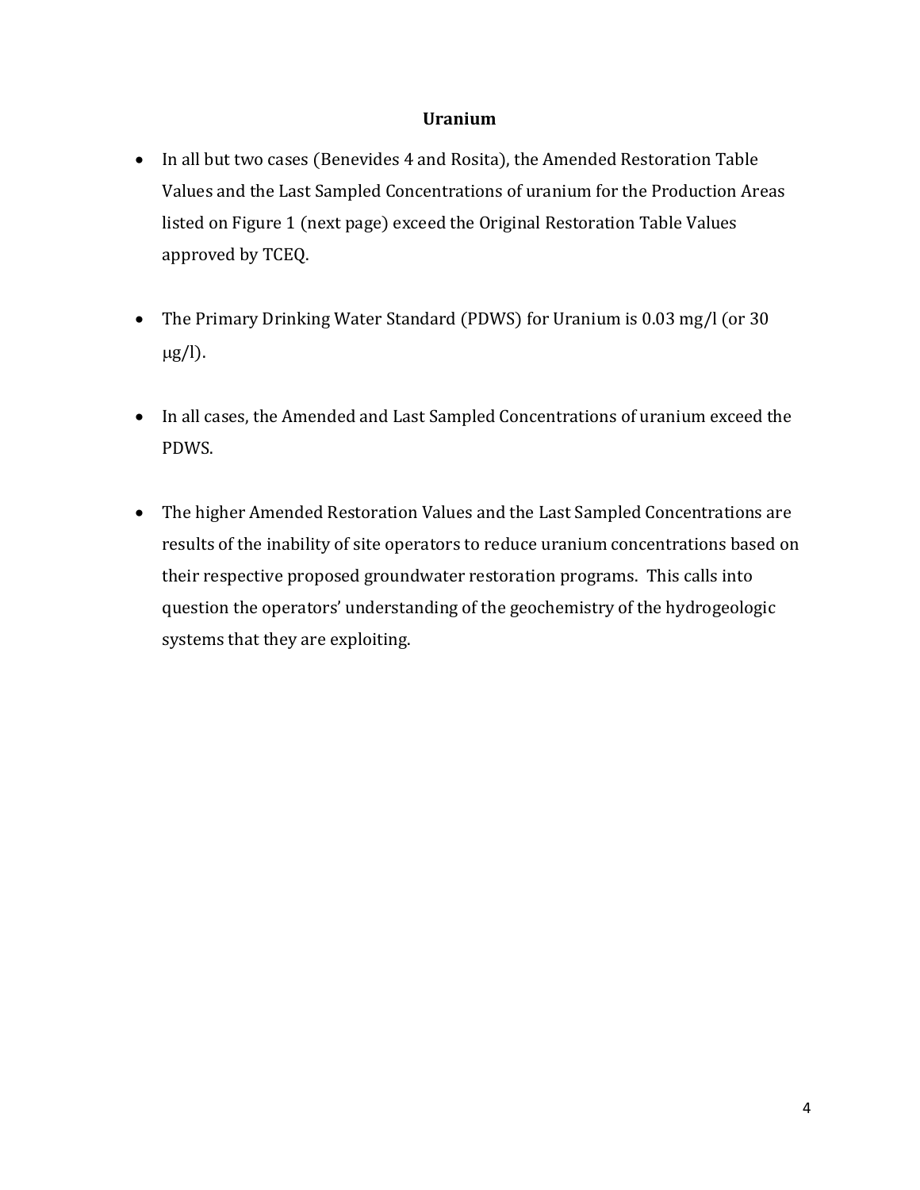## Uranium

- In all but two cases (Benevides 4 and Rosita), the Amended Restoration Table Values and the Last Sampled Concentrations of uranium for the Production Areas listed on Figure 1 (next page) exceed the Original Restoration Table Values approved by TCEQ.

- The Primary Drinking Water Standard (PDWS) for Uranium is 0.03 mg/l (or 30 μg/l).

- In all cases, the Amended and Last Sampled Concentrations of uranium exceed the PDWS.

- The higher Amended Restoration Values and the Last Sampled Concentrations are results of the inability of site operators to reduce uranium concentrations based on their respective proposed groundwater restoration programs. This calls into question the operators' understanding of the geochemistry of the hydrogeologic systems that they are exploiting.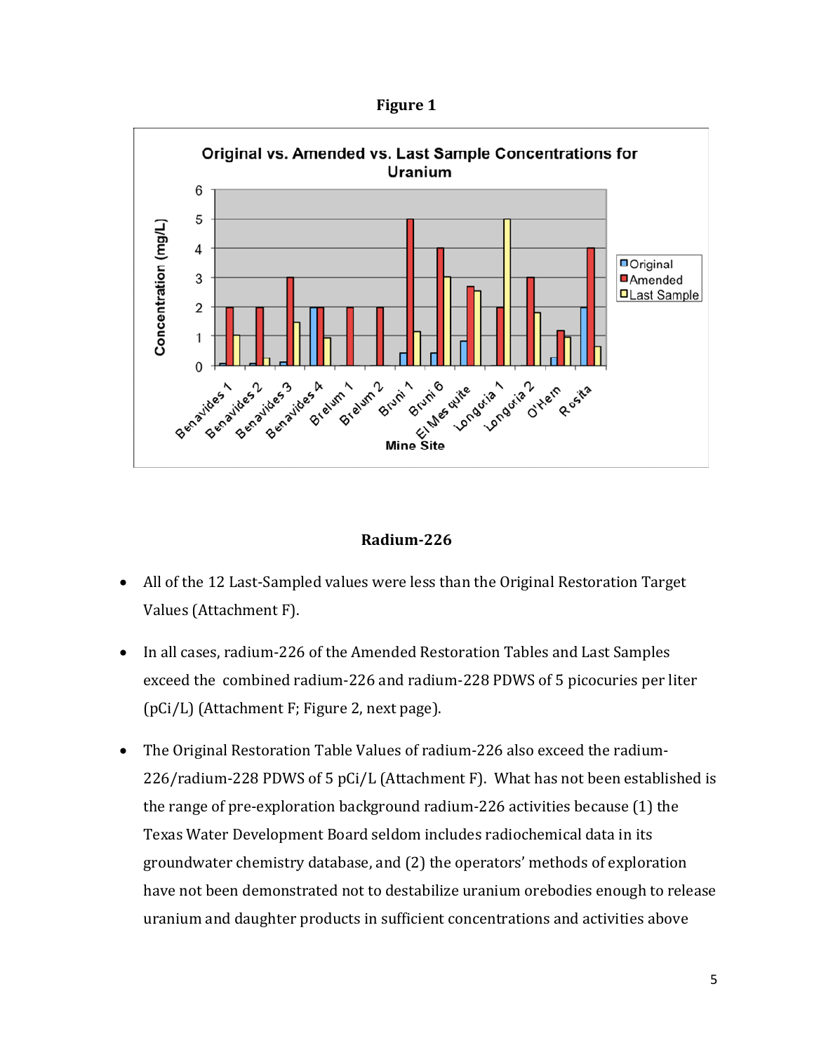**Figure 1**

**Radium-226**

- All of the 12 Last-Sampled values were less than the Original Restoration Target Values (Attachment F).

- In all cases, radium-226 of the Amended Restoration Tables and Last Samples exceed the combined radium-226 and radium-228 PDWS of 5 picocuries per liter (pCi/L) (Attachment F; Figure 2, next page).

- The Original Restoration Table Values of radium-226 also exceed the radium-226/radium-228 PDWS of 5 pCi/L (Attachment F). What has not been established is the range of pre-exploration background radium-226 activities because (1) the Texas Water Development Board seldom includes radiochemical data in its groundwater chemistry database, and (2) the operators' methods of exploration have not been demonstrated not to destabilize uranium orebodies enough to release uranium and daughter products in sufficient concentrations and activities above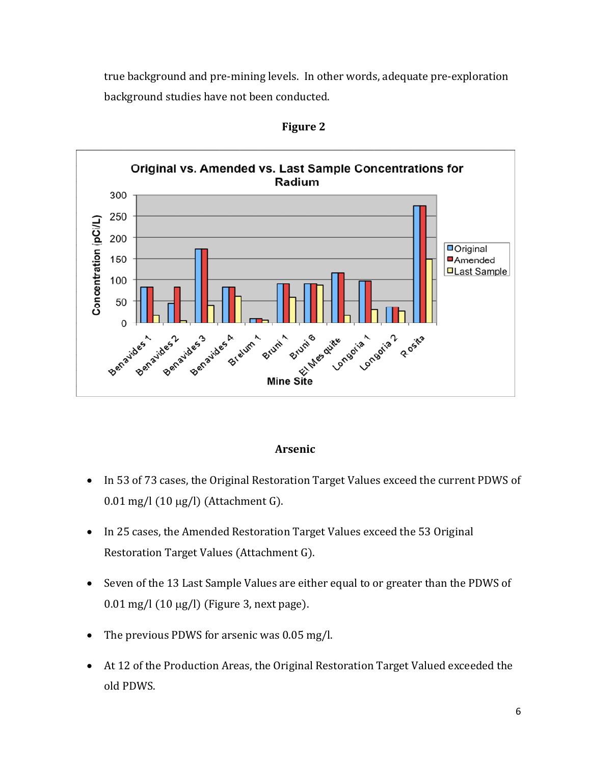true background and pre-mining levels. In other words, adequate pre-exploration background studies have not been conducted.

**Figure 2**

### Arsenic

- In 53 of 73 cases, the Original Restoration Target Values exceed the current PDWS of 0.01 mg/l (10 µg/l) (Attachment G).
- In 25 cases, the Amended Restoration Target Values exceed the 53 Original Restoration Target Values (Attachment G).
- Seven of the 13 Last Sample Values are either equal to or greater than the PDWS of 0.01 mg/l (10 µg/l) (Figure 3, next page).
- The previous PDWS for arsenic was 0.05 mg/l.
- At 12 of the Production Areas, the Original Restoration Target Valued exceeded the old PDWS.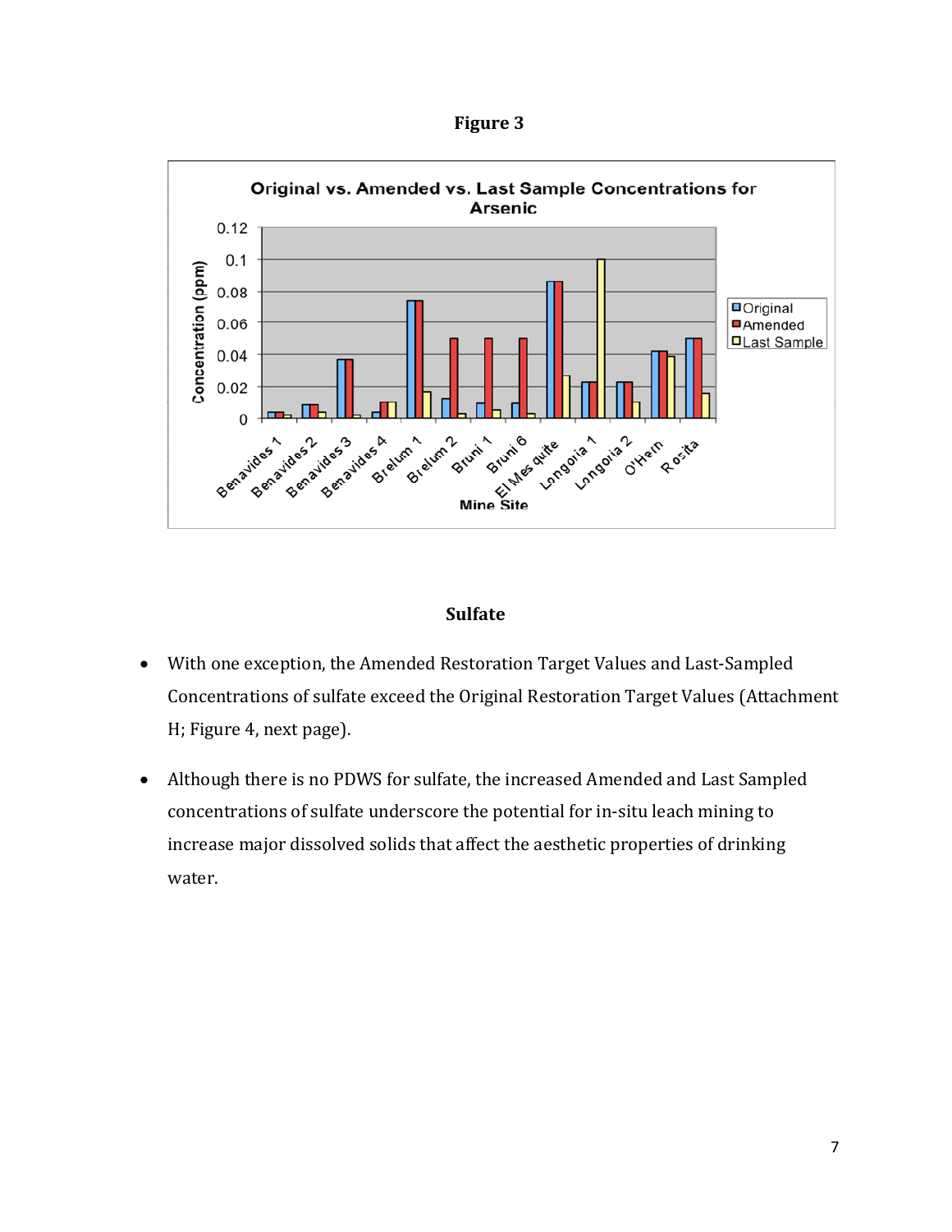**Figure 3**

**Sulfate**

- With one exception, the Amended Restoration Target Values and Last-Sampled Concentrations of sulfate exceed the Original Restoration Target Values (Attachment H; Figure 4, next page).

- Although there is no PDWS for sulfate, the increased Amended and Last Sampled concentrations of sulfate underscore the potential for in-situ leach mining to increase major dissolved solids that affect the aesthetic properties of drinking water.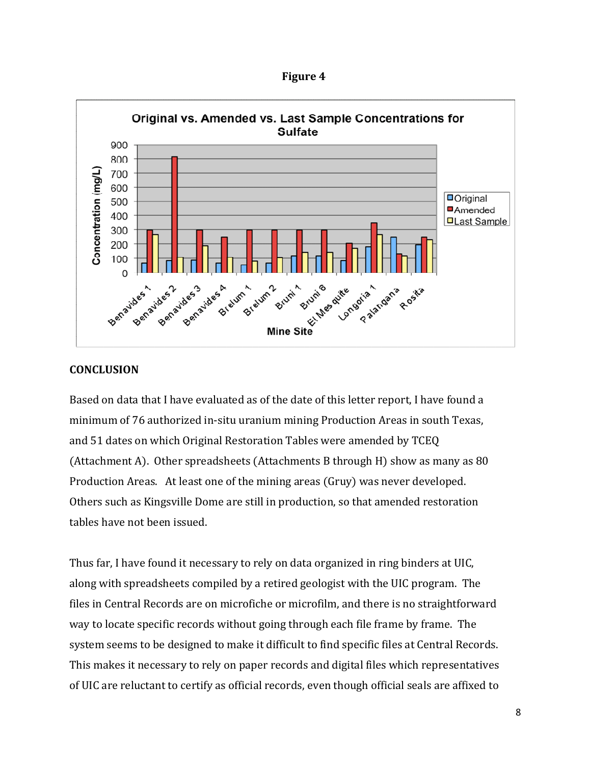**Figure 4**

**CONCLUSION**

Based on data that I have evaluated as of the date of this letter report, I have found a minimum of 76 authorized in-situ uranium mining Production Areas in south Texas, and 51 dates on which Original Restoration Tables were amended by TCEQ (Attachment A). Other spreadsheets (Attachments B through H) show as many as 80 Production Areas. At least one of the mining areas (Gruy) was never developed. Others such as Kingsville Dome are still in production, so that amended restoration tables have not been issued.

Thus far, I have found it necessary to rely on data organized in ring binders at UIC, along with spreadsheets compiled by a retired geologist with the UIC program. The files in Central Records are on microfiche or microfilm, and there is no straightforward way to locate specific records without going through each file frame by frame. The system seems to be designed to make it difficult to find specific files at Central Records. This makes it necessary to rely on paper records and digital files which representatives of UIC are reluctant to certify as official records, even though official seals are affixed to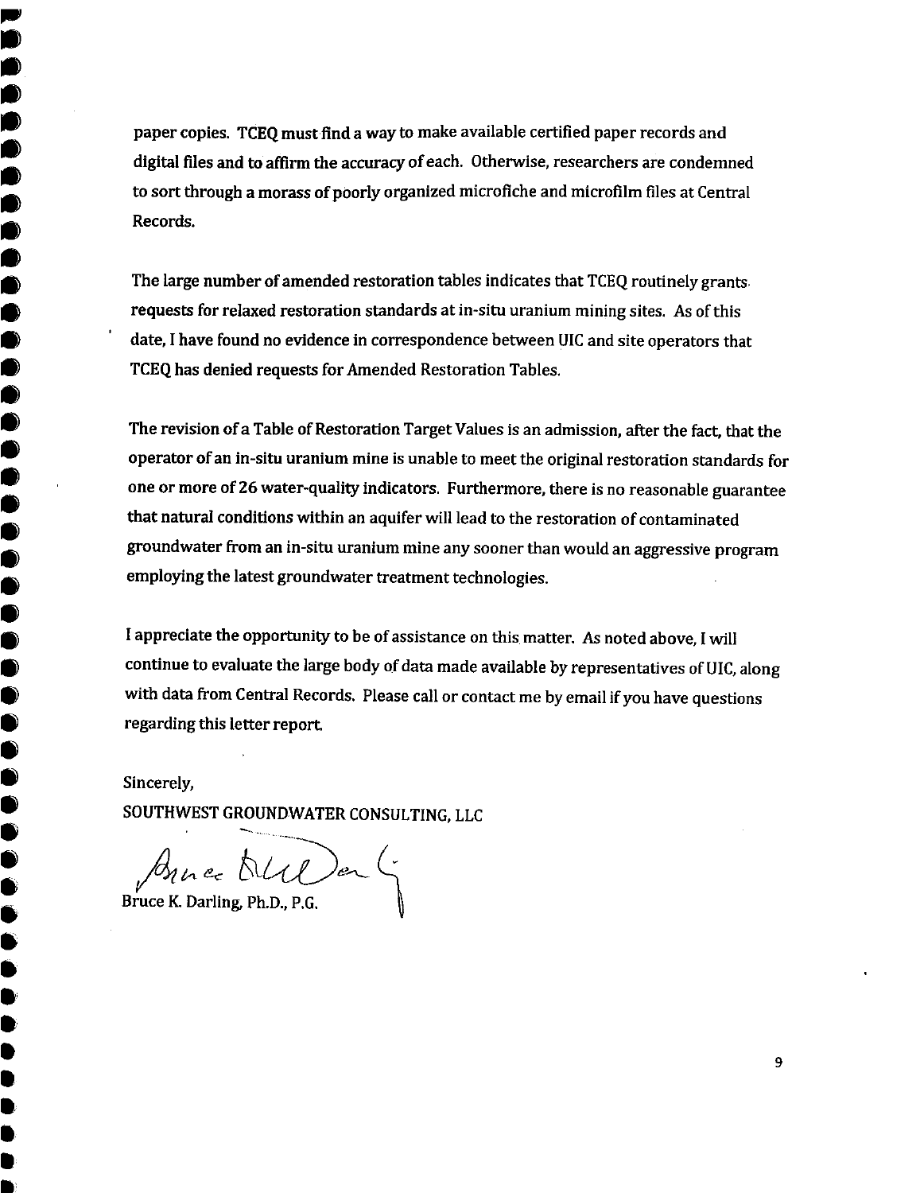paper copies. TCEQ must find a way to make available certified paper records and digital files and to affirm the accuracy of each. Otherwise, researchers are condemned to sort through a morass of poorly organized microfiche and microfilm files at Central Records.

The large number of amended restoration tables indicates that TCEQ routinely grants requests for relaxed restoration standards at in-situ uranium mining sites. As of this date, I have found no evidence in correspondence between UIC and site operators that TCEQ has denied requests for Amended Restoration Tables.

The revision of a Table of Restoration Target Values is an admission, after the fact, that the operator of an in-situ uranium mine is unable to meet the original restoration standards for one or more of 26 water-quality indicators. Furthermore, there is no reasonable guarantee that natural conditions within an aquifer will lead to the restoration of contaminated groundwater from an in-situ uranium mine any sooner than would an aggressive program employing the latest groundwater treatment technologies.

I appreciate the opportunity to be of assistance on this matter. As noted above, I will continue to evaluate the large body of data made available by representatives of UIC, along with data from Central Records. Please call or contact me by email if you have questions regarding this letter report.

Sincerely,

SOUTHWEST GROUNDWATER CONSULTING, LLC

Bruce K. Darling, Ph.D., P.G.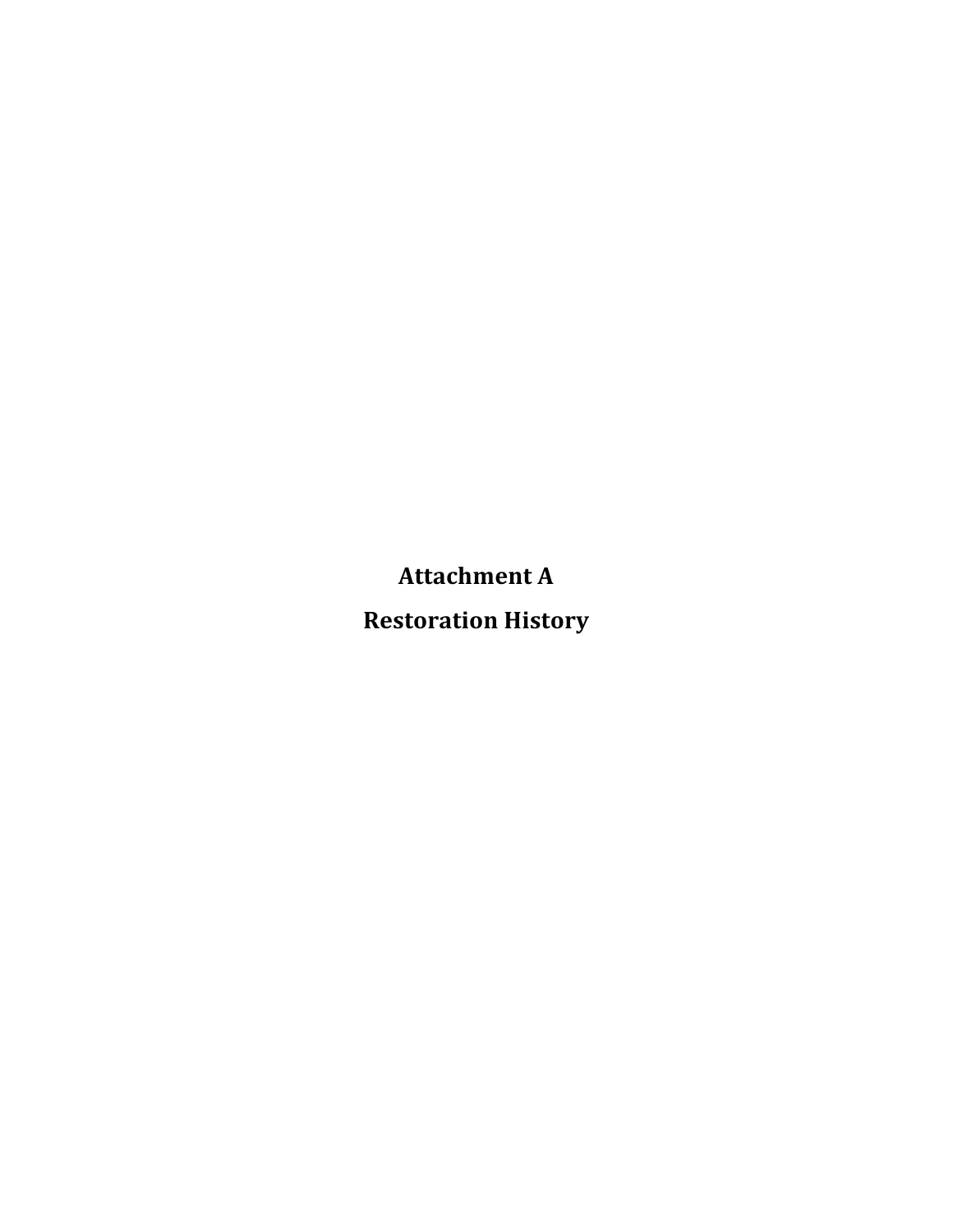# Attachment A

# Restoration History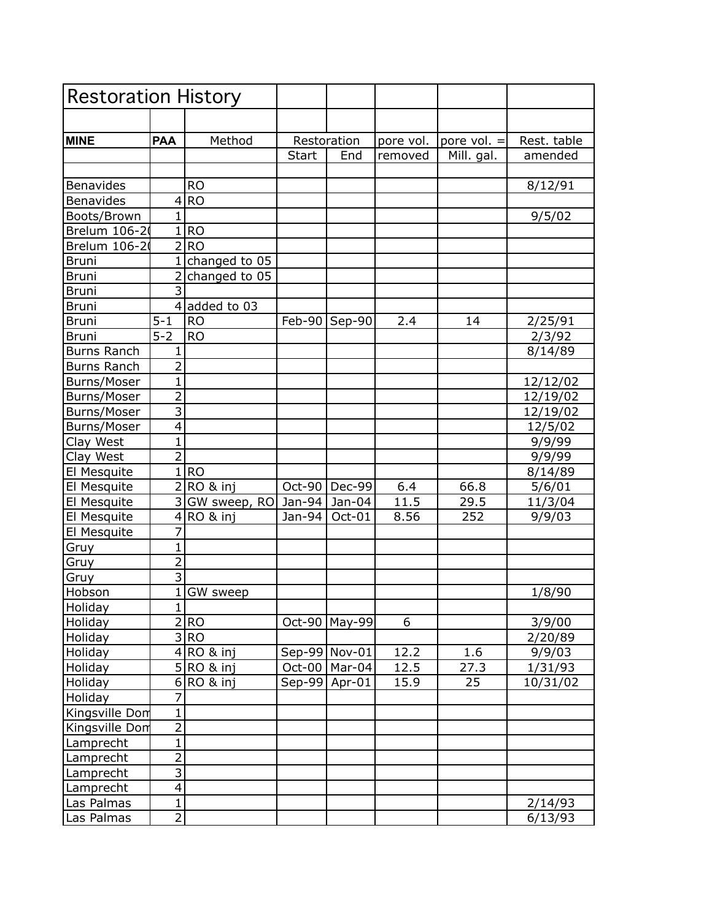# Restoration History

| MINE | PAA | Method | Restoration | | pore vol. | pore vol. = | Rest. table |
|---|---|---|---|---|---|---|---|
| | | | Start | End | removed | Mill. gal. | amended |
| Benavides | | RO | | | | | 8/12/91 |
| Benavides | 4 | RO | | | | | |
| Boots/Brown | 1 | | | | | | 9/5/02 |
| Brelum 106-2( | 1 | RO | | | | | |
| Brelum 106-2( | 2 | RO | | | | | |
| Bruni | 1 | changed to 05 | | | | | |
| Bruni | 2 | changed to 05 | | | | | |
| Bruni | 3 | | | | | | |
| Bruni | 4 | added to 03 | | | | | |
| Bruni | 5-1 | RO | Feb-90 | Sep-90 | 2.4 | 14 | 2/25/91 |
| Bruni | 5-2 | RO | | | | | 2/3/92 |
| Burns Ranch | 1 | | | | | | 8/14/89 |
| Burns Ranch | 2 | | | | | | |
| Burns/Moser | 1 | | | | | | 12/12/02 |
| Burns/Moser | 2 | | | | | | 12/19/02 |
| Burns/Moser | 3 | | | | | | 12/19/02 |
| Burns/Moser | 4 | | | | | | 12/5/02 |
| Clay West | 1 | | | | | | 9/9/99 |
| Clay West | 2 | | | | | | 9/9/99 |
| El Mesquite | 1 | RO | | | | | 8/14/89 |
| El Mesquite | 2 | RO & inj | Oct-90 | Dec-99 | 6.4 | 66.8 | 5/6/01 |
| El Mesquite | 3 | GW sweep, RO | Jan-94 | Jan-04 | 11.5 | 29.5 | 11/3/04 |
| El Mesquite | 4 | RO & inj | Jan-94 | Oct-01 | 8.56 | 252 | 9/9/03 |
| El Mesquite | 7 | | | | | | |
| Gruy | 1 | | | | | | |
| Gruy | 2 | | | | | | |
| Gruy | 3 | | | | | | |
| Hobson | 1 | GW sweep | | | | | 1/8/90 |
| Holiday | 1 | | | | | | |
| Holiday | 2 | RO | Oct-90 | May-99 | 6 | | 3/9/00 |
| Holiday | 3 | RO | | | | | 2/20/89 |
| Holiday | 4 | RO & inj | Sep-99 | Nov-01 | 12.2 | 1.6 | 9/9/03 |
| Holiday | 5 | RO & inj | Oct-00 | Mar-04 | 12.5 | 27.3 | 1/31/93 |
| Holiday | 6 | RO & inj | Sep-99 | Apr-01 | 15.9 | 25 | 10/31/02 |
| Holiday | 7 | | | | | | |
| Kingsville Dom | 1 | | | | | | |
| Kingsville Dom | 2 | | | | | | |
| Lamprecht | 1 | | | | | | |
| Lamprecht | 2 | | | | | | |
| Lamprecht | 3 | | | | | | |
| Lamprecht | 4 | | | | | | |
| Las Palmas | 1 | | | | | | 2/14/93 |
| Las Palmas | 2 | | | | | | 6/13/93 |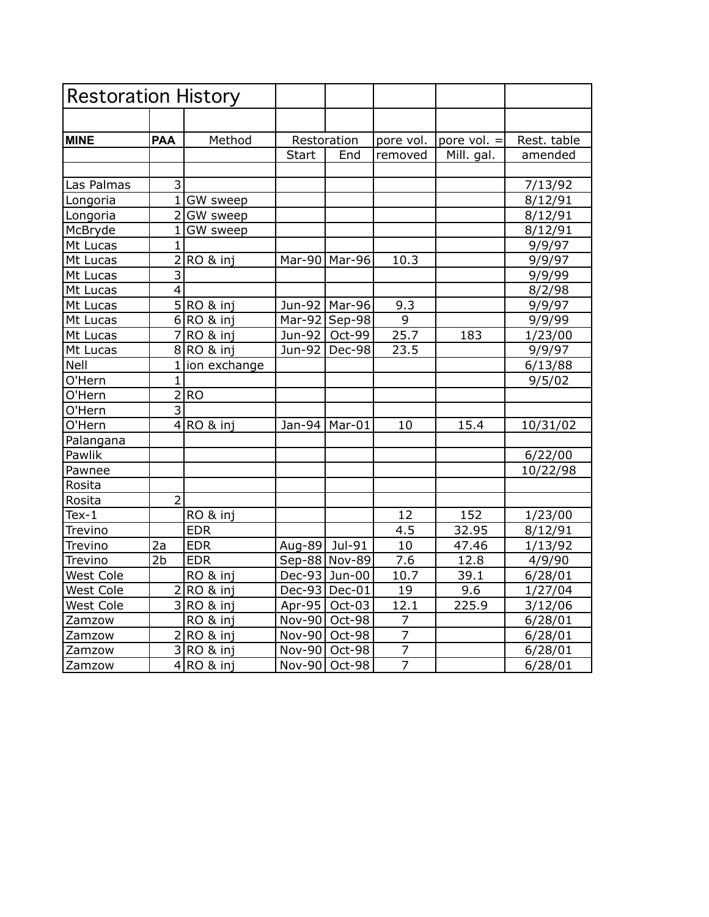# Restoration History

| MINE | PAA | Method | Restoration | | pore vol. | pore vol. = | Rest. table |
|---|---|---|---|---|---|---|---|
| | | | Start | End | removed | Mill. gal. | amended |
| Las Palmas | 3 | | | | | | 7/13/92 |
| Longoria | 1 | GW sweep | | | | | 8/12/91 |
| Longoria | 2 | GW sweep | | | | | 8/12/91 |
| McBryde | 1 | GW sweep | | | | | 8/12/91 |
| Mt Lucas | 1 | | | | | | 9/9/97 |
| Mt Lucas | 2 | RO & inj | Mar-90 | Mar-96 | 10.3 | | 9/9/97 |
| Mt Lucas | 3 | | | | | | 9/9/99 |
| Mt Lucas | 4 | | | | | | 8/2/98 |
| Mt Lucas | 5 | RO & inj | Jun-92 | Mar-96 | 9.3 | | 9/9/97 |
| Mt Lucas | 6 | RO & inj | Mar-92 | Sep-98 | 9 | | 9/9/99 |
| Mt Lucas | 7 | RO & inj | Jun-92 | Oct-99 | 25.7 | 183 | 1/23/00 |
| Mt Lucas | 8 | RO & inj | Jun-92 | Dec-98 | 23.5 | | 9/9/97 |
| Nell | 1 | ion exchange | | | | | 6/13/88 |
| O'Hern | 1 | | | | | | 9/5/02 |
| O'Hern | 2 | RO | | | | | |
| O'Hern | 3 | | | | | | |
| O'Hern | 4 | RO & inj | Jan-94 | Mar-01 | 10 | 15.4 | 10/31/02 |
| Palangana | | | | | | | |
| Pawlik | | | | | | | 6/22/00 |
| Pawnee | | | | | | | 10/22/98 |
| Rosita | | | | | | | |
| Rosita | 2 | | | | | | |
| Tex-1 | | RO & inj | | | 12 | 152 | 1/23/00 |
| Trevino | | EDR | | | 4.5 | 32.95 | 8/12/91 |
| Trevino | 2a | EDR | Aug-89 | Jul-91 | 10 | 47.46 | 1/13/92 |
| Trevino | 2b | EDR | Sep-88 | Nov-89 | 7.6 | 12.8 | 4/9/90 |
| West Cole | | RO & inj | Dec-93 | Jun-00 | 10.7 | 39.1 | 6/28/01 |
| West Cole | 2 | RO & inj | Dec-93 | Dec-01 | 19 | 9.6 | 1/27/04 |
| West Cole | 3 | RO & inj | Apr-95 | Oct-03 | 12.1 | 225.9 | 3/12/06 |
| Zamzow | | RO & inj | Nov-90 | Oct-98 | 7 | | 6/28/01 |
| Zamzow | 2 | RO & inj | Nov-90 | Oct-98 | 7 | | 6/28/01 |
| Zamzow | 3 | RO & inj | Nov-90 | Oct-98 | 7 | | 6/28/01 |
| Zamzow | 4 | RO & inj | Nov-90 | Oct-98 | 7 | | 6/28/01 |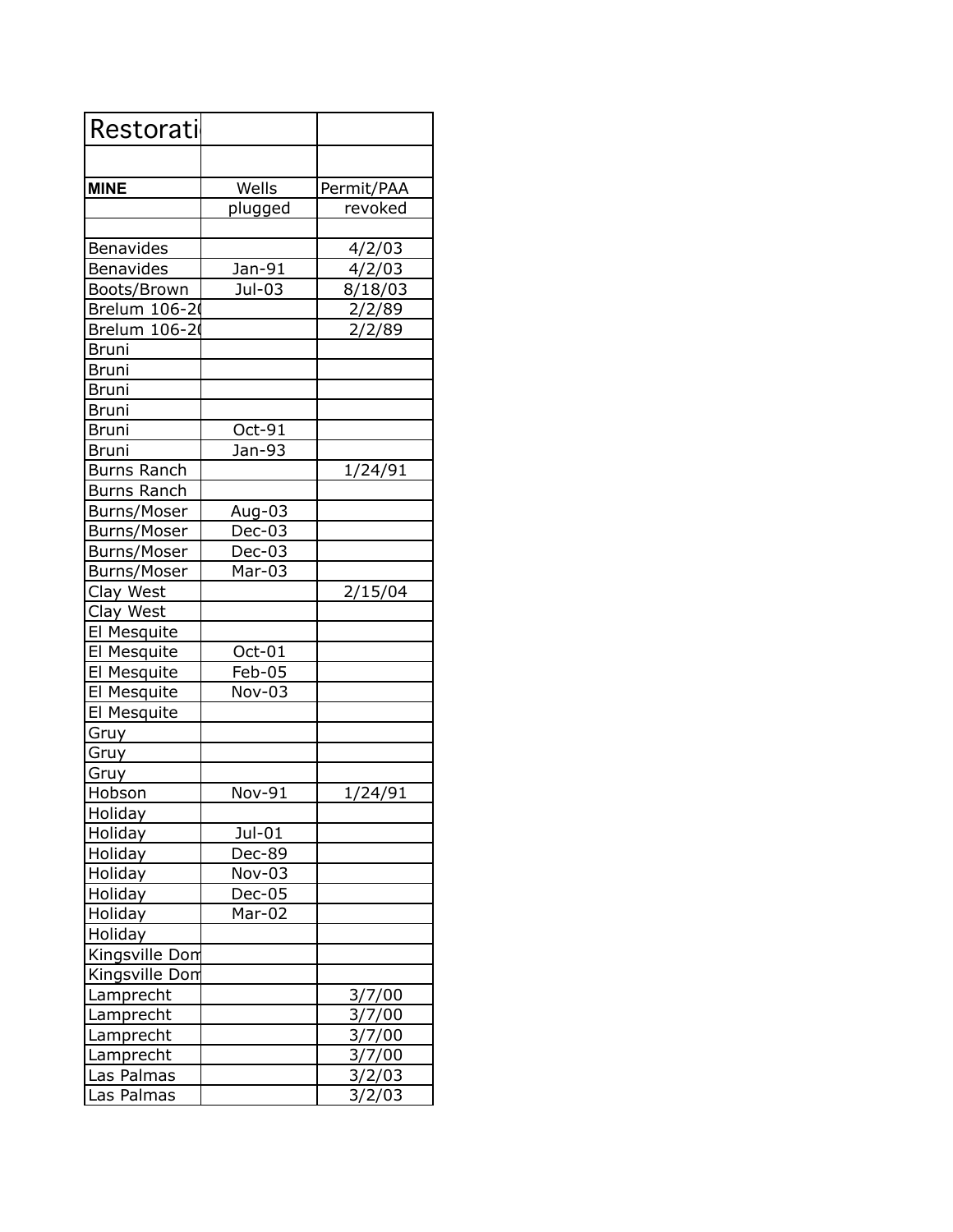| Restorati | | |
|---|---|---|
| | | |
| **MINE** | Wells | Permit/PAA |
| | plugged | revoked |
| | | |
| Benavides | | 4/2/03 |
| Benavides | Jan-91 | 4/2/03 |
| Boots/Brown | Jul-03 | 8/18/03 |
| Brelum 106-2( | | 2/2/89 |
| Brelum 106-2( | | 2/2/89 |
| Bruni | | |
| Bruni | | |
| Bruni | | |
| Bruni | | |
| Bruni | Oct-91 | |
| Bruni | Jan-93 | |
| Burns Ranch | | 1/24/91 |
| Burns Ranch | | |
| Burns/Moser | Aug-03 | |
| Burns/Moser | Dec-03 | |
| Burns/Moser | Dec-03 | |
| Burns/Moser | Mar-03 | |
| Clay West | | 2/15/04 |
| Clay West | | |
| El Mesquite | | |
| El Mesquite | Oct-01 | |
| El Mesquite | Feb-05 | |
| El Mesquite | Nov-03 | |
| El Mesquite | | |
| Gruy | | |
| Gruy | | |
| Gruy | | |
| Hobson | Nov-91 | 1/24/91 |
| Holiday | | |
| Holiday | Jul-01 | |
| Holiday | Dec-89 | |
| Holiday | Nov-03 | |
| Holiday | Dec-05 | |
| Holiday | Mar-02 | |
| Holiday | | |
| Kingsville Dom | | |
| Kingsville Dom | | |
| Lamprecht | | 3/7/00 |
| Lamprecht | | 3/7/00 |
| Lamprecht | | 3/7/00 |
| Lamprecht | | 3/7/00 |
| Las Palmas | | 3/2/03 |
| Las Palmas | | 3/2/03 |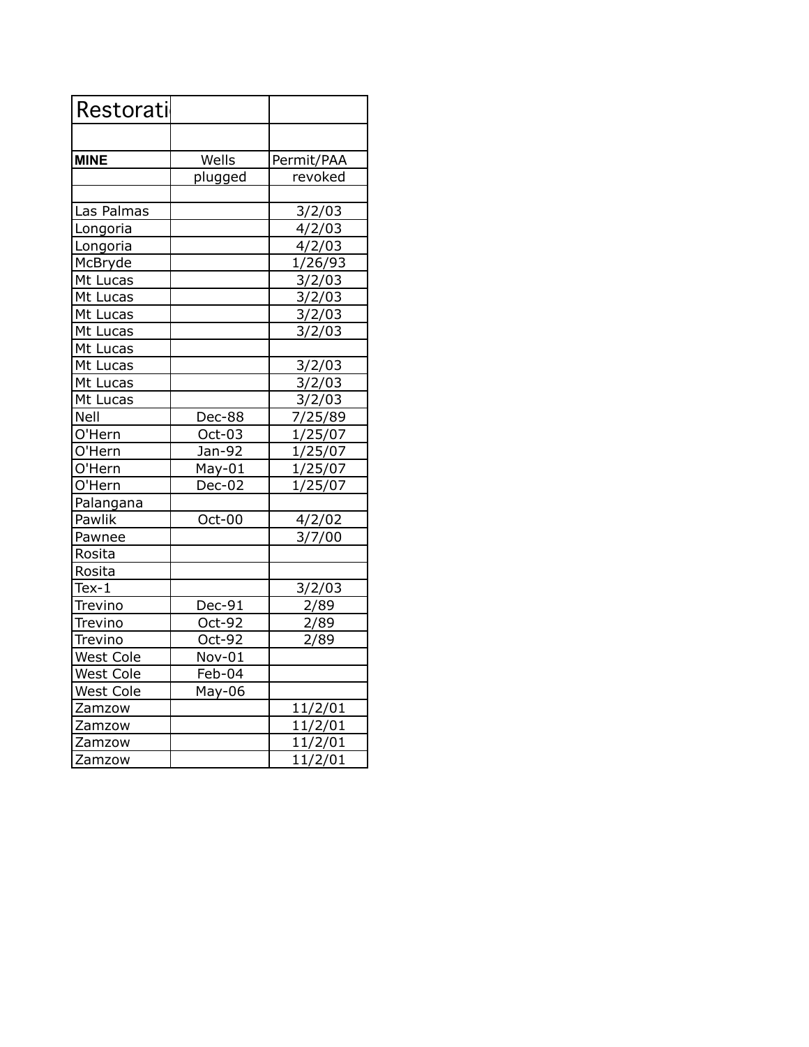| Restorati | | |
|---|---|---|
| | | |
| **MINE** | Wells | Permit/PAA |
| | plugged | revoked |
| | | |
| Las Palmas | | 3/2/03 |
| Longoria | | 4/2/03 |
| Longoria | | 4/2/03 |
| McBryde | | 1/26/93 |
| Mt Lucas | | 3/2/03 |
| Mt Lucas | | 3/2/03 |
| Mt Lucas | | 3/2/03 |
| Mt Lucas | | 3/2/03 |
| Mt Lucas | | |
| Mt Lucas | | 3/2/03 |
| Mt Lucas | | 3/2/03 |
| Mt Lucas | | 3/2/03 |
| Nell | Dec-88 | 7/25/89 |
| O'Hern | Oct-03 | 1/25/07 |
| O'Hern | Jan-92 | 1/25/07 |
| O'Hern | May-01 | 1/25/07 |
| O'Hern | Dec-02 | 1/25/07 |
| Palangana | | |
| Pawlik | Oct-00 | 4/2/02 |
| Pawnee | | 3/7/00 |
| Rosita | | |
| Rosita | | |
| Tex-1 | | 3/2/03 |
| Trevino | Dec-91 | 2/89 |
| Trevino | Oct-92 | 2/89 |
| Trevino | Oct-92 | 2/89 |
| West Cole | Nov-01 | |
| West Cole | Feb-04 | |
| West Cole | May-06 | |
| Zamzow | | 11/2/01 |
| Zamzow | | 11/2/01 |
| Zamzow | | 11/2/01 |
| Zamzow | | 11/2/01 |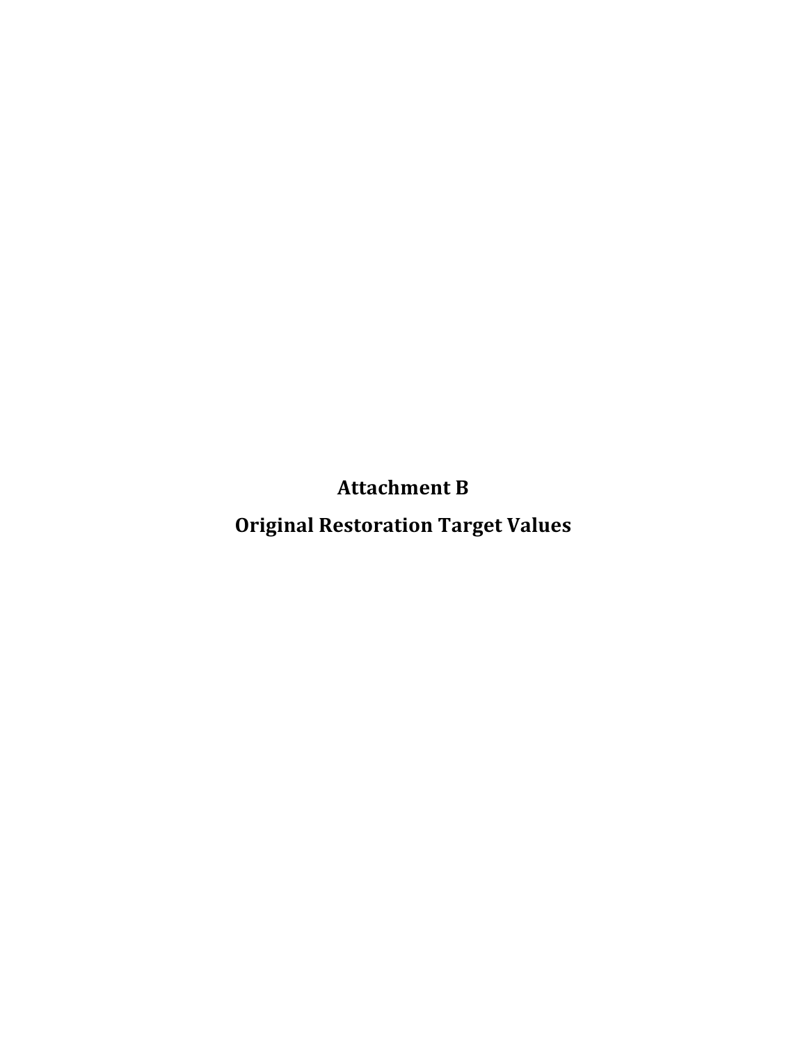# Attachment B

# Original Restoration Target Values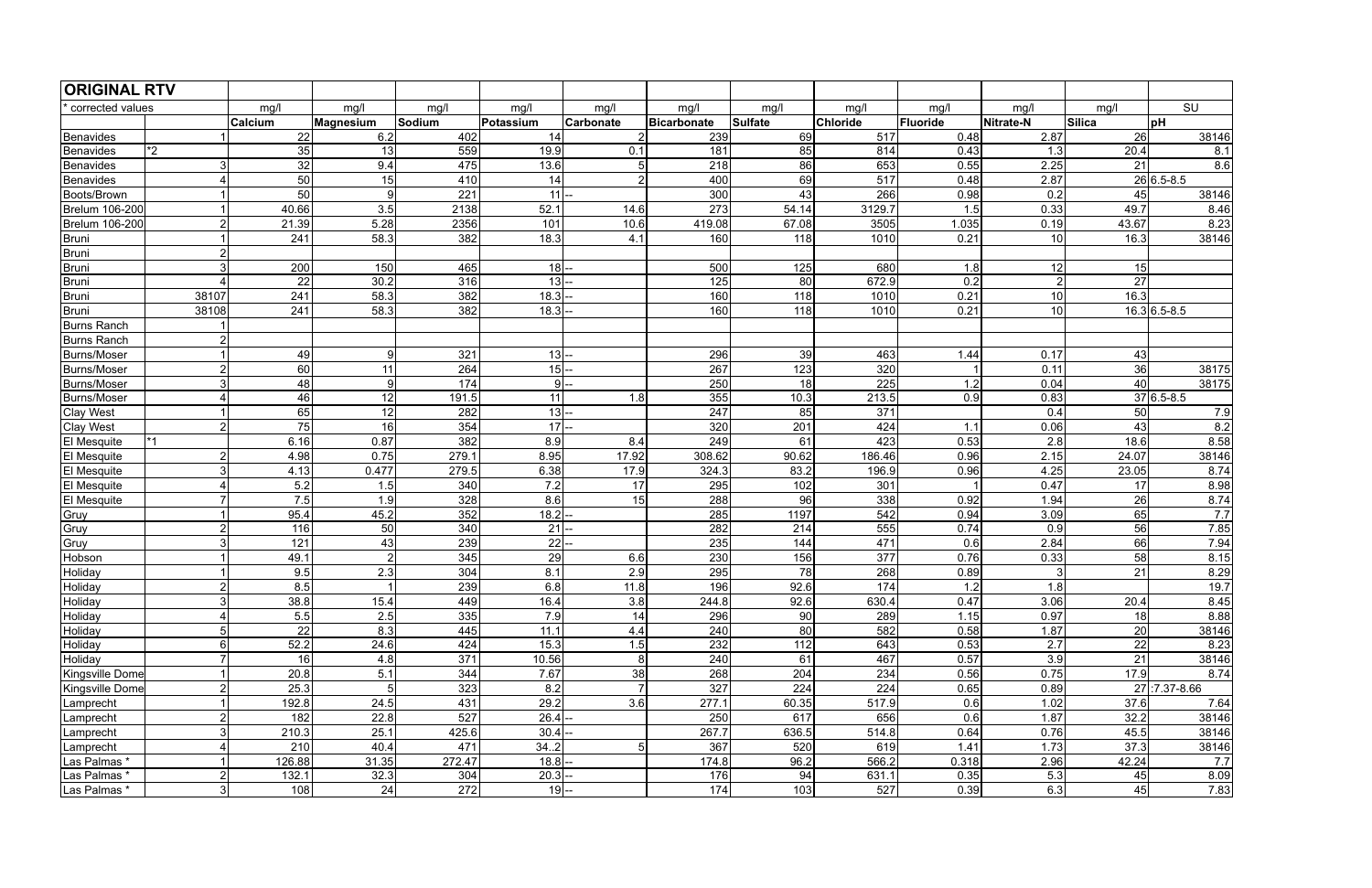## ORIGINAL RTV

| * corrected values | | mg/l | mg/l | mg/l | mg/l | mg/l | mg/l | mg/l | mg/l | mg/l | mg/l | mg/l | SU |
|---|---|---|---|---|---|---|---|---|---|---|---|---|---|
| | | **Calcium** | **Magnesium** | **Sodium** | **Potassium** | **Carbonate** | **Bicarbonate** | **Sulfate** | **Chloride** | **Fluoride** | **Nitrate-N** | **Silica** | **pH** |
| Benavides | 1 | 22 | 6.2 | 402 | 14 | 2 | 239 | 69 | 517 | 0.48 | 2.87 | 26 | 38146 |
| Benavides | *2 | 35 | 13 | 559 | 19.9 | 0.1 | 181 | 85 | 814 | 0.43 | 1.3 | 20.4 | 8.1 |
| Benavides | 3 | 32 | 9.4 | 475 | 13.6 | 5 | 218 | 86 | 653 | 0.55 | 2.25 | 21 | 8.6 |
| Benavides | 4 | 50 | 15 | 410 | 14 | 2 | 400 | 69 | 517 | 0.48 | 2.87 | 26 | 6.5-8.5 |
| Boots/Brown | 1 | 50 | 9 | 221 | 11 | -- | 300 | 43 | 266 | 0.98 | 0.2 | 45 | 38146 |
| Brelum 106-200 | 1 | 40.66 | 3.5 | 2138 | 52.1 | 14.6 | 273 | 54.14 | 3129.7 | 1.5 | 0.33 | 49.7 | 8.46 |
| Brelum 106-200 | 2 | 21.39 | 5.28 | 2356 | 101 | 10.6 | 419.08 | 67.08 | 3505 | 1.035 | 0.19 | 43.67 | 8.23 |
| Bruni | 1 | 241 | 58.3 | 382 | 18.3 | 4.1 | 160 | 118 | 1010 | 0.21 | 10 | 16.3 | 38146 |
| Bruni | 2 | | | | | | | | | | | | |
| Bruni | 3 | 200 | 150 | 465 | 18 | -- | 500 | 125 | 680 | 1.8 | 12 | 15 | |
| Bruni | 4 | 22 | 30.2 | 316 | 13 | -- | 125 | 80 | 672.9 | 0.2 | 2 | 27 | |
| Bruni | 38107 | 241 | 58.3 | 382 | 18.3 | -- | 160 | 118 | 1010 | 0.21 | 10 | 16.3 | |
| Bruni | 38108 | 241 | 58.3 | 382 | 18.3 | -- | 160 | 118 | 1010 | 0.21 | 10 | 16.3 | 6.5-8.5 |
| Burns Ranch | 1 | | | | | | | | | | | | |
| Burns Ranch | 2 | | | | | | | | | | | | |
| Burns/Moser | 1 | 49 | 9 | 321 | 13 | -- | 296 | 39 | 463 | 1.44 | 0.17 | 43 | |
| Burns/Moser | 2 | 60 | 11 | 264 | 15 | -- | 267 | 123 | 320 | 1 | 0.11 | 36 | 38175 |
| Burns/Moser | 3 | 48 | 9 | 174 | 9 | -- | 250 | 18 | 225 | 1.2 | 0.04 | 40 | 38175 |
| Burns/Moser | 4 | 46 | 12 | 191.5 | 11 | 1.8 | 355 | 10.3 | 213.5 | 0.9 | 0.83 | 37 | 6.5-8.5 |
| Clay West | 1 | 65 | 12 | 282 | 13 | -- | 247 | 85 | 371 | | 0.4 | 50 | 7.9 |
| Clay West | 2 | 75 | 16 | 354 | 17 | -- | 320 | 201 | 424 | 1.1 | 0.06 | 43 | 8.2 |
| El Mesquite | *1 | 6.16 | 0.87 | 382 | 8.9 | 8.4 | 249 | 61 | 423 | 0.53 | 2.8 | 18.6 | 8.58 |
| El Mesquite | 2 | 4.98 | 0.75 | 279.1 | 8.95 | 17.92 | 308.62 | 90.62 | 186.46 | 0.96 | 2.15 | 24.07 | 38146 |
| El Mesquite | 3 | 4.13 | 0.477 | 279.5 | 6.38 | 17.9 | 324.3 | 83.2 | 196.9 | 0.96 | 4.25 | 23.05 | 8.74 |
| El Mesquite | 4 | 5.2 | 1.5 | 340 | 7.2 | 17 | 295 | 102 | 301 | 1 | 0.47 | 17 | 8.98 |
| El Mesquite | 7 | 7.5 | 1.9 | 328 | 8.6 | 15 | 288 | 96 | 338 | 0.92 | 1.94 | 26 | 8.74 |
| Gruy | 1 | 95.4 | 45.2 | 352 | 18.2 | -- | 285 | 1197 | 542 | 0.94 | 3.09 | 65 | 7.7 |
| Gruy | 2 | 116 | 50 | 340 | 21 | -- | 282 | 214 | 555 | 0.74 | 0.9 | 56 | 7.85 |
| Gruy | 3 | 121 | 43 | 239 | 22 | -- | 235 | 144 | 471 | 0.6 | 2.84 | 66 | 7.94 |
| Hobson | 1 | 49.1 | 2 | 345 | 29 | 6.6 | 230 | 156 | 377 | 0.76 | 0.33 | 58 | 8.15 |
| Holiday | 1 | 9.5 | 2.3 | 304 | 8.1 | 2.9 | 295 | 78 | 268 | 0.89 | 3 | 21 | 8.29 |
| Holiday | 2 | 8.5 | 1 | 239 | 6.8 | 11.8 | 196 | 92.6 | 174 | 1.2 | 1.8 | | 19.7 |
| Holiday | 3 | 38.8 | 15.4 | 449 | 16.4 | 3.8 | 244.8 | 92.6 | 630.4 | 0.47 | 3.06 | 20.4 | 8.45 |
| Holiday | 4 | 5.5 | 2.5 | 335 | 7.9 | 14 | 296 | 90 | 289 | 1.15 | 0.97 | 18 | 8.88 |
| Holiday | 5 | 22 | 8.3 | 445 | 11.1 | 4.4 | 240 | 80 | 582 | 0.58 | 1.87 | 20 | 38146 |
| Holiday | 6 | 52.2 | 24.6 | 424 | 15.3 | 1.5 | 232 | 112 | 643 | 0.53 | 2.7 | 22 | 8.23 |
| Holiday | 7 | 16 | 4.8 | 371 | 10.56 | 8 | 240 | 61 | 467 | 0.57 | 3.9 | 21 | 38146 |
| Kingsville Dome | 1 | 20.8 | 5.1 | 344 | 7.67 | 38 | 268 | 204 | 234 | 0.56 | 0.75 | 17.9 | 8.74 |
| Kingsville Dome | 2 | 25.3 | 5 | 323 | 8.2 | 7 | 327 | 224 | 224 | 0.65 | 0.89 | 27 | :7.37-8.66 |
| Lamprecht | 1 | 192.8 | 24.5 | 431 | 29.2 | 3.6 | 277.1 | 60.35 | 517.9 | 0.6 | 1.02 | 37.6 | 7.64 |
| Lamprecht | 2 | 182 | 22.8 | 527 | 26.4 | -- | 250 | 617 | 656 | 0.6 | 1.87 | 32.2 | 38146 |
| Lamprecht | 3 | 210.3 | 25.1 | 425.6 | 30.4 | -- | 267.7 | 636.5 | 514.8 | 0.64 | 0.76 | 45.5 | 38146 |
| Lamprecht | 4 | 210 | 40.4 | 471 | 34..2 | 5 | 367 | 520 | 619 | 1.41 | 1.73 | 37.3 | 38146 |
| Las Palmas * | 1 | 126.88 | 31.35 | 272.47 | 18.8 | -- | 174.8 | 96.2 | 566.2 | 0.318 | 2.96 | 42.24 | 7.7 |
| Las Palmas * | 2 | 132.1 | 32.3 | 304 | 20.3 | -- | 176 | 94 | 631.1 | 0.35 | 5.3 | 45 | 8.09 |
| Las Palmas * | 3 | 108 | 24 | 272 | 19 | -- | 174 | 103 | 527 | 0.39 | 6.3 | 45 | 7.83 |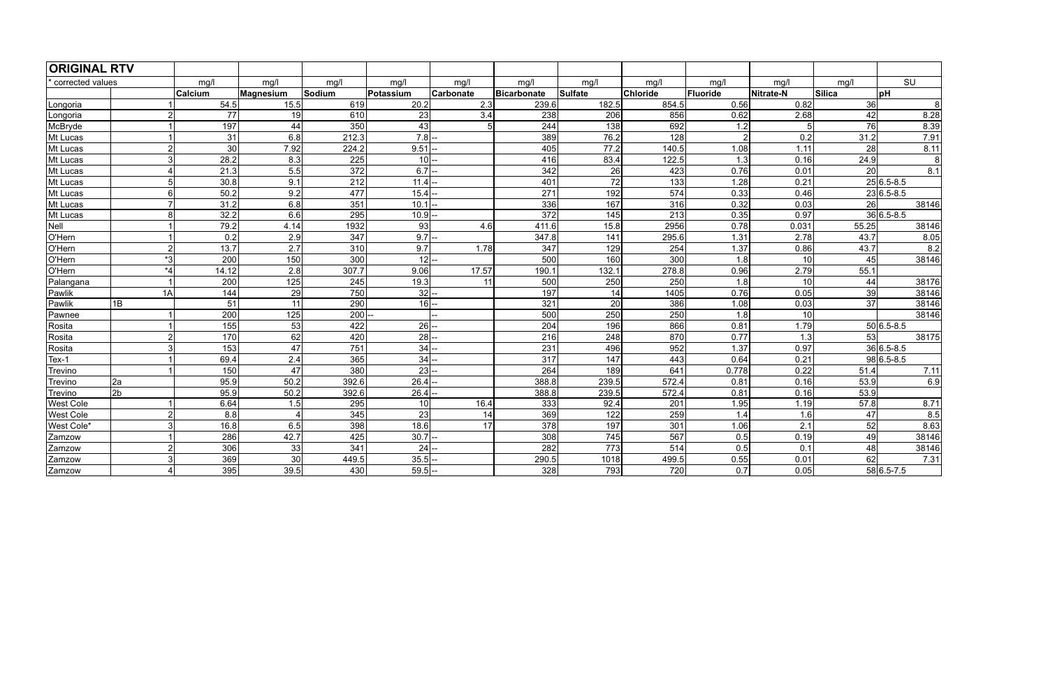| ORIGINAL RTV | | | | | | | | | | | | | |
|---|---|---|---|---|---|---|---|---|---|---|---|---|---|
| * corrected values | | mg/l | mg/l | mg/l | mg/l | mg/l | mg/l | mg/l | mg/l | mg/l | mg/l | mg/l | SU |
| | | **Calcium** | **Magnesium** | **Sodium** | **Potassium** | **Carbonate** | **Bicarbonate** | **Sulfate** | **Chloride** | **Fluoride** | **Nitrate-N** | **Silica** | **pH** |
| Longoria | 1 | 54.5 | 15.5 | 619 | 20.2 | 2.3 | 239.6 | 182.5 | 854.5 | 0.56 | 0.82 | 36 | 8 |
| Longoria | 2 | 77 | 19 | 610 | 23 | 3.4 | 238 | 206 | 856 | 0.62 | 2.68 | 42 | 8.28 |
| McBryde | 1 | 197 | 44 | 350 | 43 | 5 | 244 | 138 | 692 | 1.2 | 5 | 76 | 8.39 |
| Mt Lucas | 1 | 31 | 6.8 | 212.3 | 7.8 | -- | 389 | 76.2 | 128 | 2 | 0.2 | 31.2 | 7.91 |
| Mt Lucas | 2 | 30 | 7.92 | 224.2 | 9.51 | -- | 405 | 77.2 | 140.5 | 1.08 | 1.11 | 28 | 8.11 |
| Mt Lucas | 3 | 28.2 | 8.3 | 225 | 10 | -- | 416 | 83.4 | 122.5 | 1.3 | 0.16 | 24.9 | 8 |
| Mt Lucas | 4 | 21.3 | 5.5 | 372 | 6.7 | -- | 342 | 26 | 423 | 0.76 | 0.01 | 20 | 8.1 |
| Mt Lucas | 5 | 30.8 | 9.1 | 212 | 11.4 | -- | 401 | 72 | 133 | 1.28 | 0.21 | 25 | 6.5-8.5 |
| Mt Lucas | 6 | 50.2 | 9.2 | 477 | 15.4 | -- | 271 | 192 | 574 | 0.33 | 0.46 | 23 | 6.5-8.5 |
| Mt Lucas | 7 | 31.2 | 6.8 | 351 | 10.1 | -- | 336 | 167 | 316 | 0.32 | 0.03 | 26 | 38146 |
| Mt Lucas | 8 | 32.2 | 6.6 | 295 | 10.9 | -- | 372 | 145 | 213 | 0.35 | 0.97 | 36 | 6.5-8.5 |
| Nell | 1 | 79.2 | 4.14 | 1932 | 93 | 4.6 | 411.6 | 15.8 | 2956 | 0.78 | 0.031 | 55.25 | 38146 |
| O'Hern | 1 | 0.2 | 2.9 | 347 | 9.7 | -- | 347.8 | 141 | 295.6 | 1.31 | 2.78 | 43.7 | 8.05 |
| O'Hern | 2 | 13.7 | 2.7 | 310 | 9.7 | 1.78 | 347 | 129 | 254 | 1.37 | 0.86 | 43.7 | 8.2 |
| O'Hern | *3 | 200 | 150 | 300 | 12 | -- | 500 | 160 | 300 | 1.8 | 10 | 45 | 38146 |
| O'Hern | *4 | 14.12 | 2.8 | 307.7 | 9.06 | 17.57 | 190.1 | 132.1 | 278.8 | 0.96 | 2.79 | 55.1 | |
| Palangana | 1 | 200 | 125 | 245 | 19.3 | 11 | 500 | 250 | 250 | 1.8 | 10 | 44 | 38176 |
| Pawlik | 1A | 144 | 29 | 750 | 32 | -- | 197 | 14 | 1405 | 0.76 | 0.05 | 39 | 38146 |
| Pawlik | 1B | 51 | 11 | 290 | 16 | -- | 321 | 20 | 386 | 1.08 | 0.03 | 37 | 38146 |
| Pawnee | 1 | 200 | 125 | 200 | -- | -- | 500 | 250 | 250 | 1.8 | 10 | | 38146 |
| Rosita | 1 | 155 | 53 | 422 | 26 | -- | 204 | 196 | 866 | 0.81 | 1.79 | 50 | 6.5-8.5 |
| Rosita | 2 | 170 | 62 | 420 | 28 | -- | 216 | 248 | 870 | 0.77 | 1.3 | 53 | 38175 |
| Rosita | 3 | 153 | 47 | 751 | 34 | -- | 231 | 496 | 952 | 1.37 | 0.97 | 36 | 6.5-8.5 |
| Tex-1 | 1 | 69.4 | 2.4 | 365 | 34 | -- | 317 | 147 | 443 | 0.64 | 0.21 | 98 | 6.5-8.5 |
| Trevino | 1 | 150 | 47 | 380 | 23 | -- | 264 | 189 | 641 | 0.778 | 0.22 | 51.4 | 7.11 |
| Trevino | 2a | 95.9 | 50.2 | 392.6 | 26.4 | -- | 388.8 | 239.5 | 572.4 | 0.81 | 0.16 | 53.9 | 6.9 |
| Trevino | 2b | 95.9 | 50.2 | 392.6 | 26.4 | -- | 388.8 | 239.5 | 572.4 | 0.81 | 0.16 | 53.9 | |
| West Cole | 1 | 6.64 | 1.5 | 295 | 10 | 16.4 | 333 | 92.4 | 201 | 1.95 | 1.19 | 57.8 | 8.71 |
| West Cole | 2 | 8.8 | 4 | 345 | 23 | 14 | 369 | 122 | 259 | 1.4 | 1.6 | 47 | 8.5 |
| West Cole* | 3 | 16.8 | 6.5 | 398 | 18.6 | 17 | 378 | 197 | 301 | 1.06 | 2.1 | 52 | 8.63 |
| Zamzow | 1 | 286 | 42.7 | 425 | 30.7 | -- | 308 | 745 | 567 | 0.5 | 0.19 | 49 | 38146 |
| Zamzow | 2 | 306 | 33 | 341 | 24 | -- | 282 | 773 | 514 | 0.5 | 0.1 | 48 | 38146 |
| Zamzow | 3 | 369 | 30 | 449.5 | 35.5 | -- | 290.5 | 1018 | 499.5 | 0.55 | 0.01 | 62 | 7.31 |
| Zamzow | 4 | 395 | 39.5 | 430 | 59.5 | -- | 328 | 793 | 720 | 0.7 | 0.05 | 58 | 6.5-7.5 |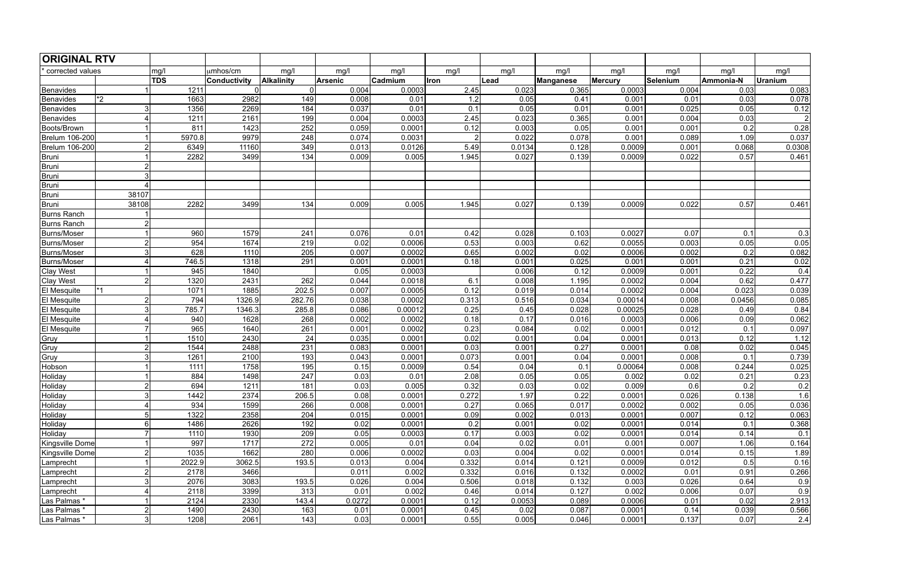| ORIGINAL RTV | | | | | | | | | | | | | |
|---|---|---|---|---|---|---|---|---|---|---|---|---|---|
| * corrected values | | mg/l | µmhos/cm | mg/l | mg/l | mg/l | mg/l | mg/l | mg/l | mg/l | mg/l | mg/l | mg/l |
| | | TDS | Conductivity | Alkalinity | Arsenic | Cadmium | Iron | Lead | Manganese | Mercury | Selenium | Ammonia-N | Uranium |
| Benavides | 1 | 1211 | 0 | 0 | 0.004 | 0.0003 | 2.45 | 0.023 | 0.365 | 0.0003 | 0.004 | 0.03 | 0.083 |
| Benavides | *2 | 1663 | 2982 | 149 | 0.008 | 0.01 | 1.2 | 0.05 | 0.41 | 0.001 | 0.01 | 0.03 | 0.078 |
| Benavides | 3 | 1356 | 2269 | 184 | 0.037 | 0.01 | 0.1 | 0.05 | 0.01 | 0.001 | 0.025 | 0.05 | 0.12 |
| Benavides | 4 | 1211 | 2161 | 199 | 0.004 | 0.0003 | 2.45 | 0.023 | 0.365 | 0.001 | 0.004 | 0.03 | 2 |
| Boots/Brown | 1 | 811 | 1423 | 252 | 0.059 | 0.0001 | 0.12 | 0.003 | 0.05 | 0.001 | 0.001 | 0.2 | 0.28 |
| Brelum 106-200 | 1 | 5970.8 | 9979 | 248 | 0.074 | 0.0031 | 2 | 0.022 | 0.078 | 0.001 | 0.089 | 1.09 | 0.037 |
| Brelum 106-200 | 2 | 6349 | 11160 | 349 | 0.013 | 0.0126 | 5.49 | 0.0134 | 0.128 | 0.0009 | 0.001 | 0.068 | 0.0308 |
| Bruni | 1 | 2282 | 3499 | 134 | 0.009 | 0.005 | 1.945 | 0.027 | 0.139 | 0.0009 | 0.022 | 0.57 | 0.461 |
| Bruni | 2 | | | | | | | | | | | | |
| Bruni | 3 | | | | | | | | | | | | |
| Bruni | 4 | | | | | | | | | | | | |
| Bruni | 38107 | | | | | | | | | | | | |
| Bruni | 38108 | 2282 | 3499 | 134 | 0.009 | 0.005 | 1.945 | 0.027 | 0.139 | 0.0009 | 0.022 | 0.57 | 0.461 |
| Burns Ranch | 1 | | | | | | | | | | | | |
| Burns Ranch | 2 | | | | | | | | | | | | |
| Burns/Moser | 1 | 960 | 1579 | 241 | 0.076 | 0.01 | 0.42 | 0.028 | 0.103 | 0.0027 | 0.07 | 0.1 | 0.3 |
| Burns/Moser | 2 | 954 | 1674 | 219 | 0.02 | 0.0006 | 0.53 | 0.003 | 0.62 | 0.0055 | 0.003 | 0.05 | 0.05 |
| Burns/Moser | 3 | 628 | 1110 | 205 | 0.007 | 0.0002 | 0.65 | 0.002 | 0.02 | 0.0006 | 0.002 | 0.2 | 0.082 |
| Burns/Moser | 4 | 746.5 | 1318 | 291 | 0.001 | 0.0001 | 0.18 | 0.001 | 0.025 | 0.001 | 0.001 | 0.21 | 0.02 |
| Clay West | 1 | 945 | 1840 | | 0.05 | 0.0003 | | 0.006 | 0.12 | 0.0009 | 0.001 | 0.22 | 0.4 |
| Clay West | 2 | 1320 | 2431 | 262 | 0.044 | 0.0018 | 6.1 | 0.008 | 1.195 | 0.0002 | 0.004 | 0.62 | 0.477 |
| El Mesquite | *1 | 1071 | 1885 | 202.5 | 0.007 | 0.0005 | 0.12 | 0.019 | 0.014 | 0.0002 | 0.004 | 0.023 | 0.039 |
| El Mesquite | 2 | 794 | 1326.9 | 282.76 | 0.038 | 0.0002 | 0.313 | 0.516 | 0.034 | 0.00014 | 0.008 | 0.0456 | 0.085 |
| El Mesquite | 3 | 785.7 | 1346.3 | 285.8 | 0.086 | 0.00012 | 0.25 | 0.45 | 0.028 | 0.00025 | 0.028 | 0.49 | 0.84 |
| El Mesquite | 4 | 940 | 1628 | 268 | 0.002 | 0.0002 | 0.18 | 0.17 | 0.016 | 0.0003 | 0.006 | 0.09 | 0.062 |
| El Mesquite | 7 | 965 | 1640 | 261 | 0.001 | 0.0002 | 0.23 | 0.084 | 0.02 | 0.0001 | 0.012 | 0.1 | 0.097 |
| Gruy | 1 | 1510 | 2430 | 24 | 0.035 | 0.0001 | 0.02 | 0.001 | 0.04 | 0.0001 | 0.013 | 0.12 | 1.12 |
| Gruy | 2 | 1544 | 2488 | 231 | 0.083 | 0.0001 | 0.03 | 0.001 | 0.27 | 0.0001 | 0.08 | 0.02 | 0.045 |
| Gruy | 3 | 1261 | 2100 | 193 | 0.043 | 0.0001 | 0.073 | 0.001 | 0.04 | 0.0001 | 0.008 | 0.1 | 0.739 |
| Hobson | 1 | 1111 | 1758 | 195 | 0.15 | 0.0009 | 0.54 | 0.04 | 0.1 | 0.00064 | 0.008 | 0.244 | 0.025 |
| Holiday | 1 | 884 | 1498 | 247 | 0.03 | 0.01 | 2.08 | 0.05 | 0.05 | 0.002 | 0.02 | 0.21 | 0.23 |
| Holiday | 2 | 694 | 1211 | 181 | 0.03 | 0.005 | 0.32 | 0.03 | 0.02 | 0.009 | 0.6 | 0.2 | 0.2 |
| Holiday | 3 | 1442 | 2374 | 206.5 | 0.08 | 0.0001 | 0.272 | 1.97 | 0.22 | 0.0001 | 0.026 | 0.138 | 1.6 |
| Holiday | 4 | 934 | 1599 | 266 | 0.008 | 0.0001 | 0.27 | 0.065 | 0.017 | 0.0002 | 0.002 | 0.05 | 0.036 |
| Holiday | 5 | 1322 | 2358 | 204 | 0.015 | 0.0001 | 0.09 | 0.002 | 0.013 | 0.0001 | 0.007 | 0.12 | 0.063 |
| Holiday | 6 | 1486 | 2626 | 192 | 0.02 | 0.0001 | 0.2 | 0.001 | 0.02 | 0.0001 | 0.014 | 0.1 | 0.368 |
| Holiday | 7 | 1110 | 1930 | 209 | 0.05 | 0.0003 | 0.17 | 0.003 | 0.02 | 0.0001 | 0.014 | 0.14 | 0.1 |
| Kingsville Dome | 1 | 997 | 1717 | 272 | 0.005 | 0.01 | 0.04 | 0.02 | 0.01 | 0.001 | 0.007 | 1.06 | 0.164 |
| Kingsville Dome | 2 | 1035 | 1662 | 280 | 0.006 | 0.0002 | 0.03 | 0.004 | 0.02 | 0.0001 | 0.014 | 0.15 | 1.89 |
| Lamprecht | 1 | 2022.9 | 3062.5 | 193.5 | 0.013 | 0.004 | 0.332 | 0.014 | 0.121 | 0.0009 | 0.012 | 0.5 | 0.16 |
| Lamprecht | 2 | 2178 | 3466 | | 0.011 | 0.002 | 0.332 | 0.016 | 0.132 | 0.0002 | 0.01 | 0.91 | 0.266 |
| Lamprecht | 3 | 2076 | 3083 | 193.5 | 0.026 | 0.004 | 0.506 | 0.018 | 0.132 | 0.003 | 0.026 | 0.64 | 0.9 |
| Lamprecht | 4 | 2118 | 3399 | 313 | 0.01 | 0.002 | 0.46 | 0.014 | 0.127 | 0.002 | 0.006 | 0.07 | 0.9 |
| Las Palmas * | 1 | 2124 | 2330 | 143.4 | 0.0272 | 0.0001 | 0.12 | 0.0053 | 0.089 | 0.0006 | 0.01 | 0.02 | 2.913 |
| Las Palmas * | 2 | 1490 | 2430 | 163 | 0.01 | 0.0001 | 0.45 | 0.02 | 0.087 | 0.0001 | 0.14 | 0.039 | 0.566 |
| Las Palmas * | 3 | 1208 | 2061 | 143 | 0.03 | 0.0001 | 0.55 | 0.005 | 0.046 | 0.0001 | 0.137 | 0.07 | 2.4 |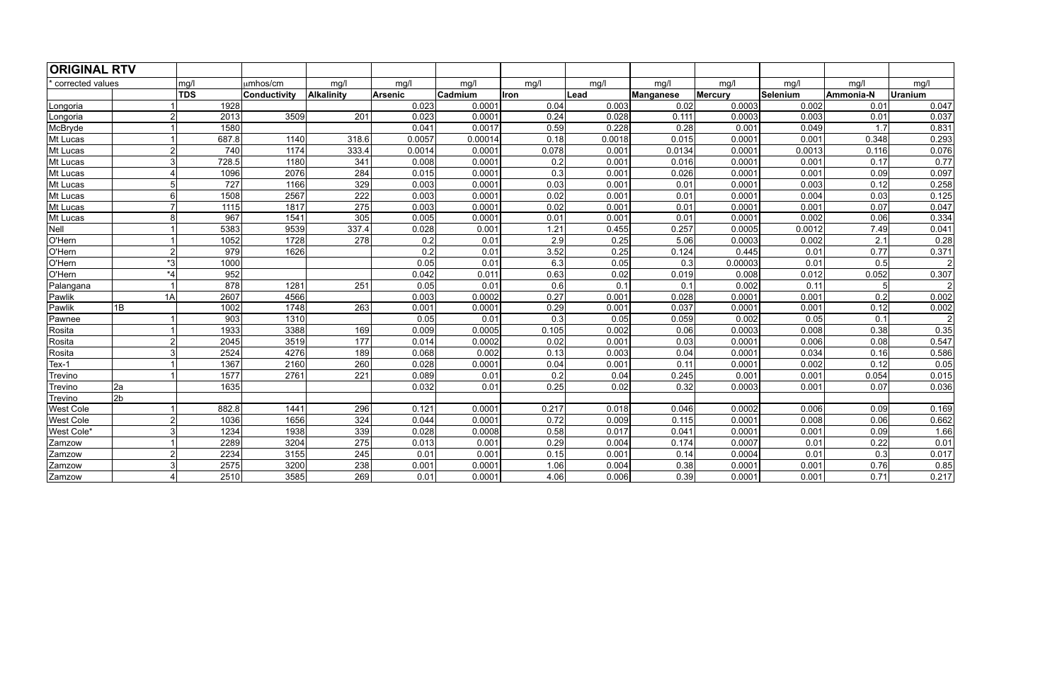| ORIGINAL RTV | | | | | | | | | | | | | | |
|---|---|---|---|---|---|---|---|---|---|---|---|---|---|---|
| * corrected values | | mg/l | µmhos/cm | mg/l | mg/l | mg/l | mg/l | mg/l | mg/l | mg/l | mg/l | mg/l | mg/l |
| | | TDS | Conductivity | Alkalinity | Arsenic | Cadmium | Iron | Lead | Manganese | Mercury | Selenium | Ammonia-N | Uranium |
| Longoria | 1 | 1928 | | | 0.023 | 0.0001 | 0.04 | 0.003 | 0.02 | 0.0003 | 0.002 | 0.01 | 0.047 |
| Longoria | 2 | 2013 | 3509 | 201 | 0.023 | 0.0001 | 0.24 | 0.028 | 0.111 | 0.0003 | 0.003 | 0.01 | 0.037 |
| McBryde | 1 | 1580 | | | 0.041 | 0.0017 | 0.59 | 0.228 | 0.28 | 0.001 | 0.049 | 1.7 | 0.831 |
| Mt Lucas | 1 | 687.8 | 1140 | 318.6 | 0.0057 | 0.00014 | 0.18 | 0.0018 | 0.015 | 0.0001 | 0.001 | 0.348 | 0.293 |
| Mt Lucas | 2 | 740 | 1174 | 333.4 | 0.0014 | 0.0001 | 0.078 | 0.001 | 0.0134 | 0.0001 | 0.0013 | 0.116 | 0.076 |
| Mt Lucas | 3 | 728.5 | 1180 | 341 | 0.008 | 0.0001 | 0.2 | 0.001 | 0.016 | 0.0001 | 0.001 | 0.17 | 0.77 |
| Mt Lucas | 4 | 1096 | 2076 | 284 | 0.015 | 0.0001 | 0.3 | 0.001 | 0.026 | 0.0001 | 0.001 | 0.09 | 0.097 |
| Mt Lucas | 5 | 727 | 1166 | 329 | 0.003 | 0.0001 | 0.03 | 0.001 | 0.01 | 0.0001 | 0.003 | 0.12 | 0.258 |
| Mt Lucas | 6 | 1508 | 2567 | 222 | 0.003 | 0.0001 | 0.02 | 0.001 | 0.01 | 0.0001 | 0.004 | 0.03 | 0.125 |
| Mt Lucas | 7 | 1115 | 1817 | 275 | 0.003 | 0.0001 | 0.02 | 0.001 | 0.01 | 0.0001 | 0.001 | 0.07 | 0.047 |
| Mt Lucas | 8 | 967 | 1541 | 305 | 0.005 | 0.0001 | 0.01 | 0.001 | 0.01 | 0.0001 | 0.002 | 0.06 | 0.334 |
| Nell | 1 | 5383 | 9539 | 337.4 | 0.028 | 0.001 | 1.21 | 0.455 | 0.257 | 0.0005 | 0.0012 | 7.49 | 0.041 |
| O'Hern | 1 | 1052 | 1728 | 278 | 0.2 | 0.01 | 2.9 | 0.25 | 5.06 | 0.0003 | 0.002 | 2.1 | 0.28 |
| O'Hern | 2 | 979 | 1626 | | 0.2 | 0.01 | 3.52 | 0.25 | 0.124 | 0.445 | 0.01 | 0.77 | 0.371 |
| O'Hern | *3 | 1000 | | | 0.05 | 0.01 | 6.3 | 0.05 | 0.3 | 0.00003 | 0.01 | 0.5 | 2 |
| O'Hern | *4 | 952 | | | 0.042 | 0.011 | 0.63 | 0.02 | 0.019 | 0.008 | 0.012 | 0.052 | 0.307 |
| Palangana | 1 | 878 | 1281 | 251 | 0.05 | 0.01 | 0.6 | 0.1 | 0.1 | 0.002 | 0.11 | 5 | 2 |
| Pawlik | 1A | 2607 | 4566 | | 0.003 | 0.0002 | 0.27 | 0.001 | 0.028 | 0.0001 | 0.001 | 0.2 | 0.002 |
| Pawlik | 1B | 1002 | 1748 | 263 | 0.001 | 0.0001 | 0.29 | 0.001 | 0.037 | 0.0001 | 0.001 | 0.12 | 0.002 |
| Pawnee | 1 | 903 | 1310 | | 0.05 | 0.01 | 0.3 | 0.05 | 0.059 | 0.002 | 0.05 | 0.1 | 2 |
| Rosita | 1 | 1933 | 3388 | 169 | 0.009 | 0.0005 | 0.105 | 0.002 | 0.06 | 0.0003 | 0.008 | 0.38 | 0.35 |
| Rosita | 2 | 2045 | 3519 | 177 | 0.014 | 0.0002 | 0.02 | 0.001 | 0.03 | 0.0001 | 0.006 | 0.08 | 0.547 |
| Rosita | 3 | 2524 | 4276 | 189 | 0.068 | 0.002 | 0.13 | 0.003 | 0.04 | 0.0001 | 0.034 | 0.16 | 0.586 |
| Tex-1 | 1 | 1367 | 2160 | 260 | 0.028 | 0.0001 | 0.04 | 0.001 | 0.11 | 0.0001 | 0.002 | 0.12 | 0.05 |
| Trevino | 1 | 1577 | 2761 | 221 | 0.089 | 0.01 | 0.2 | 0.04 | 0.245 | 0.001 | 0.001 | 0.054 | 0.015 |
| Trevino | 2a | 1635 | | | 0.032 | 0.01 | 0.25 | 0.02 | 0.32 | 0.0003 | 0.001 | 0.07 | 0.036 |
| Trevino | 2b | | | | | | | | | | | | |
| West Cole | 1 | 882.8 | 1441 | 296 | 0.121 | 0.0001 | 0.217 | 0.018 | 0.046 | 0.0002 | 0.006 | 0.09 | 0.169 |
| West Cole | 2 | 1036 | 1656 | 324 | 0.044 | 0.0001 | 0.72 | 0.009 | 0.115 | 0.0001 | 0.008 | 0.06 | 0.662 |
| West Cole* | 3 | 1234 | 1938 | 339 | 0.028 | 0.0008 | 0.58 | 0.017 | 0.041 | 0.0001 | 0.001 | 0.09 | 1.66 |
| Zamzow | 1 | 2289 | 3204 | 275 | 0.013 | 0.001 | 0.29 | 0.004 | 0.174 | 0.0007 | 0.01 | 0.22 | 0.01 |
| Zamzow | 2 | 2234 | 3155 | 245 | 0.01 | 0.001 | 0.15 | 0.001 | 0.14 | 0.0004 | 0.01 | 0.3 | 0.017 |
| Zamzow | 3 | 2575 | 3200 | 238 | 0.001 | 0.0001 | 1.06 | 0.004 | 0.38 | 0.0001 | 0.001 | 0.76 | 0.85 |
| Zamzow | 4 | 2510 | 3585 | 269 | 0.01 | 0.0001 | 4.06 | 0.006 | 0.39 | 0.0001 | 0.001 | 0.71 | 0.217 |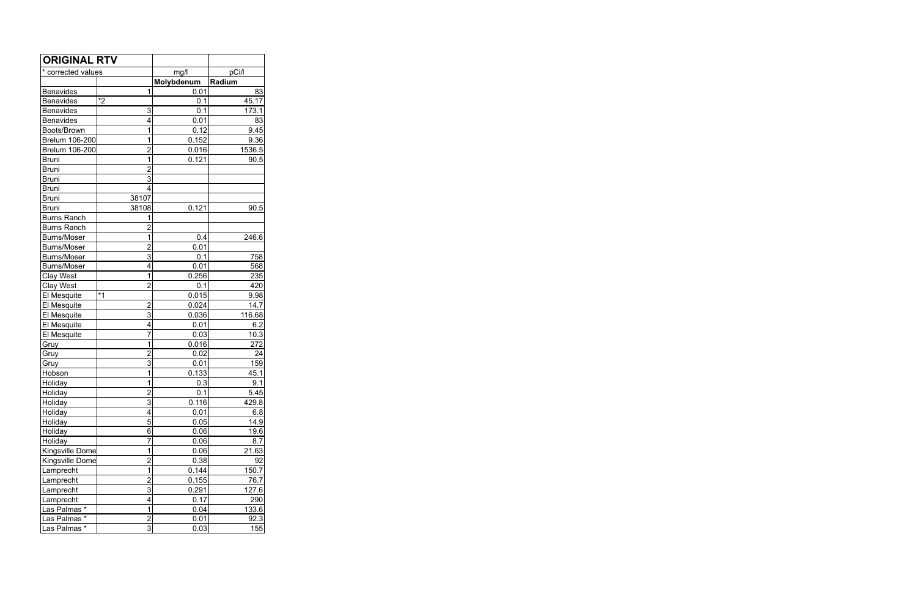| ORIGINAL RTV | | | |
|---|---|---|---|
| * corrected values | | mg/l | pCi/l |
| | | **Molybdenum** | **Radium** |
| Benavides | 1 | 0.01 | 83 |
| Benavides | *2 | 0.1 | 45.17 |
| Benavides | 3 | 0.1 | 173.1 |
| Benavides | 4 | 0.01 | 83 |
| Boots/Brown | 1 | 0.12 | 9.45 |
| Brelum 106-200 | 1 | 0.152 | 9.36 |
| Brelum 106-200 | 2 | 0.016 | 1536.5 |
| Bruni | 1 | 0.121 | 90.5 |
| Bruni | 2 | | |
| Bruni | 3 | | |
| Bruni | 4 | | |
| Bruni | 38107 | | |
| Bruni | 38108 | 0.121 | 90.5 |
| Burns Ranch | 1 | | |
| Burns Ranch | 2 | | |
| Burns/Moser | 1 | 0.4 | 246.6 |
| Burns/Moser | 2 | 0.01 | |
| Burns/Moser | 3 | 0.1 | 758 |
| Burns/Moser | 4 | 0.01 | 568 |
| Clay West | 1 | 0.256 | 235 |
| Clay West | 2 | 0.1 | 420 |
| El Mesquite | *1 | 0.015 | 9.98 |
| El Mesquite | 2 | 0.024 | 14.7 |
| El Mesquite | 3 | 0.036 | 116.68 |
| El Mesquite | 4 | 0.01 | 6.2 |
| El Mesquite | 7 | 0.03 | 10.3 |
| Gruy | 1 | 0.016 | 272 |
| Gruy | 2 | 0.02 | 24 |
| Gruy | 3 | 0.01 | 159 |
| Hobson | 1 | 0.133 | 45.1 |
| Holiday | 1 | 0.3 | 9.1 |
| Holiday | 2 | 0.1 | 5.45 |
| Holiday | 3 | 0.116 | 429.8 |
| Holiday | 4 | 0.01 | 6.8 |
| Holiday | 5 | 0.05 | 14.9 |
| Holiday | 6 | 0.06 | 19.6 |
| Holiday | 7 | 0.06 | 8.7 |
| Kingsville Dome | 1 | 0.06 | 21.63 |
| Kingsville Dome | 2 | 0.38 | 92 |
| Lamprecht | 1 | 0.144 | 150.7 |
| Lamprecht | 2 | 0.155 | 76.7 |
| Lamprecht | 3 | 0.291 | 127.6 |
| Lamprecht | 4 | 0.17 | 290 |
| Las Palmas * | 1 | 0.04 | 133.6 |
| Las Palmas * | 2 | 0.01 | 92.3 |
| Las Palmas * | 3 | 0.03 | 155 |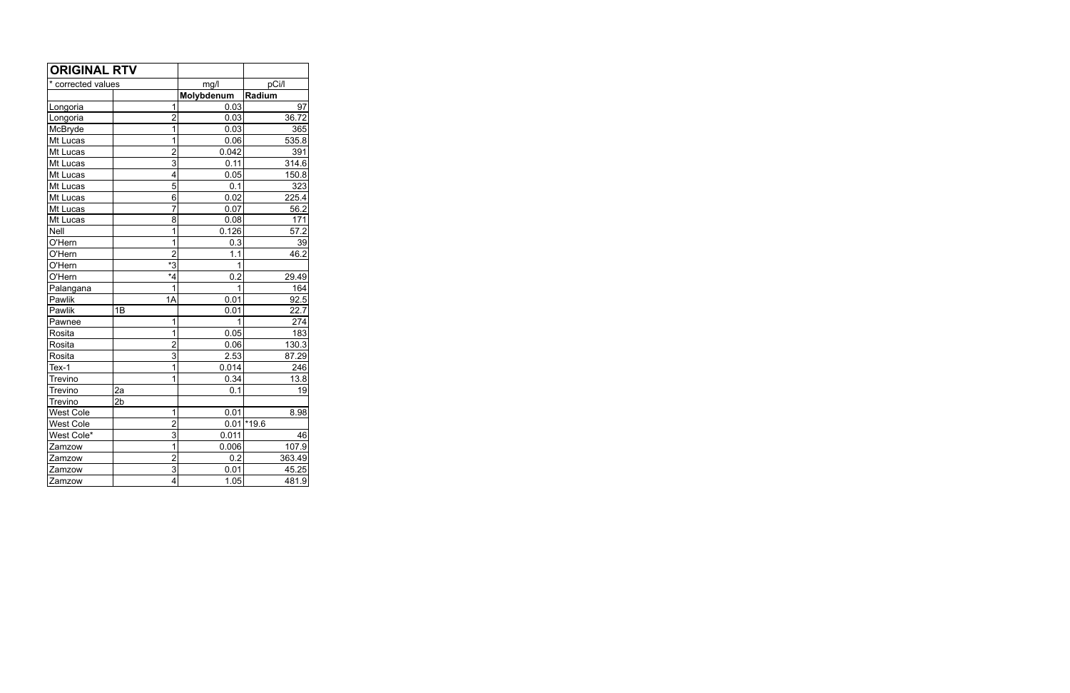| ORIGINAL RTV | | | |
|---|---|---|---|
| * corrected values | | mg/l | pCi/l |
| | | **Molybdenum** | **Radium** |
| Longoria | 1 | 0.03 | 97 |
| Longoria | 2 | 0.03 | 36.72 |
| McBryde | 1 | 0.03 | 365 |
| Mt Lucas | 1 | 0.06 | 535.8 |
| Mt Lucas | 2 | 0.042 | 391 |
| Mt Lucas | 3 | 0.11 | 314.6 |
| Mt Lucas | 4 | 0.05 | 150.8 |
| Mt Lucas | 5 | 0.1 | 323 |
| Mt Lucas | 6 | 0.02 | 225.4 |
| Mt Lucas | 7 | 0.07 | 56.2 |
| Mt Lucas | 8 | 0.08 | 171 |
| Nell | 1 | 0.126 | 57.2 |
| O'Hern | 1 | 0.3 | 39 |
| O'Hern | 2 | 1.1 | 46.2 |
| O'Hern | *3 | 1 | |
| O'Hern | *4 | 0.2 | 29.49 |
| Palangana | 1 | 1 | 164 |
| Pawlik | 1A | 0.01 | 92.5 |
| Pawlik | 1B | 0.01 | 22.7 |
| Pawnee | 1 | 1 | 274 |
| Rosita | 1 | 0.05 | 183 |
| Rosita | 2 | 0.06 | 130.3 |
| Rosita | 3 | 2.53 | 87.29 |
| Tex-1 | 1 | 0.014 | 246 |
| Trevino | 1 | 0.34 | 13.8 |
| Trevino | 2a | 0.1 | 19 |
| Trevino | 2b | | |
| West Cole | 1 | 0.01 | 8.98 |
| West Cole | 2 | 0.01 | *19.6 |
| West Cole* | 3 | 0.011 | 46 |
| Zamzow | 1 | 0.006 | 107.9 |
| Zamzow | 2 | 0.2 | 363.49 |
| Zamzow | 3 | 0.01 | 45.25 |
| Zamzow | 4 | 1.05 | 481.9 |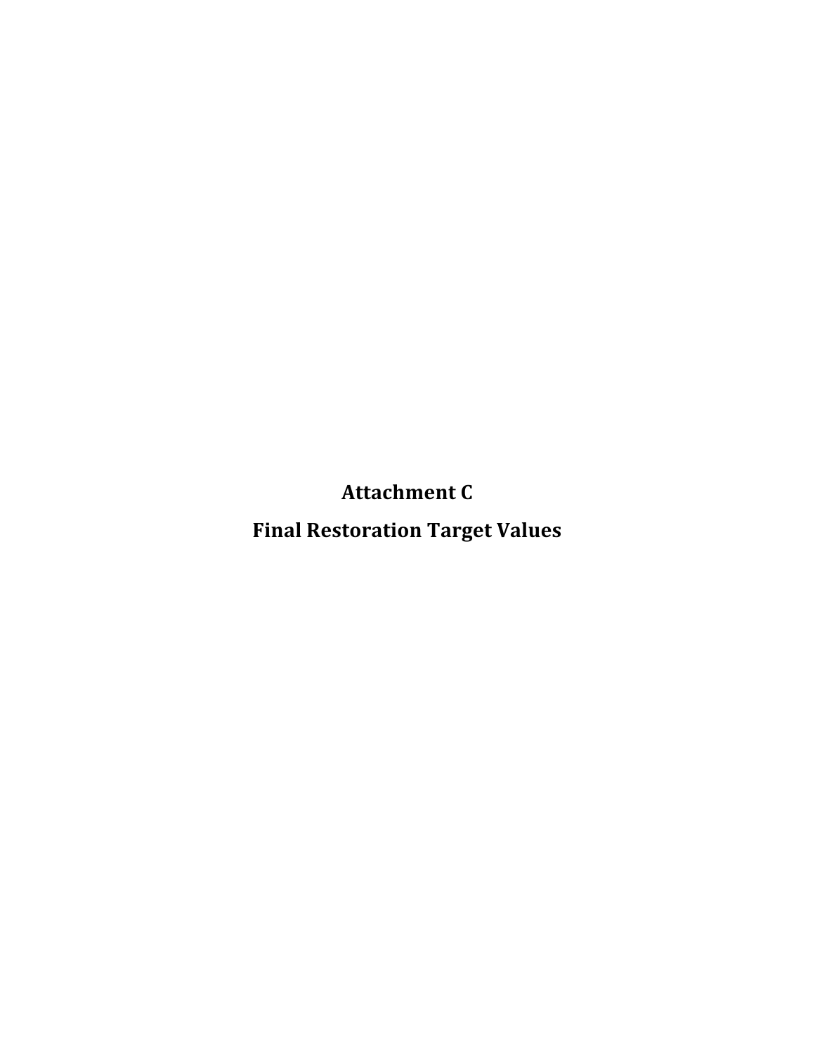# Attachment C

# Final Restoration Target Values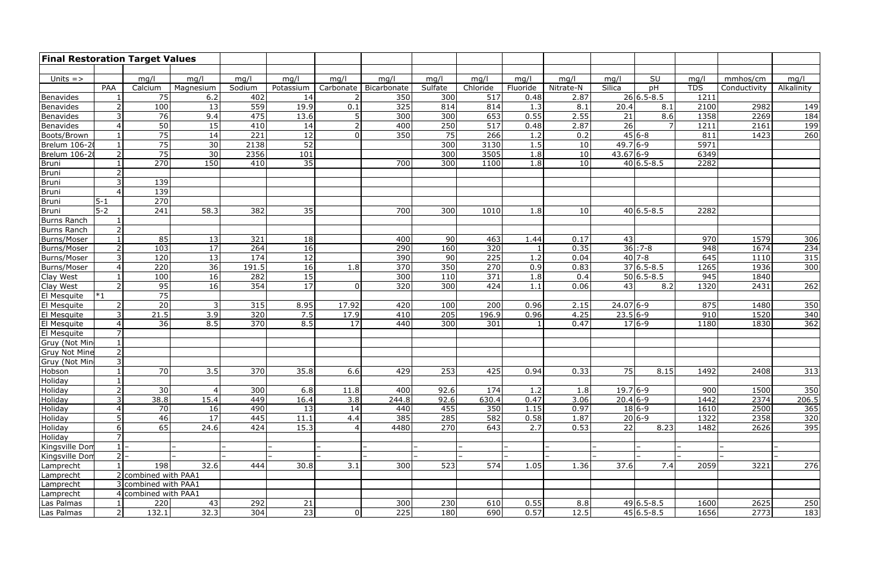**Final Restoration Target Values**

| Units => | | mg/l | mg/l | mg/l | mg/l | mg/l | mg/l | mg/l | mg/l | mg/l | mg/l | mg/l | SU | mg/l | mmhos/cm | mg/l |
|---|---|---|---|---|---|---|---|---|---|---|---|---|---|---|---|---|
| | PAA | Calcium | Magnesium | Sodium | Potassium | Carbonate | Bicarbonate | Sulfate | Chloride | Fluoride | Nitrate-N | Silica | pH | TDS | Conductivity | Alkalinity |
| Benavides | 1 | 75 | 6.2 | 402 | 14 | 2 | 350 | 300 | 517 | 0.48 | 2.87 | 26 | 6.5-8.5 | 1211 | | |
| Benavides | 2 | 100 | 13 | 559 | 19.9 | 0.1 | 325 | 814 | 814 | 1.3 | 8.1 | 20.4 | 8.1 | 2100 | 2982 | 149 |
| Benavides | 3 | 76 | 9.4 | 475 | 13.6 | 5 | 300 | 300 | 653 | 0.55 | 2.55 | 21 | 8.6 | 1358 | 2269 | 184 |
| Benavides | 4 | 50 | 15 | 410 | 14 | 2 | 400 | 250 | 517 | 0.48 | 2.87 | 26 | 7 | 1211 | 2161 | 199 |
| Boots/Brown | 1 | 75 | 14 | 221 | 12 | 0 | 350 | 75 | 266 | 1.2 | 0.2 | 45 | 6-8 | 811 | 1423 | 260 |
| Brelum 106-2( | 1 | 75 | 30 | 2138 | 52 | | | 300 | 3130 | 1.5 | 10 | 49.7 | 6-9 | 5971 | | |
| Brelum 106-2( | 2 | 75 | 30 | 2356 | 101 | | | 300 | 3505 | 1.8 | 10 | 43.67 | 6-9 | 6349 | | |
| Bruni | 1 | 270 | 150 | 410 | 35 | | 700 | 300 | 1100 | 1.8 | 10 | 40 | 6.5-8.5 | 2282 | | |
| Bruni | 2 | | | | | | | | | | | | | | | |
| Bruni | 3 | 139 | | | | | | | | | | | | | | |
| Bruni | 4 | 139 | | | | | | | | | | | | | | |
| Bruni | 5-1 | 270 | | | | | | | | | | | | | | |
| Bruni | 5-2 | 241 | 58.3 | 382 | 35 | | 700 | 300 | 1010 | 1.8 | 10 | 40 | 6.5-8.5 | 2282 | | |
| Burns Ranch | 1 | | | | | | | | | | | | | | | |
| Burns Ranch | 2 | | | | | | | | | | | | | | | |
| Burns/Moser | 1 | 85 | 13 | 321 | 18 | | 400 | 90 | 463 | 1.44 | 0.17 | 43 | | 970 | 1579 | 306 |
| Burns/Moser | 2 | 103 | 17 | 264 | 16 | | 290 | 160 | 320 | 1 | 0.35 | 36 | :7-8 | 948 | 1674 | 234 |
| Burns/Moser | 3 | 120 | 13 | 174 | 12 | | 390 | 90 | 225 | 1.2 | 0.04 | 40 | 7-8 | 645 | 1110 | 315 |
| Burns/Moser | 4 | 220 | 36 | 191.5 | 16 | 1.8 | 370 | 350 | 270 | 0.9 | 0.83 | 37 | 6.5-8.5 | 1265 | 1936 | 300 |
| Clay West | 1 | 100 | 16 | 282 | 15 | | 300 | 110 | 371 | 1.8 | 0.4 | 50 | 6.5-8.5 | 945 | 1840 | |
| Clay West | 2 | 95 | 16 | 354 | 17 | 0 | 320 | 300 | 424 | 1.1 | 0.06 | 43 | 8.2 | 1320 | 2431 | 262 |
| El Mesquite | *1 | 75 | | | | | | | | | | | | | | |
| El Mesquite | 2 | 20 | 3 | 315 | 8.95 | 17.92 | 420 | 100 | 200 | 0.96 | 2.15 | 24.07 | 6-9 | 875 | 1480 | 350 |
| El Mesquite | 3 | 21.5 | 3.9 | 320 | 7.5 | 17.9 | 410 | 205 | 196.9 | 0.96 | 4.25 | 23.5 | 6-9 | 910 | 1520 | 340 |
| El Mesquite | 4 | 36 | 8.5 | 370 | 8.5 | 17 | 440 | 300 | 301 | 1 | 0.47 | 17 | 6-9 | 1180 | 1830 | 362 |
| El Mesquite | 7 | | | | | | | | | | | | | | | |
| Gruy (Not Min | 1 | | | | | | | | | | | | | | | |
| Gruy Not Mine | 2 | | | | | | | | | | | | | | | |
| Gruy (Not Min | 3 | | | | | | | | | | | | | | | |
| Hobson | 1 | 70 | 3.5 | 370 | 35.8 | 6.6 | 429 | 253 | 425 | 0.94 | 0.33 | 75 | 8.15 | 1492 | 2408 | 313 |
| Holiday | 1 | | | | | | | | | | | | | | | |
| Holiday | 2 | 30 | 4 | 300 | 6.8 | 11.8 | 400 | 92.6 | 174 | 1.2 | 1.8 | 19.7 | 6-9 | 900 | 1500 | 350 |
| Holiday | 3 | 38.8 | 15.4 | 449 | 16.4 | 3.8 | 244.8 | 92.6 | 630.4 | 0.47 | 3.06 | 20.4 | 6-9 | 1442 | 2374 | 206.5 |
| Holiday | 4 | 70 | 16 | 490 | 13 | 14 | 440 | 455 | 350 | 1.15 | 0.97 | 18 | 6-9 | 1610 | 2500 | 365 |
| Holiday | 5 | 46 | 17 | 445 | 11.1 | 4.4 | 385 | 285 | 582 | 0.58 | 1.87 | 20 | 6-9 | 1322 | 2358 | 320 |
| Holiday | 6 | 65 | 24.6 | 424 | 15.3 | 4 | 4480 | 270 | 643 | 2.7 | 0.53 | 22 | 8.23 | 1482 | 2626 | 395 |
| Holiday | 7 | | | | | | | | | | | | | | | |
| Kingsville Dom | 1 | – | – | – | – | – | – | – | – | – | – | – | – | – | – | – |
| Kingsville Dom | 2 | – | – | – | – | – | – | – | – | – | – | – | – | – | – | – |
| Lamprecht | 1 | 198 | 32.6 | 444 | 30.8 | 3.1 | 300 | 523 | 574 | 1.05 | 1.36 | 37.6 | 7.4 | 2059 | 3221 | 276 |
| Lamprecht | 2 | combined with PAA1 | | | | | | | | | | | | | | |
| Lamprecht | 3 | combined with PAA1 | | | | | | | | | | | | | | |
| Lamprecht | 4 | combined with PAA1 | | | | | | | | | | | | | | |
| Las Palmas | 1 | 220 | 43 | 292 | 21 | | 300 | 230 | 610 | 0.55 | 8.8 | 49 | 6.5-8.5 | 1600 | 2625 | 250 |
| Las Palmas | 2 | 132.1 | 32.3 | 304 | 23 | 0 | 225 | 180 | 690 | 0.57 | 12.5 | 45 | 6.5-8.5 | 1656 | 2773 | 183 |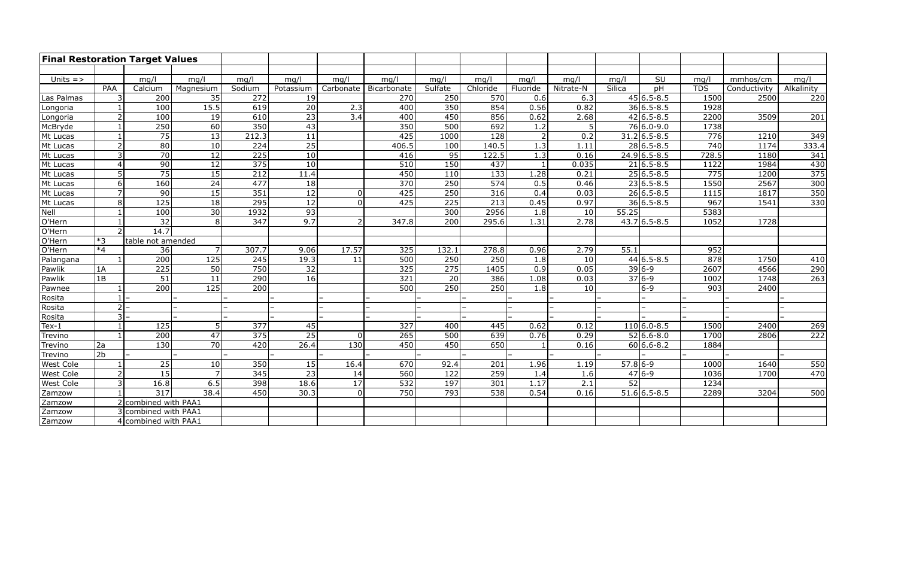## Final Restoration Target Values

| Units => | | mg/l | mg/l | mg/l | mg/l | mg/l | mg/l | mg/l | mg/l | mg/l | mg/l | mg/l | SU | mg/l | mmhos/cm | mg/l |
|---|---|---|---|---|---|---|---|---|---|---|---|---|---|---|---|---|
| | PAA | Calcium | Magnesium | Sodium | Potassium | Carbonate | Bicarbonate | Sulfate | Chloride | Fluoride | Nitrate-N | Silica | pH | TDS | Conductivity | Alkalinity |
| Las Palmas | 3 | 200 | 35 | 272 | 19 | | 270 | 250 | 570 | 0.6 | 6.3 | 45 | 6.5-8.5 | 1500 | 2500 | 220 |
| Longoria | 1 | 100 | 15.5 | 619 | 20 | 2.3 | 400 | 350 | 854 | 0.56 | 0.82 | 36 | 6.5-8.5 | 1928 | | |
| Longoria | 2 | 100 | 19 | 610 | 23 | 3.4 | 400 | 450 | 856 | 0.62 | 2.68 | 42 | 6.5-8.5 | 2200 | 3509 | 201 |
| McBryde | 1 | 250 | 60 | 350 | 43 | | 350 | 500 | 692 | 1.2 | 5 | 76 | 6.0-9.0 | 1738 | | |
| Mt Lucas | 1 | 75 | 13 | 212.3 | 11 | | 425 | 1000 | 128 | 2 | 0.2 | 31.2 | 6.5-8.5 | 776 | 1210 | 349 |
| Mt Lucas | 2 | 80 | 10 | 224 | 25 | | 406.5 | 100 | 140.5 | 1.3 | 1.11 | 28 | 6.5-8.5 | 740 | 1174 | 333.4 |
| Mt Lucas | 3 | 70 | 12 | 225 | 10 | | 416 | 95 | 122.5 | 1.3 | 0.16 | 24.9 | 6.5-8.5 | 728.5 | 1180 | 341 |
| Mt Lucas | 4 | 90 | 12 | 375 | 10 | | 510 | 150 | 437 | 1 | 0.035 | 21 | 6.5-8.5 | 1122 | 1984 | 430 |
| Mt Lucas | 5 | 75 | 15 | 212 | 11.4 | | 450 | 110 | 133 | 1.28 | 0.21 | 25 | 6.5-8.5 | 775 | 1200 | 375 |
| Mt Lucas | 6 | 160 | 24 | 477 | 18 | | 370 | 250 | 574 | 0.5 | 0.46 | 23 | 6.5-8.5 | 1550 | 2567 | 300 |
| Mt Lucas | 7 | 90 | 15 | 351 | 12 | 0 | 425 | 250 | 316 | 0.4 | 0.03 | 26 | 6.5-8.5 | 1115 | 1817 | 350 |
| Mt Lucas | 8 | 125 | 18 | 295 | 12 | 0 | 425 | 225 | 213 | 0.45 | 0.97 | 36 | 6.5-8.5 | 967 | 1541 | 330 |
| Nell | 1 | 100 | 30 | 1932 | 93 | | | 300 | 2956 | 1.8 | 10 | 55.25 | | 5383 | | |
| O'Hern | 1 | 32 | 8 | 347 | 9.7 | 2 | 347.8 | 200 | 295.6 | 1.31 | 2.78 | 43.7 | 6.5-8.5 | 1052 | 1728 | |
| O'Hern | 2 | 14.7 | | | | | | | | | | | | | | |
| O'Hern | *3 | table not amended | | | | | | | | | | | | | | |
| O'Hern | *4 | 36 | 7 | 307.7 | 9.06 | 17.57 | 325 | 132.1 | 278.8 | 0.96 | 2.79 | 55.1 | | 952 | | |
| Palangana | 1 | 200 | 125 | 245 | 19.3 | 11 | 500 | 250 | 250 | 1.8 | 10 | 44 | 6.5-8.5 | 878 | 1750 | 410 |
| Pawlik | 1A | 225 | 50 | 750 | 32 | | 325 | 275 | 1405 | 0.9 | 0.05 | 39 | 6-9 | 2607 | 4566 | 290 |
| Pawlik | 1B | 51 | 11 | 290 | 16 | | 321 | 20 | 386 | 1.08 | 0.03 | 37 | 6-9 | 1002 | 1748 | 263 |
| Pawnee | 1 | 200 | 125 | 200 | | | 500 | 250 | 250 | 1.8 | 10 | | 6-9 | 903 | 2400 | |
| Rosita | 1 | – | – | – | – | – | – | – | – | – | – | – | – | – | – | – |
| Rosita | 2 | – | – | – | – | – | – | – | – | – | – | – | – | – | – | – |
| Rosita | 3 | – | – | – | – | – | – | – | – | – | – | – | – | – | – | – |
| Tex-1 | 1 | 125 | 5 | 377 | 45 | | 327 | 400 | 445 | 0.62 | 0.12 | 110 | 6.0-8.5 | 1500 | 2400 | 269 |
| Trevino | 1 | 200 | 47 | 375 | 25 | 0 | 265 | 500 | 639 | 0.76 | 0.29 | 52 | 6.6-8.0 | 1700 | 2806 | 222 |
| Trevino | 2a | 130 | 70 | 420 | 26.4 | 130 | 450 | 450 | 650 | 1 | 0.16 | 60 | 6.6-8.2 | 1884 | | |
| Trevino | 2b | – | – | – | – | – | – | – | – | – | – | – | – | – | – | – |
| West Cole | 1 | 25 | 10 | 350 | 15 | 16.4 | 670 | 92.4 | 201 | 1.96 | 1.19 | 57.8 | 6-9 | 1000 | 1640 | 550 |
| West Cole | 2 | 15 | 7 | 345 | 23 | 14 | 560 | 122 | 259 | 1.4 | 1.6 | 47 | 6-9 | 1036 | 1700 | 470 |
| West Cole | 3 | 16.8 | 6.5 | 398 | 18.6 | 17 | 532 | 197 | 301 | 1.17 | 2.1 | 52 | | 1234 | | |
| Zamzow | 1 | 317 | 38.4 | 450 | 30.3 | 0 | 750 | 793 | 538 | 0.54 | 0.16 | 51.6 | 6.5-8.5 | 2289 | 3204 | 500 |
| Zamzow | 2 | combined with PAA1 | | | | | | | | | | | | | | |
| Zamzow | 3 | combined with PAA1 | | | | | | | | | | | | | | |
| Zamzow | 4 | combined with PAA1 | | | | | | | | | | | | | | |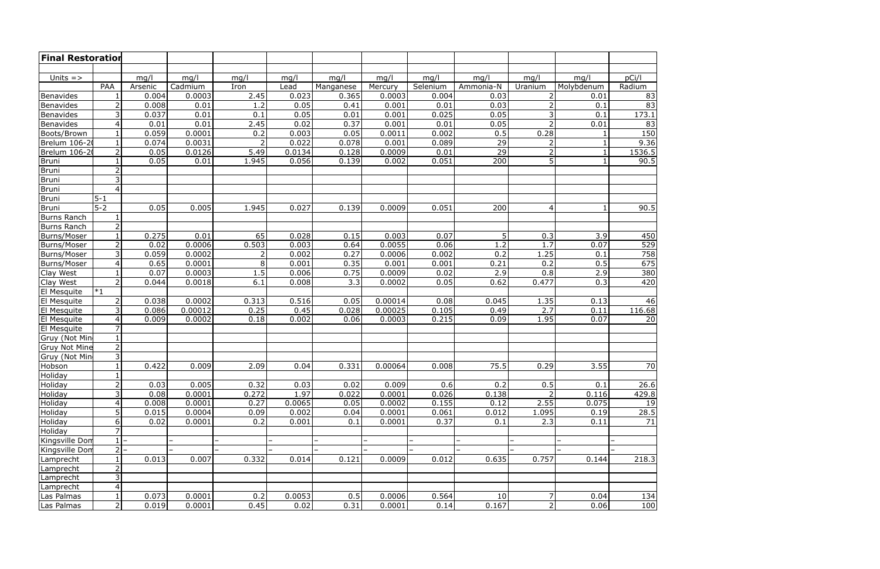| Final Restoration | | | | | | | | | | | | |
|---|---|---|---|---|---|---|---|---|---|---|---|---|
| | | | | | | | | | | | | |
| Units => | | mg/l | mg/l | mg/l | mg/l | mg/l | mg/l | mg/l | mg/l | mg/l | mg/l | pCi/l |
| | PAA | Arsenic | Cadmium | Iron | Lead | Manganese | Mercury | Selenium | Ammonia-N | Uranium | Molybdenum | Radium |
| Benavides | 1 | 0.004 | 0.0003 | 2.45 | 0.023 | 0.365 | 0.0003 | 0.004 | 0.03 | 2 | 0.01 | 83 |
| Benavides | 2 | 0.008 | 0.01 | 1.2 | 0.05 | 0.41 | 0.001 | 0.01 | 0.03 | 2 | 0.1 | 83 |
| Benavides | 3 | 0.037 | 0.01 | 0.1 | 0.05 | 0.01 | 0.001 | 0.025 | 0.05 | 3 | 0.1 | 173.1 |
| Benavides | 4 | 0.01 | 0.01 | 2.45 | 0.02 | 0.37 | 0.001 | 0.01 | 0.05 | 2 | 0.01 | 83 |
| Boots/Brown | 1 | 0.059 | 0.0001 | 0.2 | 0.003 | 0.05 | 0.0011 | 0.002 | 0.5 | 0.28 | 1 | 150 |
| Brelum 106-2( | 1 | 0.074 | 0.0031 | 2 | 0.022 | 0.078 | 0.001 | 0.089 | 29 | 2 | 1 | 9.36 |
| Brelum 106-2( | 2 | 0.05 | 0.0126 | 5.49 | 0.0134 | 0.128 | 0.0009 | 0.01 | 29 | 2 | 1 | 1536.5 |
| Bruni | 1 | 0.05 | 0.01 | 1.945 | 0.056 | 0.139 | 0.002 | 0.051 | 200 | 5 | 1 | 90.5 |
| Bruni | 2 | | | | | | | | | | | |
| Bruni | 3 | | | | | | | | | | | |
| Bruni | 4 | | | | | | | | | | | |
| Bruni | 5-1 | | | | | | | | | | | |
| Bruni | 5-2 | 0.05 | 0.005 | 1.945 | 0.027 | 0.139 | 0.0009 | 0.051 | 200 | 4 | 1 | 90.5 |
| Burns Ranch | 1 | | | | | | | | | | | |
| Burns Ranch | 2 | | | | | | | | | | | |
| Burns/Moser | 1 | 0.275 | 0.01 | 65 | 0.028 | 0.15 | 0.003 | 0.07 | 5 | 0.3 | 3.9 | 450 |
| Burns/Moser | 2 | 0.02 | 0.0006 | 0.503 | 0.003 | 0.64 | 0.0055 | 0.06 | 1.2 | 1.7 | 0.07 | 529 |
| Burns/Moser | 3 | 0.059 | 0.0002 | 2 | 0.002 | 0.27 | 0.0006 | 0.002 | 0.2 | 1.25 | 0.1 | 758 |
| Burns/Moser | 4 | 0.65 | 0.0001 | 8 | 0.001 | 0.35 | 0.001 | 0.001 | 0.21 | 0.2 | 0.5 | 675 |
| Clay West | 1 | 0.07 | 0.0003 | 1.5 | 0.006 | 0.75 | 0.0009 | 0.02 | 2.9 | 0.8 | 2.9 | 380 |
| Clay West | 2 | 0.044 | 0.0018 | 6.1 | 0.008 | 3.3 | 0.0002 | 0.05 | 0.62 | 0.477 | 0.3 | 420 |
| El Mesquite | *1 | | | | | | | | | | | |
| El Mesquite | 2 | 0.038 | 0.0002 | 0.313 | 0.516 | 0.05 | 0.00014 | 0.08 | 0.045 | 1.35 | 0.13 | 46 |
| El Mesquite | 3 | 0.086 | 0.00012 | 0.25 | 0.45 | 0.028 | 0.00025 | 0.105 | 0.49 | 2.7 | 0.11 | 116.68 |
| El Mesquite | 4 | 0.009 | 0.0002 | 0.18 | 0.002 | 0.06 | 0.0003 | 0.215 | 0.09 | 1.95 | 0.07 | 20 |
| El Mesquite | 7 | | | | | | | | | | | |
| Gruy (Not Min | 1 | | | | | | | | | | | |
| Gruy Not Mine | 2 | | | | | | | | | | | |
| Gruy (Not Min | 3 | | | | | | | | | | | |
| Hobson | 1 | 0.422 | 0.009 | 2.09 | 0.04 | 0.331 | 0.00064 | 0.008 | 75.5 | 0.29 | 3.55 | 70 |
| Holiday | 1 | | | | | | | | | | | |
| Holiday | 2 | 0.03 | 0.005 | 0.32 | 0.03 | 0.02 | 0.009 | 0.6 | 0.2 | 0.5 | 0.1 | 26.6 |
| Holiday | 3 | 0.08 | 0.0001 | 0.272 | 1.97 | 0.022 | 0.0001 | 0.026 | 0.138 | 2 | 0.116 | 429.8 |
| Holiday | 4 | 0.008 | 0.0001 | 0.27 | 0.0065 | 0.05 | 0.0002 | 0.155 | 0.12 | 2.55 | 0.075 | 19 |
| Holiday | 5 | 0.015 | 0.0004 | 0.09 | 0.002 | 0.04 | 0.0001 | 0.061 | 0.012 | 1.095 | 0.19 | 28.5 |
| Holiday | 6 | 0.02 | 0.0001 | 0.2 | 0.001 | 0.1 | 0.0001 | 0.37 | 0.1 | 2.3 | 0.11 | 71 |
| Holiday | 7 | | | | | | | | | | | |
| Kingsville Dom | 1 | – | – | – | – | – | – | – | – | – | – | – |
| Kingsville Dom | 2 | – | – | – | – | – | – | – | – | – | – | – |
| Lamprecht | 1 | 0.013 | 0.007 | 0.332 | 0.014 | 0.121 | 0.0009 | 0.012 | 0.635 | 0.757 | 0.144 | 218.3 |
| Lamprecht | 2 | | | | | | | | | | | |
| Lamprecht | 3 | | | | | | | | | | | |
| Lamprecht | 4 | | | | | | | | | | | |
| Las Palmas | 1 | 0.073 | 0.0001 | 0.2 | 0.0053 | 0.5 | 0.0006 | 0.564 | 10 | 7 | 0.04 | 134 |
| Las Palmas | 2 | 0.019 | 0.0001 | 0.45 | 0.02 | 0.31 | 0.0001 | 0.14 | 0.167 | 2 | 0.06 | 100 |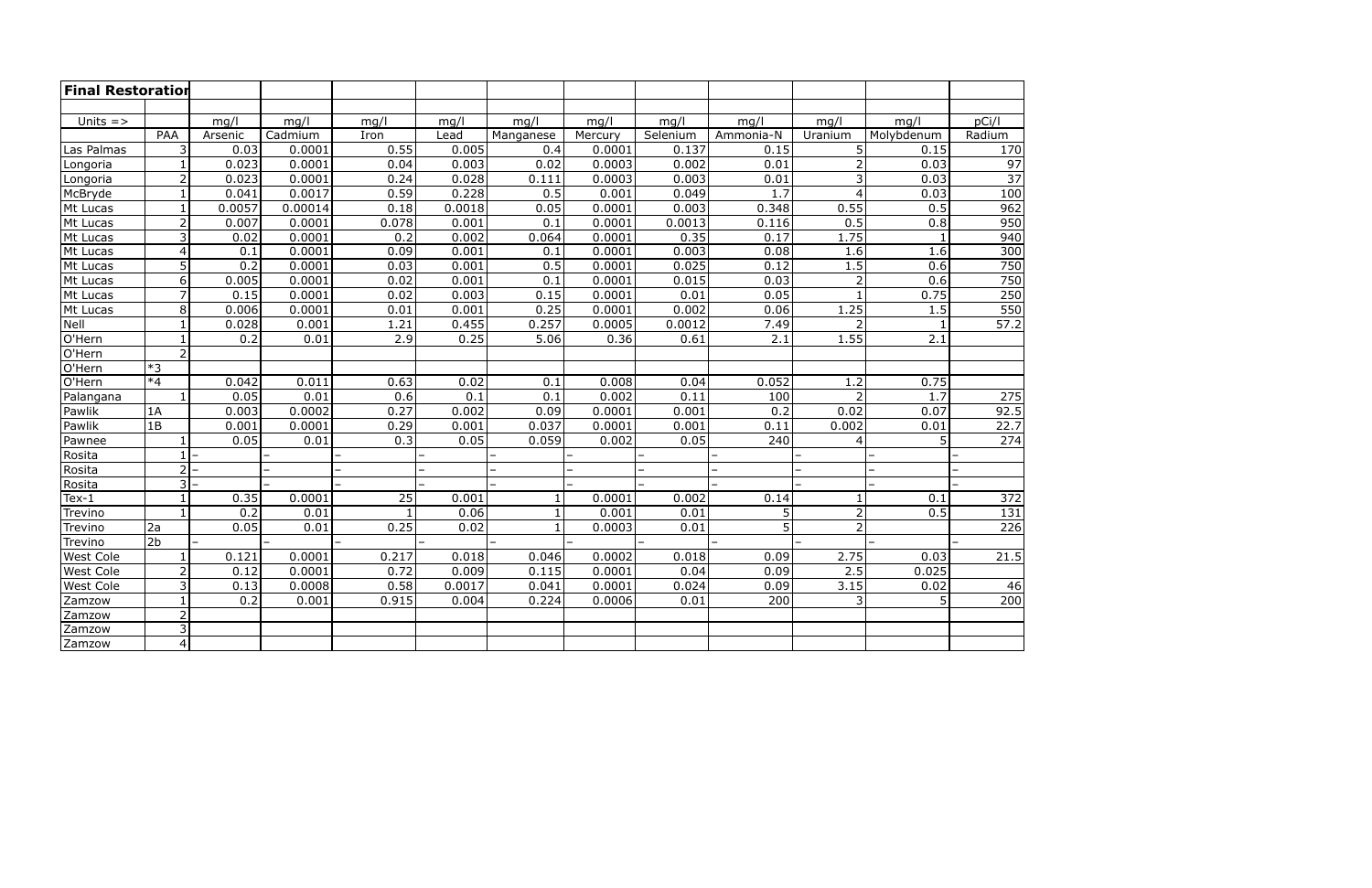| Final Restoration | | | | | | | | | | | | |
|---|---|---|---|---|---|---|---|---|---|---|---|---|
| | | | | | | | | | | | | |
| Units => | | mg/l | mg/l | mg/l | mg/l | mg/l | mg/l | mg/l | mg/l | mg/l | mg/l | pCi/l |
| | PAA | Arsenic | Cadmium | Iron | Lead | Manganese | Mercury | Selenium | Ammonia-N | Uranium | Molybdenum | Radium |
| Las Palmas | 3 | 0.03 | 0.0001 | 0.55 | 0.005 | 0.4 | 0.0001 | 0.137 | 0.15 | 5 | 0.15 | 170 |
| Longoria | 1 | 0.023 | 0.0001 | 0.04 | 0.003 | 0.02 | 0.0003 | 0.002 | 0.01 | 2 | 0.03 | 97 |
| Longoria | 2 | 0.023 | 0.0001 | 0.24 | 0.028 | 0.111 | 0.0003 | 0.003 | 0.01 | 3 | 0.03 | 37 |
| McBryde | 1 | 0.041 | 0.0017 | 0.59 | 0.228 | 0.5 | 0.001 | 0.049 | 1.7 | 4 | 0.03 | 100 |
| Mt Lucas | 1 | 0.0057 | 0.00014 | 0.18 | 0.0018 | 0.05 | 0.0001 | 0.003 | 0.348 | 0.55 | 0.5 | 962 |
| Mt Lucas | 2 | 0.007 | 0.0001 | 0.078 | 0.001 | 0.1 | 0.0001 | 0.0013 | 0.116 | 0.5 | 0.8 | 950 |
| Mt Lucas | 3 | 0.02 | 0.0001 | 0.2 | 0.002 | 0.064 | 0.0001 | 0.35 | 0.17 | 1.75 | 1 | 940 |
| Mt Lucas | 4 | 0.1 | 0.0001 | 0.09 | 0.001 | 0.1 | 0.0001 | 0.003 | 0.08 | 1.6 | 1.6 | 300 |
| Mt Lucas | 5 | 0.2 | 0.0001 | 0.03 | 0.001 | 0.5 | 0.0001 | 0.025 | 0.12 | 1.5 | 0.6 | 750 |
| Mt Lucas | 6 | 0.005 | 0.0001 | 0.02 | 0.001 | 0.1 | 0.0001 | 0.015 | 0.03 | 2 | 0.6 | 750 |
| Mt Lucas | 7 | 0.15 | 0.0001 | 0.02 | 0.003 | 0.15 | 0.0001 | 0.01 | 0.05 | 1 | 0.75 | 250 |
| Mt Lucas | 8 | 0.006 | 0.0001 | 0.01 | 0.001 | 0.25 | 0.0001 | 0.002 | 0.06 | 1.25 | 1.5 | 550 |
| Nell | 1 | 0.028 | 0.001 | 1.21 | 0.455 | 0.257 | 0.0005 | 0.0012 | 7.49 | 2 | 1 | 57.2 |
| O'Hern | 1 | 0.2 | 0.01 | 2.9 | 0.25 | 5.06 | 0.36 | 0.61 | 2.1 | 1.55 | 2.1 | |
| O'Hern | 2 | | | | | | | | | | | |
| O'Hern | *3 | | | | | | | | | | | |
| O'Hern | *4 | 0.042 | 0.011 | 0.63 | 0.02 | 0.1 | 0.008 | 0.04 | 0.052 | 1.2 | 0.75 | |
| Palangana | 1 | 0.05 | 0.01 | 0.6 | 0.1 | 0.1 | 0.002 | 0.11 | 100 | 2 | 1.7 | 275 |
| Pawlik | 1A | 0.003 | 0.0002 | 0.27 | 0.002 | 0.09 | 0.0001 | 0.001 | 0.2 | 0.02 | 0.07 | 92.5 |
| Pawlik | 1B | 0.001 | 0.0001 | 0.29 | 0.001 | 0.037 | 0.0001 | 0.001 | 0.11 | 0.002 | 0.01 | 22.7 |
| Pawnee | 1 | 0.05 | 0.01 | 0.3 | 0.05 | 0.059 | 0.002 | 0.05 | 240 | 4 | 5 | 274 |
| Rosita | 1 | – | – | – | – | – | – | – | – | – | – | – |
| Rosita | 2 | – | – | – | – | – | – | – | – | – | – | – |
| Rosita | 3 | – | – | – | – | – | – | – | – | – | – | – |
| Tex-1 | 1 | 0.35 | 0.0001 | 25 | 0.001 | 1 | 0.0001 | 0.002 | 0.14 | 1 | 0.1 | 372 |
| Trevino | 1 | 0.2 | 0.01 | 1 | 0.06 | 1 | 0.001 | 0.01 | 5 | 2 | 0.5 | 131 |
| Trevino | 2a | 0.05 | 0.01 | 0.25 | 0.02 | 1 | 0.0003 | 0.01 | 5 | 2 | | 226 |
| Trevino | 2b | – | – | – | – | – | – | – | – | – | – | – |
| West Cole | 1 | 0.121 | 0.0001 | 0.217 | 0.018 | 0.046 | 0.0002 | 0.018 | 0.09 | 2.75 | 0.03 | 21.5 |
| West Cole | 2 | 0.12 | 0.0001 | 0.72 | 0.009 | 0.115 | 0.0001 | 0.04 | 0.09 | 2.5 | 0.025 | |
| West Cole | 3 | 0.13 | 0.0008 | 0.58 | 0.0017 | 0.041 | 0.0001 | 0.024 | 0.09 | 3.15 | 0.02 | 46 |
| Zamzow | 1 | 0.2 | 0.001 | 0.915 | 0.004 | 0.224 | 0.0006 | 0.01 | 200 | 3 | 5 | 200 |
| Zamzow | 2 | | | | | | | | | | | |
| Zamzow | 3 | | | | | | | | | | | |
| Zamzow | 4 | | | | | | | | | | | |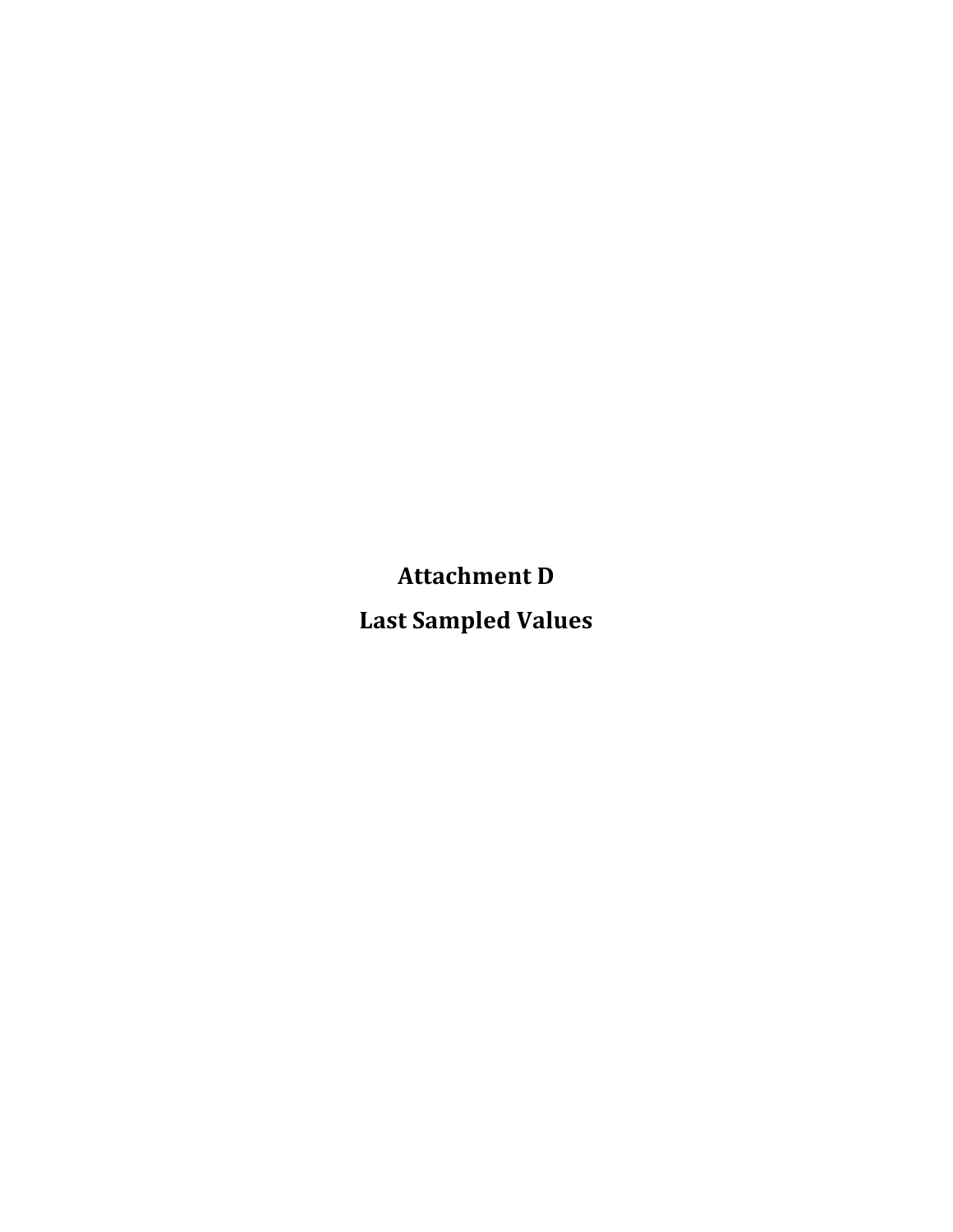# Attachment D

# Last Sampled Values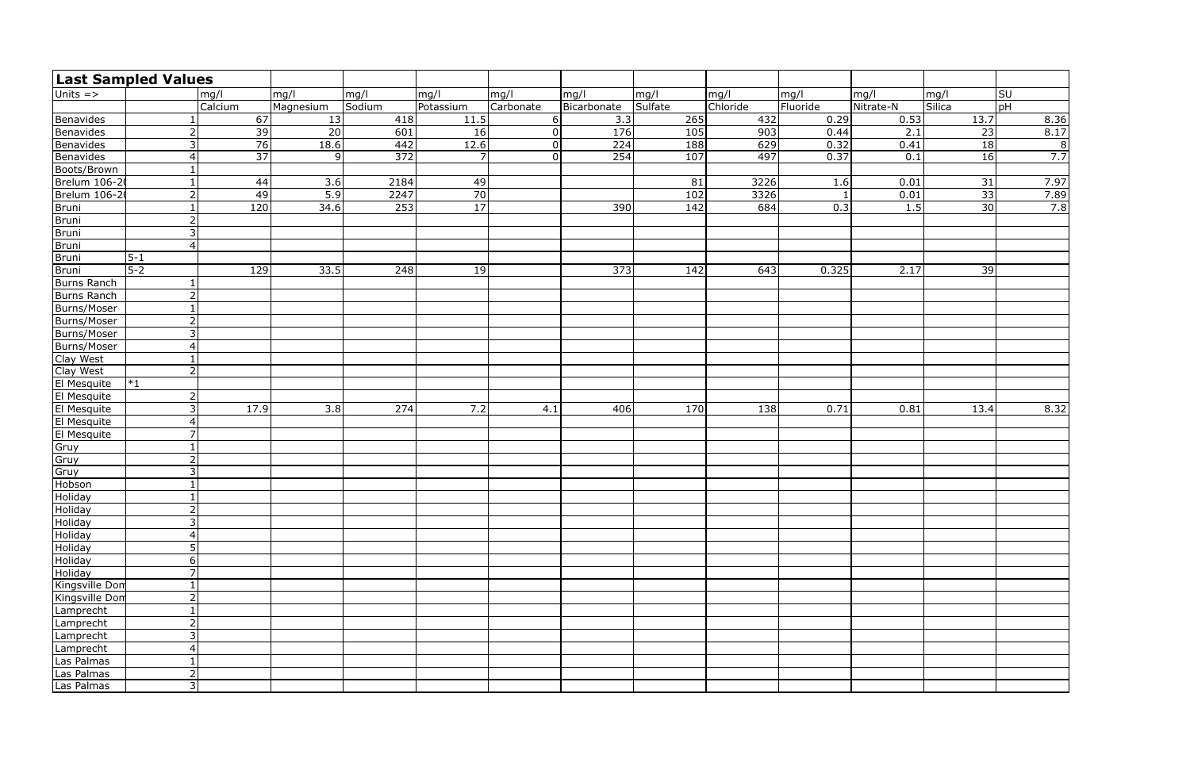| Last Sampled Values | | | | | | | | | | | | | |
|---|---|---|---|---|---|---|---|---|---|---|---|---|---|
| Units => | | mg/l | mg/l | mg/l | mg/l | mg/l | mg/l | mg/l | mg/l | mg/l | mg/l | mg/l | SU |
| | | Calcium | Magnesium | Sodium | Potassium | Carbonate | Bicarbonate | Sulfate | Chloride | Fluoride | Nitrate-N | Silica | pH |
| Benavides | 1 | 67 | 13 | 418 | 11.5 | 6 | 3.3 | 265 | 432 | 0.29 | 0.53 | 13.7 | 8.36 |
| Benavides | 2 | 39 | 20 | 601 | 16 | 0 | 176 | 105 | 903 | 0.44 | 2.1 | 23 | 8.17 |
| Benavides | 3 | 76 | 18.6 | 442 | 12.6 | 0 | 224 | 188 | 629 | 0.32 | 0.41 | 18 | 8 |
| Benavides | 4 | 37 | 9 | 372 | 7 | 0 | 254 | 107 | 497 | 0.37 | 0.1 | 16 | 7.7 |
| Boots/Brown | 1 | | | | | | | | | | | | |
| Brelum 106-2 | 1 | 44 | 3.6 | 2184 | 49 | | | 81 | 3226 | 1.6 | 0.01 | 31 | 7.97 |
| Brelum 106-2 | 2 | 49 | 5.9 | 2247 | 70 | | | 102 | 3326 | 1 | 0.01 | 33 | 7.89 |
| Bruni | 1 | 120 | 34.6 | 253 | 17 | | 390 | 142 | 684 | 0.3 | 1.5 | 30 | 7.8 |
| Bruni | 2 | | | | | | | | | | | | |
| Bruni | 3 | | | | | | | | | | | | |
| Bruni | 4 | | | | | | | | | | | | |
| Bruni | 5-1 | | | | | | | | | | | | |
| Bruni | 5-2 | 129 | 33.5 | 248 | 19 | | 373 | 142 | 643 | 0.325 | 2.17 | 39 | |
| Burns Ranch | 1 | | | | | | | | | | | | |
| Burns Ranch | 2 | | | | | | | | | | | | |
| Burns/Moser | 1 | | | | | | | | | | | | |
| Burns/Moser | 2 | | | | | | | | | | | | |
| Burns/Moser | 3 | | | | | | | | | | | | |
| Burns/Moser | 4 | | | | | | | | | | | | |
| Clay West | 1 | | | | | | | | | | | | |
| Clay West | 2 | | | | | | | | | | | | |
| El Mesquite | *1 | | | | | | | | | | | | |
| El Mesquite | 2 | | | | | | | | | | | | |
| El Mesquite | 3 | 17.9 | 3.8 | 274 | 7.2 | 4.1 | 406 | 170 | 138 | 0.71 | 0.81 | 13.4 | 8.32 |
| El Mesquite | 4 | | | | | | | | | | | | |
| El Mesquite | 7 | | | | | | | | | | | | |
| Gruy | 1 | | | | | | | | | | | | |
| Gruy | 2 | | | | | | | | | | | | |
| Gruy | 3 | | | | | | | | | | | | |
| Hobson | 1 | | | | | | | | | | | | |
| Holiday | 1 | | | | | | | | | | | | |
| Holiday | 2 | | | | | | | | | | | | |
| Holiday | 3 | | | | | | | | | | | | |
| Holiday | 4 | | | | | | | | | | | | |
| Holiday | 5 | | | | | | | | | | | | |
| Holiday | 6 | | | | | | | | | | | | |
| Holiday | 7 | | | | | | | | | | | | |
| Kingsville Dom | 1 | | | | | | | | | | | | |
| Kingsville Dom | 2 | | | | | | | | | | | | |
| Lamprecht | 1 | | | | | | | | | | | | |
| Lamprecht | 2 | | | | | | | | | | | | |
| Lamprecht | 3 | | | | | | | | | | | | |
| Lamprecht | 4 | | | | | | | | | | | | |
| Las Palmas | 1 | | | | | | | | | | | | |
| Las Palmas | 2 | | | | | | | | | | | | |
| Las Palmas | 3 | | | | | | | | | | | | |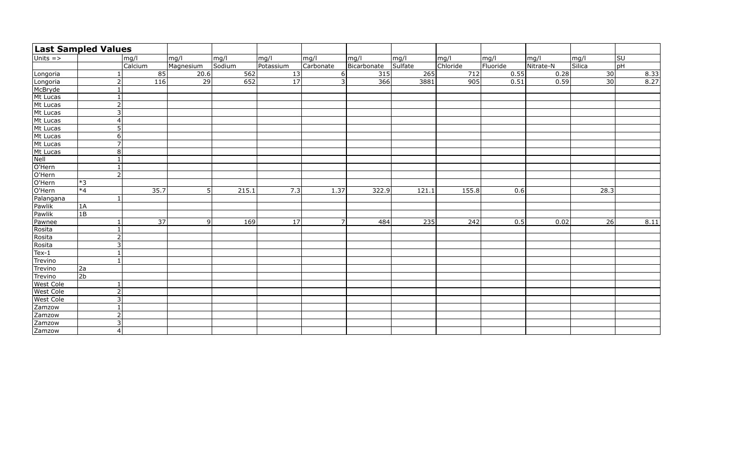| **Last Sampled Values** | | | | | | | | | | | | | |
|---|---|---|---|---|---|---|---|---|---|---|---|---|---|
| Units => | | mg/l | mg/l | mg/l | mg/l | mg/l | mg/l | mg/l | mg/l | mg/l | mg/l | mg/l | SU |
| | | Calcium | Magnesium | Sodium | Potassium | Carbonate | Bicarbonate | Sulfate | Chloride | Fluoride | Nitrate-N | Silica | pH |
| Longoria | 1 | 85 | 20.6 | 562 | 13 | 6 | 315 | 265 | 712 | 0.55 | 0.28 | 30 | 8.33 |
| Longoria | 2 | 116 | 29 | 652 | 17 | 3 | 366 | 3881 | 905 | 0.51 | 0.59 | 30 | 8.27 |
| McBryde | 1 | | | | | | | | | | | | |
| Mt Lucas | 1 | | | | | | | | | | | | |
| Mt Lucas | 2 | | | | | | | | | | | | |
| Mt Lucas | 3 | | | | | | | | | | | | |
| Mt Lucas | 4 | | | | | | | | | | | | |
| Mt Lucas | 5 | | | | | | | | | | | | |
| Mt Lucas | 6 | | | | | | | | | | | | |
| Mt Lucas | 7 | | | | | | | | | | | | |
| Mt Lucas | 8 | | | | | | | | | | | | |
| Nell | 1 | | | | | | | | | | | | |
| O'Hern | 1 | | | | | | | | | | | | |
| O'Hern | 2 | | | | | | | | | | | | |
| O'Hern | *3 | | | | | | | | | | | | |
| O'Hern | *4 | 35.7 | 5 | 215.1 | 7.3 | 1.37 | 322.9 | 121.1 | 155.8 | 0.6 | | 28.3 | |
| Palangana | 1 | | | | | | | | | | | | |
| Pawlik | 1A | | | | | | | | | | | | |
| Pawlik | 1B | | | | | | | | | | | | |
| Pawnee | 1 | 37 | 9 | 169 | 17 | 7 | 484 | 235 | 242 | 0.5 | 0.02 | 26 | 8.11 |
| Rosita | 1 | | | | | | | | | | | | |
| Rosita | 2 | | | | | | | | | | | | |
| Rosita | 3 | | | | | | | | | | | | |
| Tex-1 | 1 | | | | | | | | | | | | |
| Trevino | 1 | | | | | | | | | | | | |
| Trevino | 2a | | | | | | | | | | | | |
| Trevino | 2b | | | | | | | | | | | | |
| West Cole | 1 | | | | | | | | | | | | |
| West Cole | 2 | | | | | | | | | | | | |
| West Cole | 3 | | | | | | | | | | | | |
| Zamzow | 1 | | | | | | | | | | | | |
| Zamzow | 2 | | | | | | | | | | | | |
| Zamzow | 3 | | | | | | | | | | | | |
| Zamzow | 4 | | | | | | | | | | | | |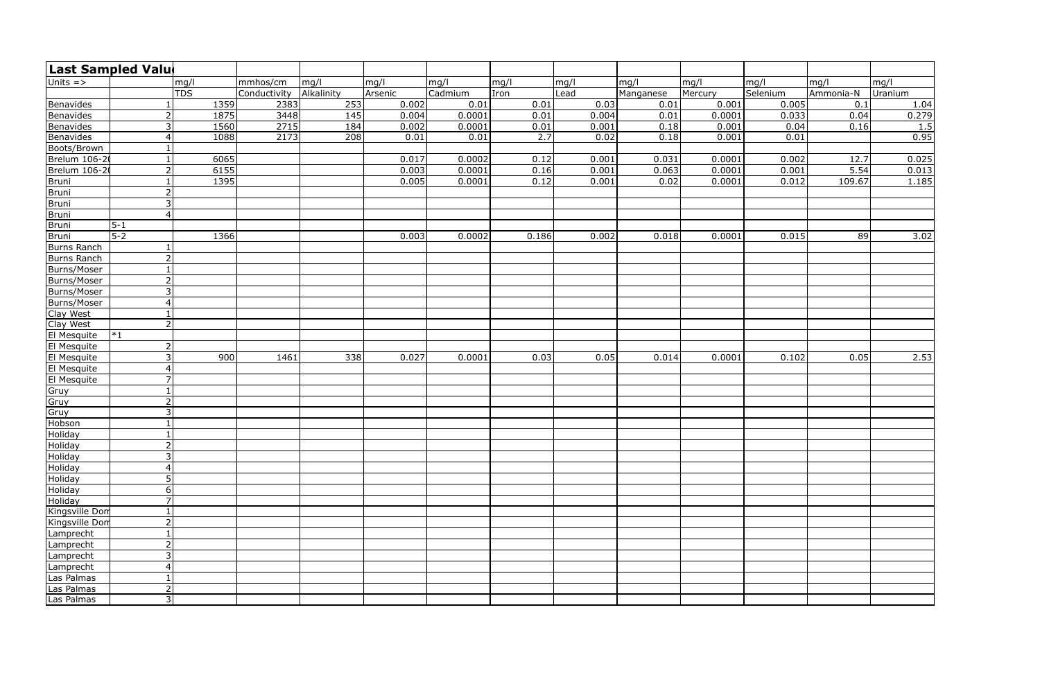| Last Sampled Valu | | | | | | | | | | | | | |
|---|---|---|---|---|---|---|---|---|---|---|---|---|---|
| Units => | | mg/l | mmhos/cm | mg/l | mg/l | mg/l | mg/l | mg/l | mg/l | mg/l | mg/l | mg/l | mg/l |
| | | TDS | Conductivity | Alkalinity | Arsenic | Cadmium | Iron | Lead | Manganese | Mercury | Selenium | Ammonia-N | Uranium |
| Benavides | 1 | 1359 | 2383 | 253 | 0.002 | 0.01 | 0.01 | 0.03 | 0.01 | 0.001 | 0.005 | 0.1 | 1.04 |
| Benavides | 2 | 1875 | 3448 | 145 | 0.004 | 0.0001 | 0.01 | 0.004 | 0.01 | 0.0001 | 0.033 | 0.04 | 0.279 |
| Benavides | 3 | 1560 | 2715 | 184 | 0.002 | 0.0001 | 0.01 | 0.001 | 0.18 | 0.001 | 0.04 | 0.16 | 1.5 |
| Benavides | 4 | 1088 | 2173 | 208 | 0.01 | 0.01 | 2.7 | 0.02 | 0.18 | 0.001 | 0.01 | | 0.95 |
| Boots/Brown | 1 | | | | | | | | | | | | |
| Brelum 106-2 | 1 | 6065 | | | 0.017 | 0.0002 | 0.12 | 0.001 | 0.031 | 0.0001 | 0.002 | 12.7 | 0.025 |
| Brelum 106-2 | 2 | 6155 | | | 0.003 | 0.0001 | 0.16 | 0.001 | 0.063 | 0.0001 | 0.001 | 5.54 | 0.013 |
| Bruni | 1 | 1395 | | | 0.005 | 0.0001 | 0.12 | 0.001 | 0.02 | 0.0001 | 0.012 | 109.67 | 1.185 |
| Bruni | 2 | | | | | | | | | | | | |
| Bruni | 3 | | | | | | | | | | | | |
| Bruni | 4 | | | | | | | | | | | | |
| Bruni | 5-1 | | | | | | | | | | | | |
| Bruni | 5-2 | 1366 | | | 0.003 | 0.0002 | 0.186 | 0.002 | 0.018 | 0.0001 | 0.015 | 89 | 3.02 |
| Burns Ranch | 1 | | | | | | | | | | | | |
| Burns Ranch | 2 | | | | | | | | | | | | |
| Burns/Moser | 1 | | | | | | | | | | | | |
| Burns/Moser | 2 | | | | | | | | | | | | |
| Burns/Moser | 3 | | | | | | | | | | | | |
| Burns/Moser | 4 | | | | | | | | | | | | |
| Clay West | 1 | | | | | | | | | | | | |
| Clay West | 2 | | | | | | | | | | | | |
| El Mesquite | *1 | | | | | | | | | | | | |
| El Mesquite | 2 | | | | | | | | | | | | |
| El Mesquite | 3 | 900 | 1461 | 338 | 0.027 | 0.0001 | 0.03 | 0.05 | 0.014 | 0.0001 | 0.102 | 0.05 | 2.53 |
| El Mesquite | 4 | | | | | | | | | | | | |
| El Mesquite | 7 | | | | | | | | | | | | |
| Gruy | 1 | | | | | | | | | | | | |
| Gruy | 2 | | | | | | | | | | | | |
| Gruy | 3 | | | | | | | | | | | | |
| Hobson | 1 | | | | | | | | | | | | |
| Holiday | 1 | | | | | | | | | | | | |
| Holiday | 2 | | | | | | | | | | | | |
| Holiday | 3 | | | | | | | | | | | | |
| Holiday | 4 | | | | | | | | | | | | |
| Holiday | 5 | | | | | | | | | | | | |
| Holiday | 6 | | | | | | | | | | | | |
| Holiday | 7 | | | | | | | | | | | | |
| Kingsville Dom | 1 | | | | | | | | | | | | |
| Kingsville Dom | 2 | | | | | | | | | | | | |
| Lamprecht | 1 | | | | | | | | | | | | |
| Lamprecht | 2 | | | | | | | | | | | | |
| Lamprecht | 3 | | | | | | | | | | | | |
| Lamprecht | 4 | | | | | | | | | | | | |
| Las Palmas | 1 | | | | | | | | | | | | |
| Las Palmas | 2 | | | | | | | | | | | | |
| Las Palmas | 3 | | | | | | | | | | | | |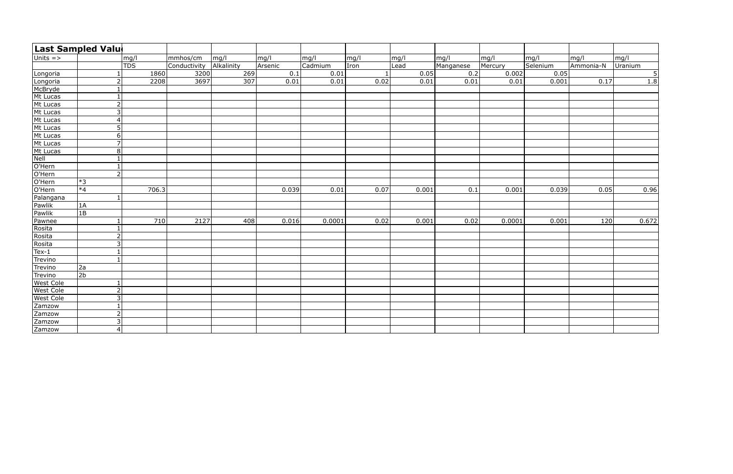| Last Sampled Valu | | | | | | | | | | | | | |
|---|---|---|---|---|---|---|---|---|---|---|---|---|---|
| Units => | | mg/l | mmhos/cm | mg/l | mg/l | mg/l | mg/l | mg/l | mg/l | mg/l | mg/l | mg/l | mg/l |
| | | TDS | Conductivity | Alkalinity | Arsenic | Cadmium | Iron | Lead | Manganese | Mercury | Selenium | Ammonia-N | Uranium |
| Longoria | 1 | 1860 | 3200 | 269 | 0.1 | 0.01 | 1 | 0.05 | 0.2 | 0.002 | 0.05 | | 5 |
| Longoria | 2 | 2208 | 3697 | 307 | 0.01 | 0.01 | 0.02 | 0.01 | 0.01 | 0.01 | 0.001 | 0.17 | 1.8 |
| McBryde | 1 | | | | | | | | | | | | |
| Mt Lucas | 1 | | | | | | | | | | | | |
| Mt Lucas | 2 | | | | | | | | | | | | |
| Mt Lucas | 3 | | | | | | | | | | | | |
| Mt Lucas | 4 | | | | | | | | | | | | |
| Mt Lucas | 5 | | | | | | | | | | | | |
| Mt Lucas | 6 | | | | | | | | | | | | |
| Mt Lucas | 7 | | | | | | | | | | | | |
| Mt Lucas | 8 | | | | | | | | | | | | |
| Nell | 1 | | | | | | | | | | | | |
| O'Hern | 1 | | | | | | | | | | | | |
| O'Hern | 2 | | | | | | | | | | | | |
| O'Hern | *3 | | | | | | | | | | | | |
| O'Hern | *4 | 706.3 | | | 0.039 | 0.01 | 0.07 | 0.001 | 0.1 | 0.001 | 0.039 | 0.05 | 0.96 |
| Palangana | 1 | | | | | | | | | | | | |
| Pawlik | 1A | | | | | | | | | | | | |
| Pawlik | 1B | | | | | | | | | | | | |
| Pawnee | 1 | 710 | 2127 | 408 | 0.016 | 0.0001 | 0.02 | 0.001 | 0.02 | 0.0001 | 0.001 | 120 | 0.672 |
| Rosita | 1 | | | | | | | | | | | | |
| Rosita | 2 | | | | | | | | | | | | |
| Rosita | 3 | | | | | | | | | | | | |
| Tex-1 | 1 | | | | | | | | | | | | |
| Trevino | 1 | | | | | | | | | | | | |
| Trevino | 2a | | | | | | | | | | | | |
| Trevino | 2b | | | | | | | | | | | | |
| West Cole | 1 | | | | | | | | | | | | |
| West Cole | 2 | | | | | | | | | | | | |
| West Cole | 3 | | | | | | | | | | | | |
| Zamzow | 1 | | | | | | | | | | | | |
| Zamzow | 2 | | | | | | | | | | | | |
| Zamzow | 3 | | | | | | | | | | | | |
| Zamzow | 4 | | | | | | | | | | | | |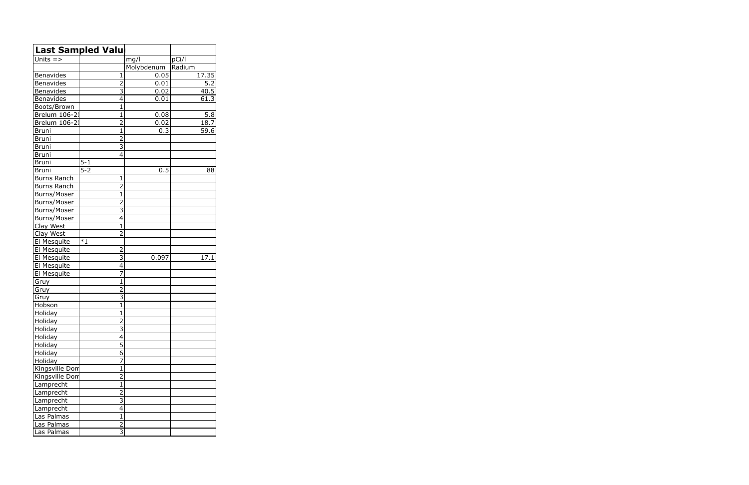| Last Sampled Valu | | | |
|---|---|---|---|
| Units => | | mg/l | pCi/l |
| | | Molybdenum | Radium |
| Benavides | 1 | 0.05 | 17.35 |
| Benavides | 2 | 0.01 | 5.2 |
| Benavides | 3 | 0.02 | 40.5 |
| Benavides | 4 | 0.01 | 61.3 |
| Boots/Brown | 1 | | |
| Brelum 106-2( | 1 | 0.08 | 5.8 |
| Brelum 106-2( | 2 | 0.02 | 18.7 |
| Bruni | 1 | 0.3 | 59.6 |
| Bruni | 2 | | |
| Bruni | 3 | | |
| Bruni | 4 | | |
| Bruni | 5-1 | | |
| Bruni | 5-2 | 0.5 | 88 |
| Burns Ranch | 1 | | |
| Burns Ranch | 2 | | |
| Burns/Moser | 1 | | |
| Burns/Moser | 2 | | |
| Burns/Moser | 3 | | |
| Burns/Moser | 4 | | |
| Clay West | 1 | | |
| Clay West | 2 | | |
| El Mesquite | *1 | | |
| El Mesquite | 2 | | |
| El Mesquite | 3 | 0.097 | 17.1 |
| El Mesquite | 4 | | |
| El Mesquite | 7 | | |
| Gruy | 1 | | |
| Gruy | 2 | | |
| Gruy | 3 | | |
| Hobson | 1 | | |
| Holiday | 1 | | |
| Holiday | 2 | | |
| Holiday | 3 | | |
| Holiday | 4 | | |
| Holiday | 5 | | |
| Holiday | 6 | | |
| Holiday | 7 | | |
| Kingsville Dom | 1 | | |
| Kingsville Dom | 2 | | |
| Lamprecht | 1 | | |
| Lamprecht | 2 | | |
| Lamprecht | 3 | | |
| Lamprecht | 4 | | |
| Las Palmas | 1 | | |
| Las Palmas | 2 | | |
| Las Palmas | 3 | | |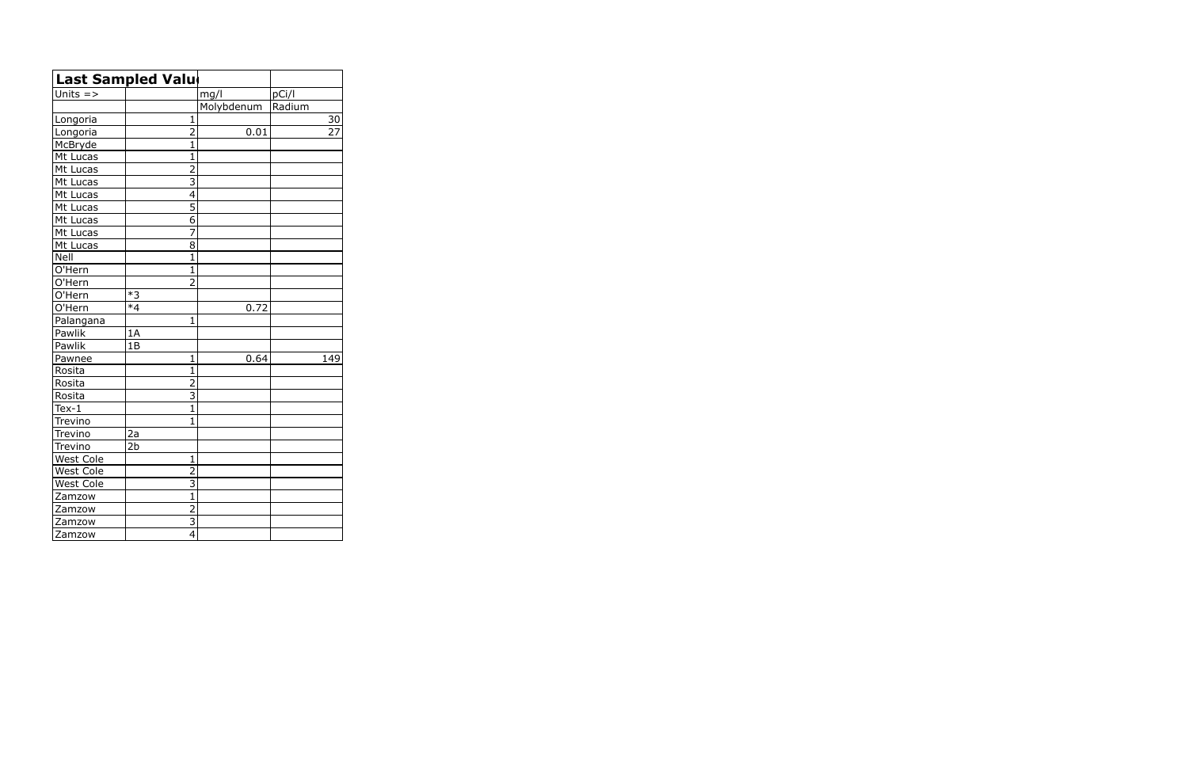| Last Sampled Valu | | | |
|---|---|---|---|
| Units => | | mg/l | pCi/l |
| | | Molybdenum | Radium |
| Longoria | 1 | | 30 |
| Longoria | 2 | 0.01 | 27 |
| McBryde | 1 | | |
| Mt Lucas | 1 | | |
| Mt Lucas | 2 | | |
| Mt Lucas | 3 | | |
| Mt Lucas | 4 | | |
| Mt Lucas | 5 | | |
| Mt Lucas | 6 | | |
| Mt Lucas | 7 | | |
| Mt Lucas | 8 | | |
| Nell | 1 | | |
| O'Hern | 1 | | |
| O'Hern | 2 | | |
| O'Hern | *3 | | |
| O'Hern | *4 | 0.72 | |
| Palangana | 1 | | |
| Pawlik | 1A | | |
| Pawlik | 1B | | |
| Pawnee | 1 | 0.64 | 149 |
| Rosita | 1 | | |
| Rosita | 2 | | |
| Rosita | 3 | | |
| Tex-1 | 1 | | |
| Trevino | 1 | | |
| Trevino | 2a | | |
| Trevino | 2b | | |
| West Cole | 1 | | |
| West Cole | 2 | | |
| West Cole | 3 | | |
| Zamzow | 1 | | |
| Zamzow | 2 | | |
| Zamzow | 3 | | |
| Zamzow | 4 | | |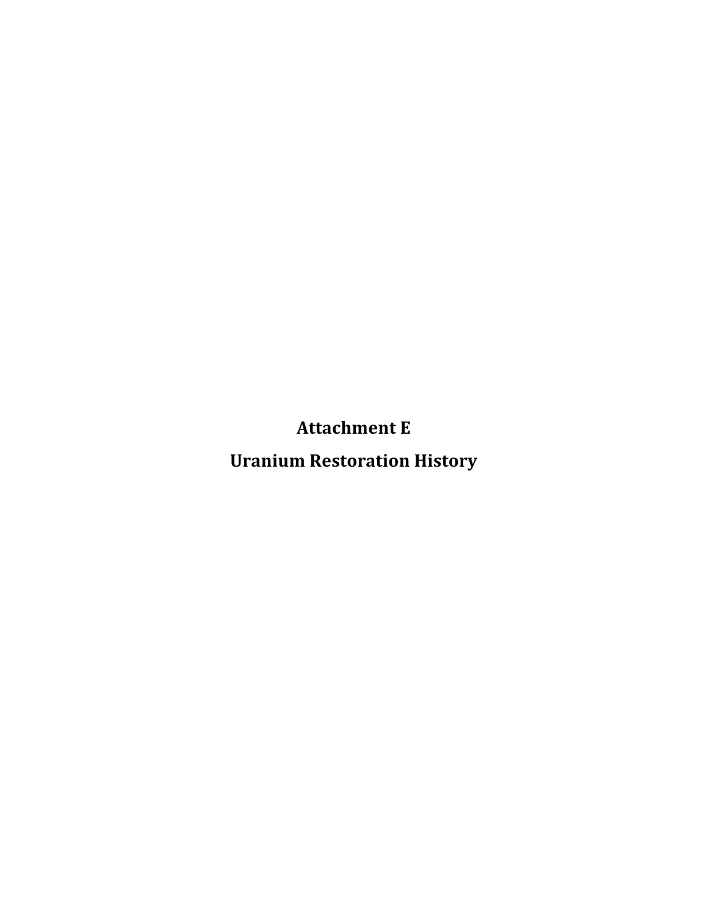# Attachment E

# Uranium Restoration History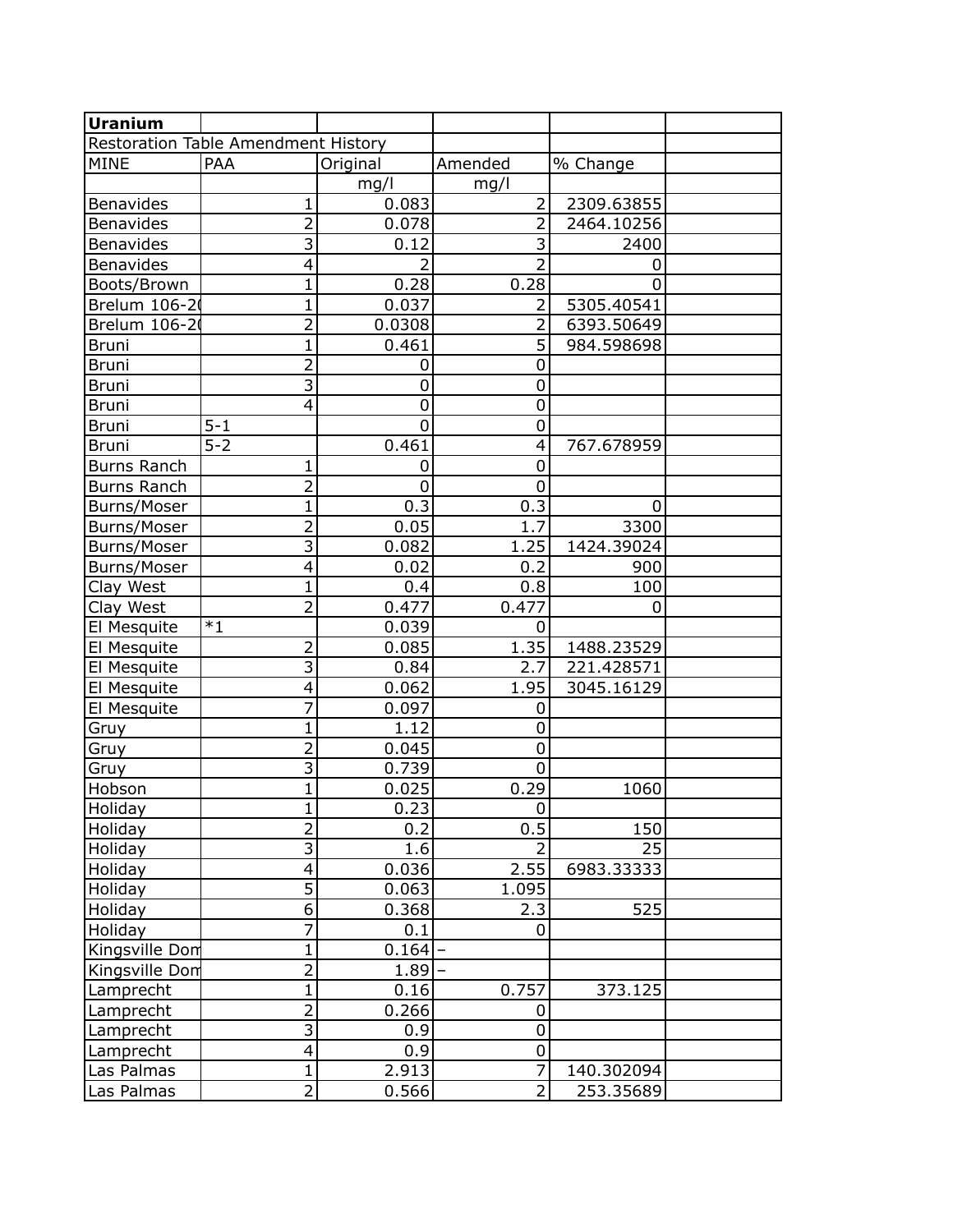| **Uranium** | | | | | |
|---|---|---|---|---|---|
| Restoration Table Amendment History | | | | | |
| MINE | PAA | Original | Amended | % Change | |
| | | mg/l | mg/l | | |
| Benavides | 1 | 0.083 | 2 | 2309.63855 | |
| Benavides | 2 | 0.078 | 2 | 2464.10256 | |
| Benavides | 3 | 0.12 | 3 | 2400 | |
| Benavides | 4 | 2 | 2 | 0 | |
| Boots/Brown | 1 | 0.28 | 0.28 | 0 | |
| Brelum 106-20 | 1 | 0.037 | 2 | 5305.40541 | |
| Brelum 106-20 | 2 | 0.0308 | 2 | 6393.50649 | |
| Bruni | 1 | 0.461 | 5 | 984.598698 | |
| Bruni | 2 | 0 | 0 | | |
| Bruni | 3 | 0 | 0 | | |
| Bruni | 4 | 0 | 0 | | |
| Bruni | 5-1 | 0 | 0 | | |
| Bruni | 5-2 | 0.461 | 4 | 767.678959 | |
| Burns Ranch | 1 | 0 | 0 | | |
| Burns Ranch | 2 | 0 | 0 | | |
| Burns/Moser | 1 | 0.3 | 0.3 | 0 | |
| Burns/Moser | 2 | 0.05 | 1.7 | 3300 | |
| Burns/Moser | 3 | 0.082 | 1.25 | 1424.39024 | |
| Burns/Moser | 4 | 0.02 | 0.2 | 900 | |
| Clay West | 1 | 0.4 | 0.8 | 100 | |
| Clay West | 2 | 0.477 | 0.477 | 0 | |
| El Mesquite | *1 | 0.039 | 0 | | |
| El Mesquite | 2 | 0.085 | 1.35 | 1488.23529 | |
| El Mesquite | 3 | 0.84 | 2.7 | 221.428571 | |
| El Mesquite | 4 | 0.062 | 1.95 | 3045.16129 | |
| El Mesquite | 7 | 0.097 | 0 | | |
| Gruy | 1 | 1.12 | 0 | | |
| Gruy | 2 | 0.045 | 0 | | |
| Gruy | 3 | 0.739 | 0 | | |
| Hobson | 1 | 0.025 | 0.29 | 1060 | |
| Holiday | 1 | 0.23 | 0 | | |
| Holiday | 2 | 0.2 | 0.5 | 150 | |
| Holiday | 3 | 1.6 | 2 | 25 | |
| Holiday | 4 | 0.036 | 2.55 | 6983.33333 | |
| Holiday | 5 | 0.063 | 1.095 | | |
| Holiday | 6 | 0.368 | 2.3 | 525 | |
| Holiday | 7 | 0.1 | 0 | | |
| Kingsville Dom | 1 | 0.164 | – | | |
| Kingsville Dom | 2 | 1.89 | – | | |
| Lamprecht | 1 | 0.16 | 0.757 | 373.125 | |
| Lamprecht | 2 | 0.266 | 0 | | |
| Lamprecht | 3 | 0.9 | 0 | | |
| Lamprecht | 4 | 0.9 | 0 | | |
| Las Palmas | 1 | 2.913 | 7 | 140.302094 | |
| Las Palmas | 2 | 0.566 | 2 | 253.35689 | |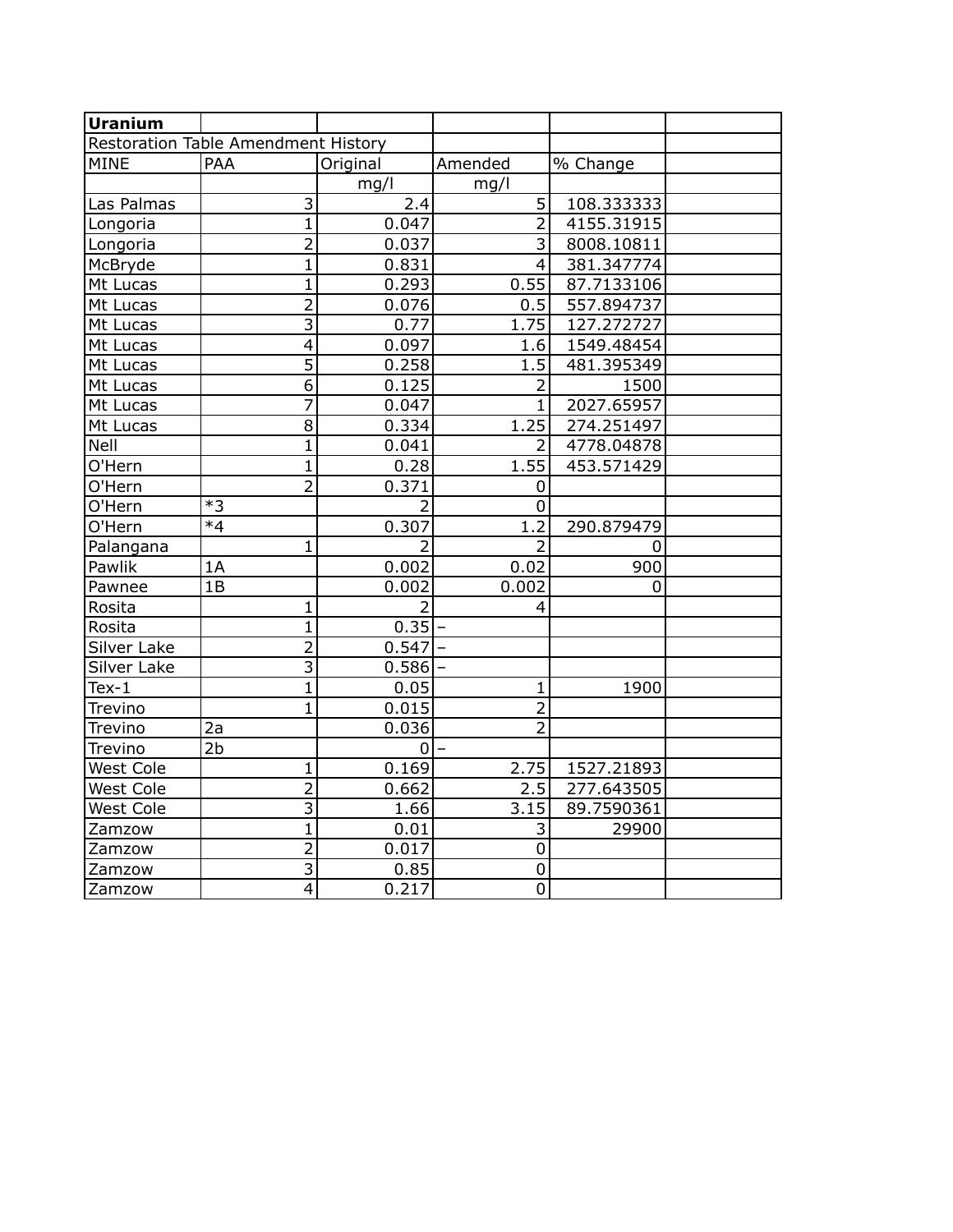| **Uranium** | | | | | |
|---|---|---|---|---|---|
| Restoration Table Amendment History | | | | | |
| MINE | PAA | Original | Amended | % Change | |
| | | mg/l | mg/l | | |
| Las Palmas | 3 | 2.4 | 5 | 108.333333 | |
| Longoria | 1 | 0.047 | 2 | 4155.31915 | |
| Longoria | 2 | 0.037 | 3 | 8008.10811 | |
| McBryde | 1 | 0.831 | 4 | 381.347774 | |
| Mt Lucas | 1 | 0.293 | 0.55 | 87.7133106 | |
| Mt Lucas | 2 | 0.076 | 0.5 | 557.894737 | |
| Mt Lucas | 3 | 0.77 | 1.75 | 127.272727 | |
| Mt Lucas | 4 | 0.097 | 1.6 | 1549.48454 | |
| Mt Lucas | 5 | 0.258 | 1.5 | 481.395349 | |
| Mt Lucas | 6 | 0.125 | 2 | 1500 | |
| Mt Lucas | 7 | 0.047 | 1 | 2027.65957 | |
| Mt Lucas | 8 | 0.334 | 1.25 | 274.251497 | |
| Nell | 1 | 0.041 | 2 | 4778.04878 | |
| O'Hern | 1 | 0.28 | 1.55 | 453.571429 | |
| O'Hern | 2 | 0.371 | 0 | | |
| O'Hern | *3 | 2 | 0 | | |
| O'Hern | *4 | 0.307 | 1.2 | 290.879479 | |
| Palangana | 1 | 2 | 2 | 0 | |
| Pawlik | 1A | 0.002 | 0.02 | 900 | |
| Pawnee | 1B | 0.002 | 0.002 | 0 | |
| Rosita | 1 | 2 | 4 | | |
| Rosita | 1 | 0.35 | – | | |
| Silver Lake | 2 | 0.547 | – | | |
| Silver Lake | 3 | 0.586 | – | | |
| Tex-1 | 1 | 0.05 | 1 | 1900 | |
| Trevino | 1 | 0.015 | 2 | | |
| Trevino | 2a | 0.036 | 2 | | |
| Trevino | 2b | 0 | – | | |
| West Cole | 1 | 0.169 | 2.75 | 1527.21893 | |
| West Cole | 2 | 0.662 | 2.5 | 277.643505 | |
| West Cole | 3 | 1.66 | 3.15 | 89.7590361 | |
| Zamzow | 1 | 0.01 | 3 | 29900 | |
| Zamzow | 2 | 0.017 | 0 | | |
| Zamzow | 3 | 0.85 | 0 | | |
| Zamzow | 4 | 0.217 | 0 | | |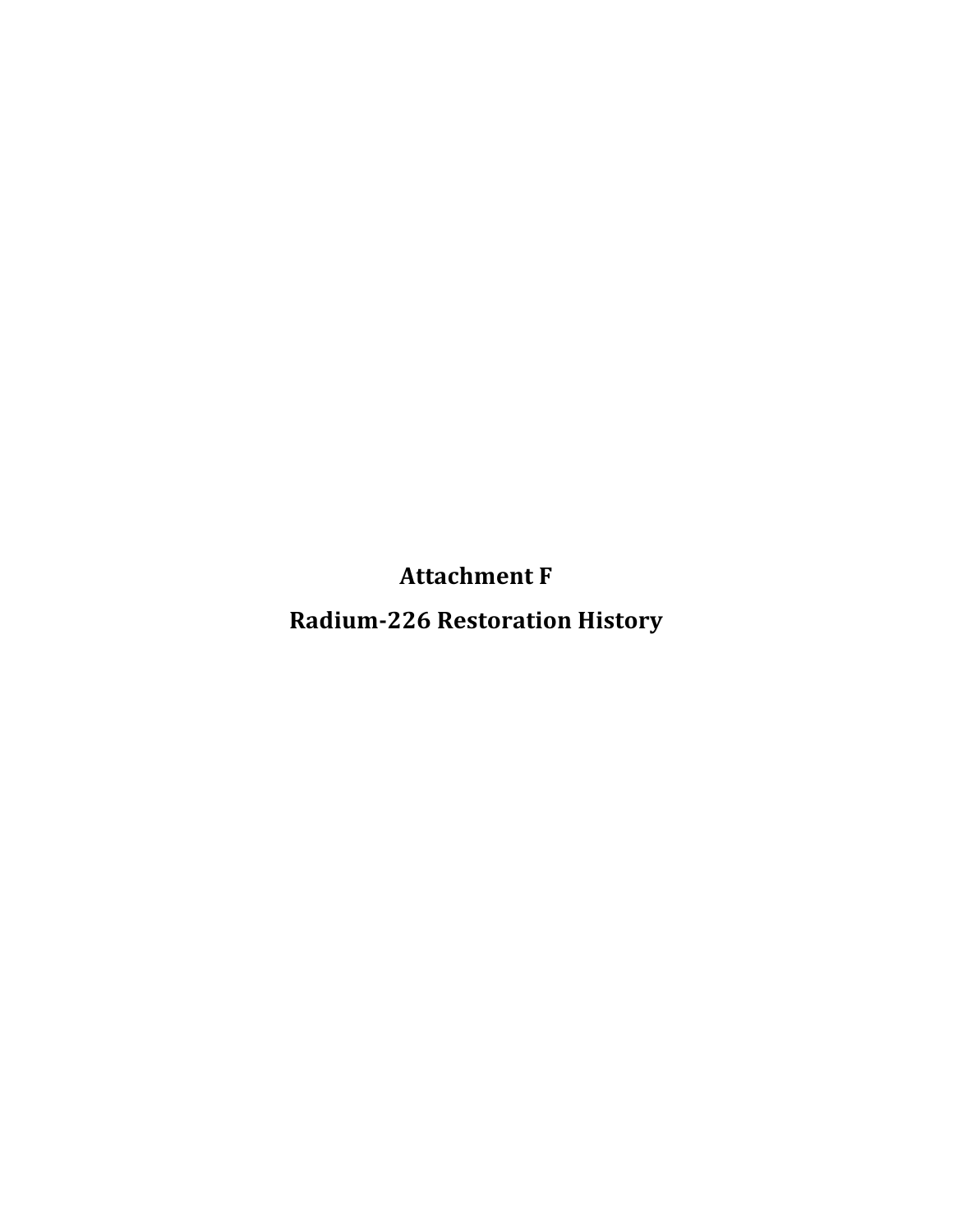# Attachment F

# Radium-226 Restoration History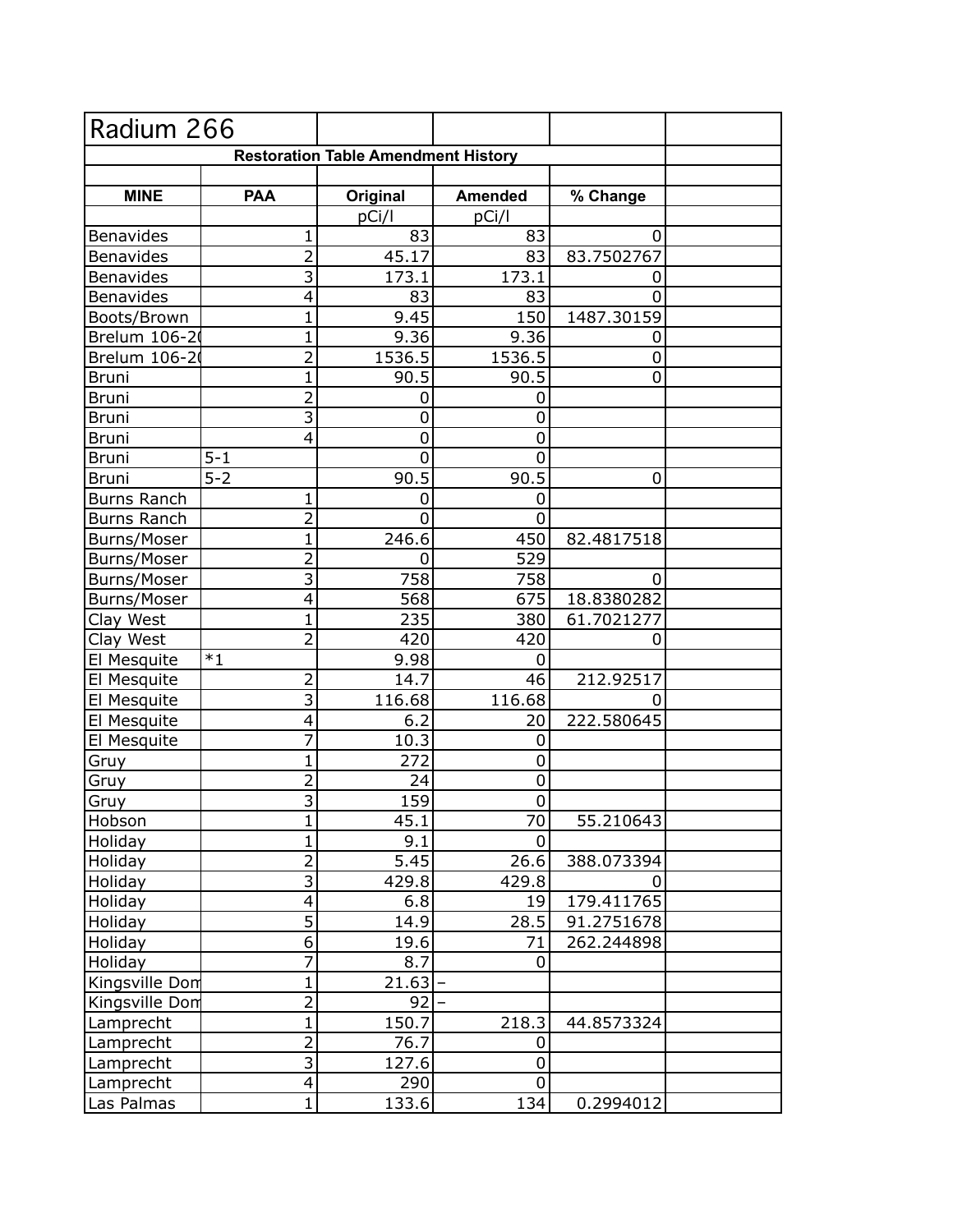# Radium 266

**Restoration Table Amendment History**

| MINE | PAA | Original | Amended | % Change |
|---|---|---|---|---|
| | | pCi/l | pCi/l | |
| Benavides | 1 | 83 | 83 | 0 |
| Benavides | 2 | 45.17 | 83 | 83.7502767 |
| Benavides | 3 | 173.1 | 173.1 | 0 |
| Benavides | 4 | 83 | 83 | 0 |
| Boots/Brown | 1 | 9.45 | 150 | 1487.30159 |
| Brelum 106-2( | 1 | 9.36 | 9.36 | 0 |
| Brelum 106-2( | 2 | 1536.5 | 1536.5 | 0 |
| Bruni | 1 | 90.5 | 90.5 | 0 |
| Bruni | 2 | 0 | 0 | |
| Bruni | 3 | 0 | 0 | |
| Bruni | 4 | 0 | 0 | |
| Bruni | 5-1 | 0 | 0 | |
| Bruni | 5-2 | 90.5 | 90.5 | 0 |
| Burns Ranch | 1 | 0 | 0 | |
| Burns Ranch | 2 | 0 | 0 | |
| Burns/Moser | 1 | 246.6 | 450 | 82.4817518 |
| Burns/Moser | 2 | 0 | 529 | |
| Burns/Moser | 3 | 758 | 758 | 0 |
| Burns/Moser | 4 | 568 | 675 | 18.8380282 |
| Clay West | 1 | 235 | 380 | 61.7021277 |
| Clay West | 2 | 420 | 420 | 0 |
| El Mesquite | *1 | 9.98 | 0 | |
| El Mesquite | 2 | 14.7 | 46 | 212.92517 |
| El Mesquite | 3 | 116.68 | 116.68 | 0 |
| El Mesquite | 4 | 6.2 | 20 | 222.580645 |
| El Mesquite | 7 | 10.3 | 0 | |
| Gruy | 1 | 272 | 0 | |
| Gruy | 2 | 24 | 0 | |
| Gruy | 3 | 159 | 0 | |
| Hobson | 1 | 45.1 | 70 | 55.210643 |
| Holiday | 1 | 9.1 | 0 | |
| Holiday | 2 | 5.45 | 26.6 | 388.073394 |
| Holiday | 3 | 429.8 | 429.8 | 0 |
| Holiday | 4 | 6.8 | 19 | 179.411765 |
| Holiday | 5 | 14.9 | 28.5 | 91.2751678 |
| Holiday | 6 | 19.6 | 71 | 262.244898 |
| Holiday | 7 | 8.7 | 0 | |
| Kingsville Dom | 1 | 21.63 | – | |
| Kingsville Dom | 2 | 92 | – | |
| Lamprecht | 1 | 150.7 | 218.3 | 44.8573324 |
| Lamprecht | 2 | 76.7 | 0 | |
| Lamprecht | 3 | 127.6 | 0 | |
| Lamprecht | 4 | 290 | 0 | |
| Las Palmas | 1 | 133.6 | 134 | 0.2994012 |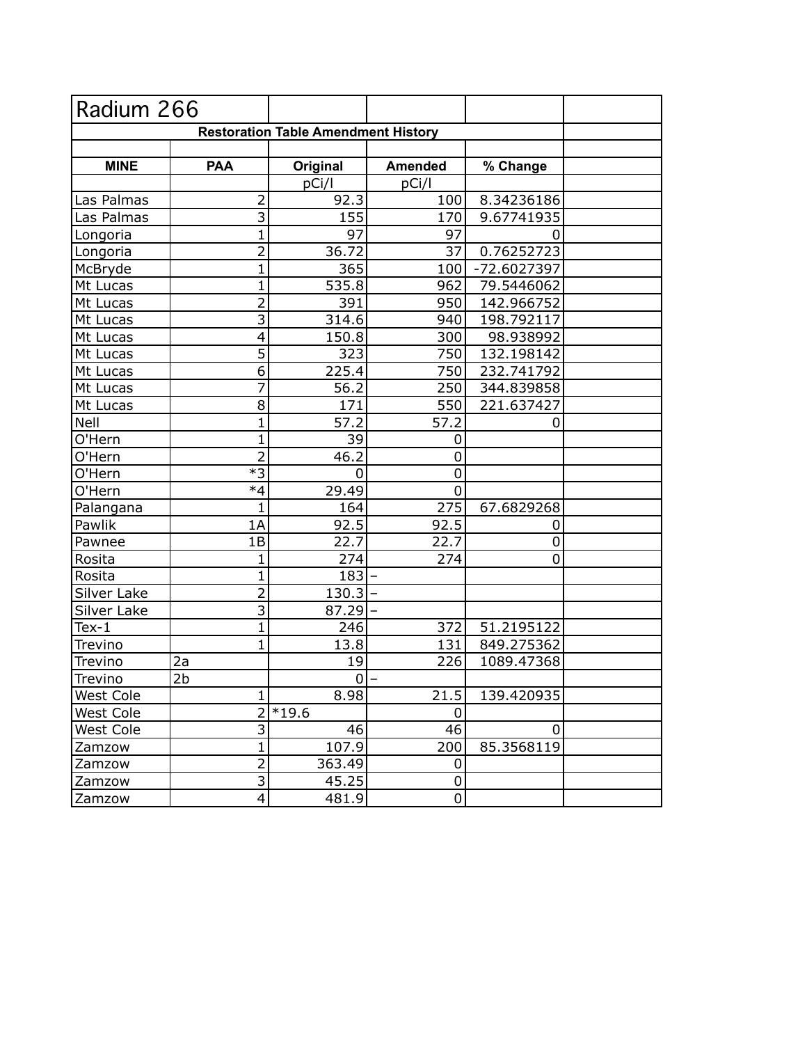# Radium 266

**Restoration Table Amendment History**

| MINE | PAA | Original | Amended | % Change | |
|---|---|---|---|---|---|
| | | pCi/l | pCi/l | | |
| Las Palmas | 2 | 92.3 | 100 | 8.34236186 | |
| Las Palmas | 3 | 155 | 170 | 9.67741935 | |
| Longoria | 1 | 97 | 97 | 0 | |
| Longoria | 2 | 36.72 | 37 | 0.76252723 | |
| McBryde | 1 | 365 | 100 | -72.6027397 | |
| Mt Lucas | 1 | 535.8 | 962 | 79.5446062 | |
| Mt Lucas | 2 | 391 | 950 | 142.966752 | |
| Mt Lucas | 3 | 314.6 | 940 | 198.792117 | |
| Mt Lucas | 4 | 150.8 | 300 | 98.938992 | |
| Mt Lucas | 5 | 323 | 750 | 132.198142 | |
| Mt Lucas | 6 | 225.4 | 750 | 232.741792 | |
| Mt Lucas | 7 | 56.2 | 250 | 344.839858 | |
| Mt Lucas | 8 | 171 | 550 | 221.637427 | |
| Nell | 1 | 57.2 | 57.2 | 0 | |
| O'Hern | 1 | 39 | 0 | | |
| O'Hern | 2 | 46.2 | 0 | | |
| O'Hern | *3 | 0 | 0 | | |
| O'Hern | *4 | 29.49 | 0 | | |
| Palangana | 1 | 164 | 275 | 67.6829268 | |
| Pawlik | 1A | 92.5 | 92.5 | 0 | |
| Pawnee | 1B | 22.7 | 22.7 | 0 | |
| Rosita | 1 | 274 | 274 | 0 | |
| Rosita | 1 | 183 | – | | |
| Silver Lake | 2 | 130.3 | – | | |
| Silver Lake | 3 | 87.29 | – | | |
| Tex-1 | 1 | 246 | 372 | 51.2195122 | |
| Trevino | 1 | 13.8 | 131 | 849.275362 | |
| Trevino | 2a | 19 | 226 | 1089.47368 | |
| Trevino | 2b | 0 | – | | |
| West Cole | 1 | 8.98 | 21.5 | 139.420935 | |
| West Cole | 2 | *19.6 | 0 | | |
| West Cole | 3 | 46 | 46 | 0 | |
| Zamzow | 1 | 107.9 | 200 | 85.3568119 | |
| Zamzow | 2 | 363.49 | 0 | | |
| Zamzow | 3 | 45.25 | 0 | | |
| Zamzow | 4 | 481.9 | 0 | | |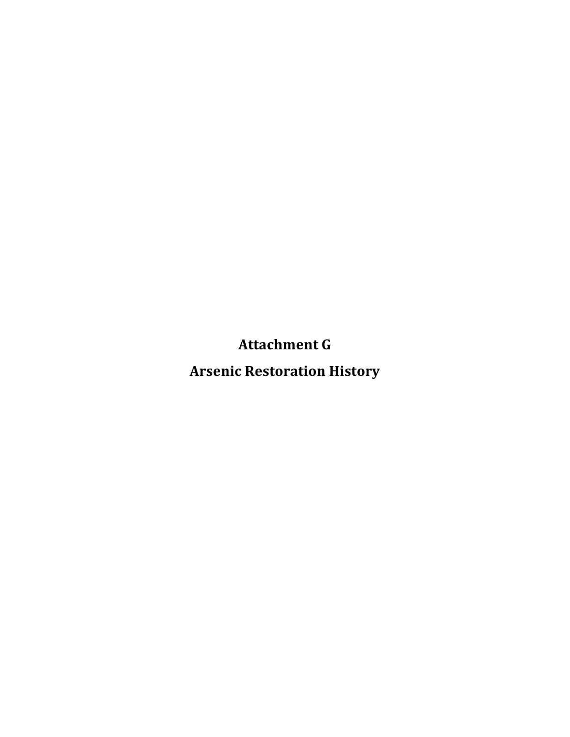# Attachment G

# Arsenic Restoration History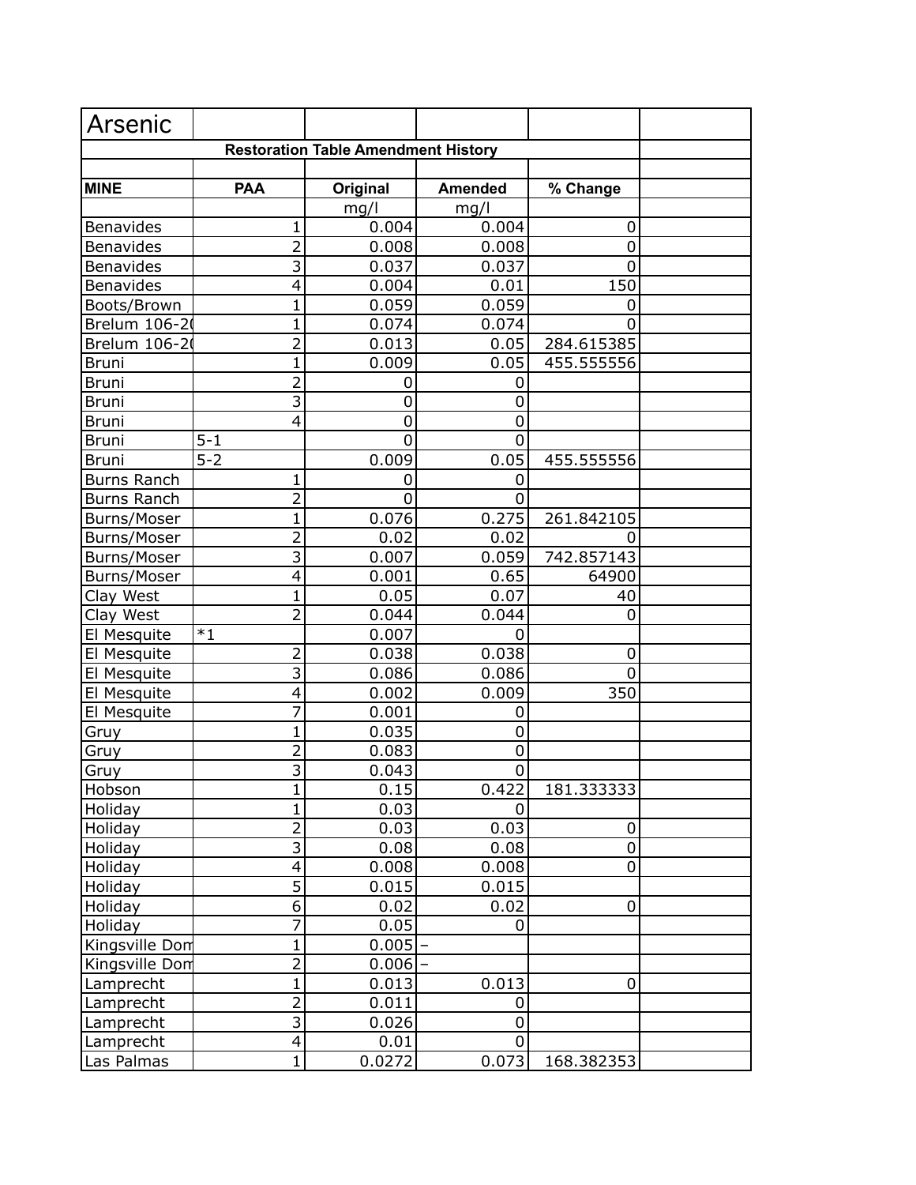# Arsenic

**Restoration Table Amendment History**

| MINE | PAA | Original | Amended | % Change | |
|---|---|---|---|---|---|
| | | mg/l | mg/l | | |
| Benavides | 1 | 0.004 | 0.004 | 0 | |
| Benavides | 2 | 0.008 | 0.008 | 0 | |
| Benavides | 3 | 0.037 | 0.037 | 0 | |
| Benavides | 4 | 0.004 | 0.01 | 150 | |
| Boots/Brown | 1 | 0.059 | 0.059 | 0 | |
| Brelum 106-2( | 1 | 0.074 | 0.074 | 0 | |
| Brelum 106-2( | 2 | 0.013 | 0.05 | 284.615385 | |
| Bruni | 1 | 0.009 | 0.05 | 455.555556 | |
| Bruni | 2 | 0 | 0 | | |
| Bruni | 3 | 0 | 0 | | |
| Bruni | 4 | 0 | 0 | | |
| Bruni | 5-1 | 0 | 0 | | |
| Bruni | 5-2 | 0.009 | 0.05 | 455.555556 | |
| Burns Ranch | 1 | 0 | 0 | | |
| Burns Ranch | 2 | 0 | 0 | | |
| Burns/Moser | 1 | 0.076 | 0.275 | 261.842105 | |
| Burns/Moser | 2 | 0.02 | 0.02 | 0 | |
| Burns/Moser | 3 | 0.007 | 0.059 | 742.857143 | |
| Burns/Moser | 4 | 0.001 | 0.65 | 64900 | |
| Clay West | 1 | 0.05 | 0.07 | 40 | |
| Clay West | 2 | 0.044 | 0.044 | 0 | |
| El Mesquite | *1 | 0.007 | 0 | | |
| El Mesquite | 2 | 0.038 | 0.038 | 0 | |
| El Mesquite | 3 | 0.086 | 0.086 | 0 | |
| El Mesquite | 4 | 0.002 | 0.009 | 350 | |
| El Mesquite | 7 | 0.001 | 0 | | |
| Gruy | 1 | 0.035 | 0 | | |
| Gruy | 2 | 0.083 | 0 | | |
| Gruy | 3 | 0.043 | 0 | | |
| Hobson | 1 | 0.15 | 0.422 | 181.333333 | |
| Holiday | 1 | 0.03 | 0 | | |
| Holiday | 2 | 0.03 | 0.03 | 0 | |
| Holiday | 3 | 0.08 | 0.08 | 0 | |
| Holiday | 4 | 0.008 | 0.008 | 0 | |
| Holiday | 5 | 0.015 | 0.015 | | |
| Holiday | 6 | 0.02 | 0.02 | 0 | |
| Holiday | 7 | 0.05 | 0 | | |
| Kingsville Dom | 1 | 0.005 | – | | |
| Kingsville Dom | 2 | 0.006 | – | | |
| Lamprecht | 1 | 0.013 | 0.013 | 0 | |
| Lamprecht | 2 | 0.011 | 0 | | |
| Lamprecht | 3 | 0.026 | 0 | | |
| Lamprecht | 4 | 0.01 | 0 | | |
| Las Palmas | 1 | 0.0272 | 0.073 | 168.382353 | |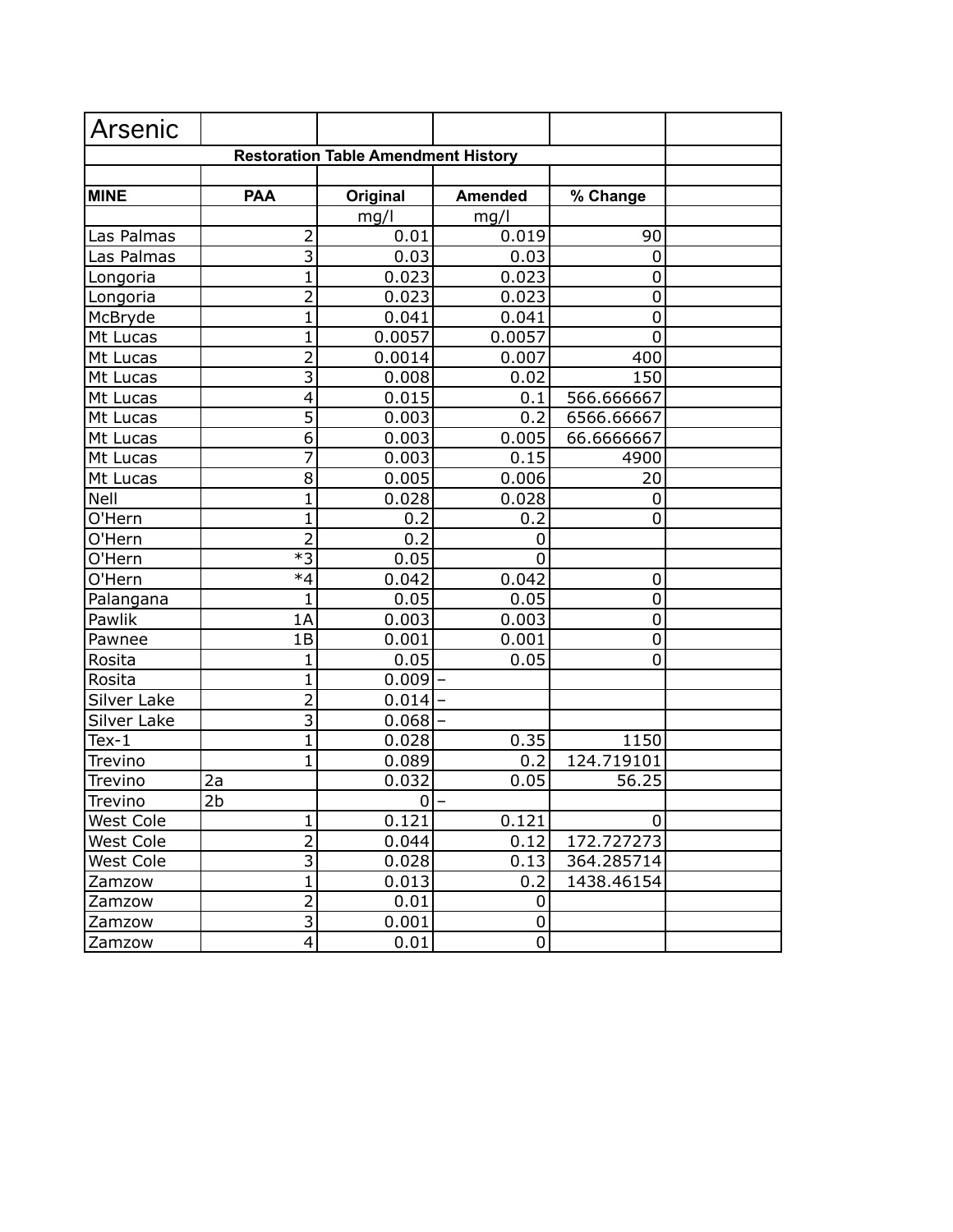# Arsenic

| Restoration Table Amendment History | | | | | |
|---|---|---|---|---|---|
| **MINE** | **PAA** | **Original** | **Amended** | **% Change** | |
| | | mg/l | mg/l | | |
| Las Palmas | 2 | 0.01 | 0.019 | 90 | |
| Las Palmas | 3 | 0.03 | 0.03 | 0 | |
| Longoria | 1 | 0.023 | 0.023 | 0 | |
| Longoria | 2 | 0.023 | 0.023 | 0 | |
| McBryde | 1 | 0.041 | 0.041 | 0 | |
| Mt Lucas | 1 | 0.0057 | 0.0057 | 0 | |
| Mt Lucas | 2 | 0.0014 | 0.007 | 400 | |
| Mt Lucas | 3 | 0.008 | 0.02 | 150 | |
| Mt Lucas | 4 | 0.015 | 0.1 | 566.666667 | |
| Mt Lucas | 5 | 0.003 | 0.2 | 6566.66667 | |
| Mt Lucas | 6 | 0.003 | 0.005 | 66.6666667 | |
| Mt Lucas | 7 | 0.003 | 0.15 | 4900 | |
| Mt Lucas | 8 | 0.005 | 0.006 | 20 | |
| Nell | 1 | 0.028 | 0.028 | 0 | |
| O'Hern | 1 | 0.2 | 0.2 | 0 | |
| O'Hern | 2 | 0.2 | 0 | | |
| O'Hern | *3 | 0.05 | 0 | | |
| O'Hern | *4 | 0.042 | 0.042 | 0 | |
| Palangana | 1 | 0.05 | 0.05 | 0 | |
| Pawlik | 1A | 0.003 | 0.003 | 0 | |
| Pawnee | 1B | 0.001 | 0.001 | 0 | |
| Rosita | 1 | 0.05 | 0.05 | 0 | |
| Rosita | 1 | 0.009 | – | | |
| Silver Lake | 2 | 0.014 | – | | |
| Silver Lake | 3 | 0.068 | – | | |
| Tex-1 | 1 | 0.028 | 0.35 | 1150 | |
| Trevino | 1 | 0.089 | 0.2 | 124.719101 | |
| Trevino | 2a | 0.032 | 0.05 | 56.25 | |
| Trevino | 2b | 0 | – | | |
| West Cole | 1 | 0.121 | 0.121 | 0 | |
| West Cole | 2 | 0.044 | 0.12 | 172.727273 | |
| West Cole | 3 | 0.028 | 0.13 | 364.285714 | |
| Zamzow | 1 | 0.013 | 0.2 | 1438.46154 | |
| Zamzow | 2 | 0.01 | 0 | | |
| Zamzow | 3 | 0.001 | 0 | | |
| Zamzow | 4 | 0.01 | 0 | | |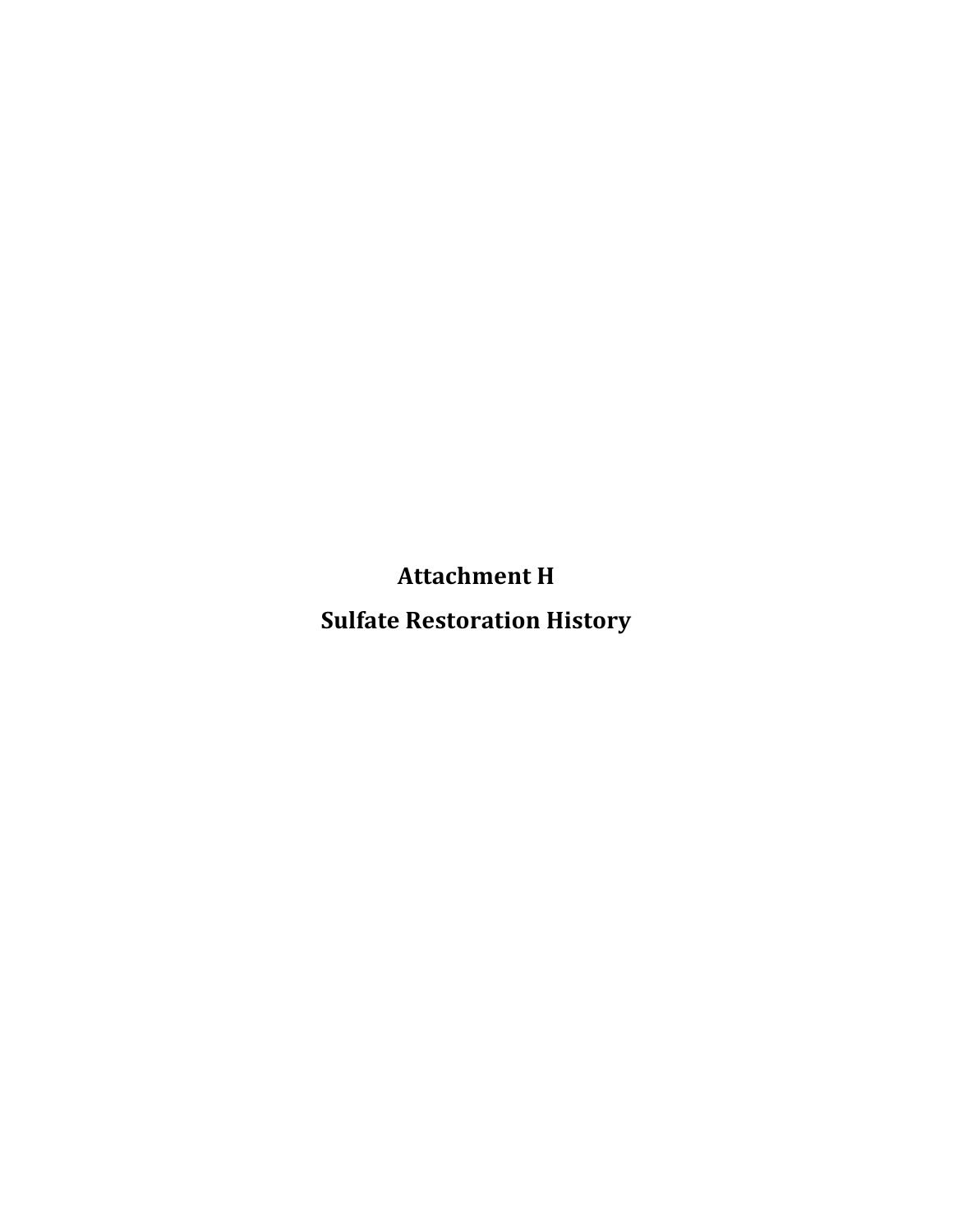# Attachment H

# Sulfate Restoration History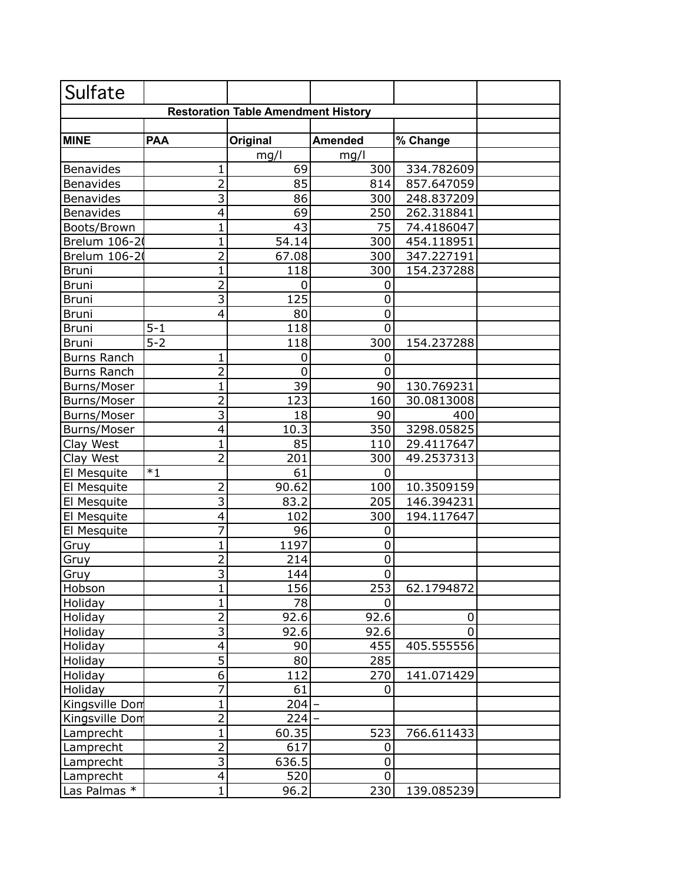# Sulfate

**Restoration Table Amendment History**

| MINE | PAA | Original | Amended | % Change |
|---|---|---|---|---|
| | | mg/l | mg/l | |
| Benavides | 1 | 69 | 300 | 334.782609 |
| Benavides | 2 | 85 | 814 | 857.647059 |
| Benavides | 3 | 86 | 300 | 248.837209 |
| Benavides | 4 | 69 | 250 | 262.318841 |
| Boots/Brown | 1 | 43 | 75 | 74.4186047 |
| Brelum 106-2( | 1 | 54.14 | 300 | 454.118951 |
| Brelum 106-2( | 2 | 67.08 | 300 | 347.227191 |
| Bruni | 1 | 118 | 300 | 154.237288 |
| Bruni | 2 | 0 | 0 | |
| Bruni | 3 | 125 | 0 | |
| Bruni | 4 | 80 | 0 | |
| Bruni | 5-1 | 118 | 0 | |
| Bruni | 5-2 | 118 | 300 | 154.237288 |
| Burns Ranch | 1 | 0 | 0 | |
| Burns Ranch | 2 | 0 | 0 | |
| Burns/Moser | 1 | 39 | 90 | 130.769231 |
| Burns/Moser | 2 | 123 | 160 | 30.0813008 |
| Burns/Moser | 3 | 18 | 90 | 400 |
| Burns/Moser | 4 | 10.3 | 350 | 3298.05825 |
| Clay West | 1 | 85 | 110 | 29.4117647 |
| Clay West | 2 | 201 | 300 | 49.2537313 |
| El Mesquite | *1 | 61 | 0 | |
| El Mesquite | 2 | 90.62 | 100 | 10.3509159 |
| El Mesquite | 3 | 83.2 | 205 | 146.394231 |
| El Mesquite | 4 | 102 | 300 | 194.117647 |
| El Mesquite | 7 | 96 | 0 | |
| Gruy | 1 | 1197 | 0 | |
| Gruy | 2 | 214 | 0 | |
| Gruy | 3 | 144 | 0 | |
| Hobson | 1 | 156 | 253 | 62.1794872 |
| Holiday | 1 | 78 | 0 | |
| Holiday | 2 | 92.6 | 92.6 | 0 |
| Holiday | 3 | 92.6 | 92.6 | 0 |
| Holiday | 4 | 90 | 455 | 405.555556 |
| Holiday | 5 | 80 | 285 | |
| Holiday | 6 | 112 | 270 | 141.071429 |
| Holiday | 7 | 61 | 0 | |
| Kingsville Dom | 1 | 204 | – | |
| Kingsville Dom | 2 | 224 | – | |
| Lamprecht | 1 | 60.35 | 523 | 766.611433 |
| Lamprecht | 2 | 617 | 0 | |
| Lamprecht | 3 | 636.5 | 0 | |
| Lamprecht | 4 | 520 | 0 | |
| Las Palmas * | 1 | 96.2 | 230 | 139.085239 |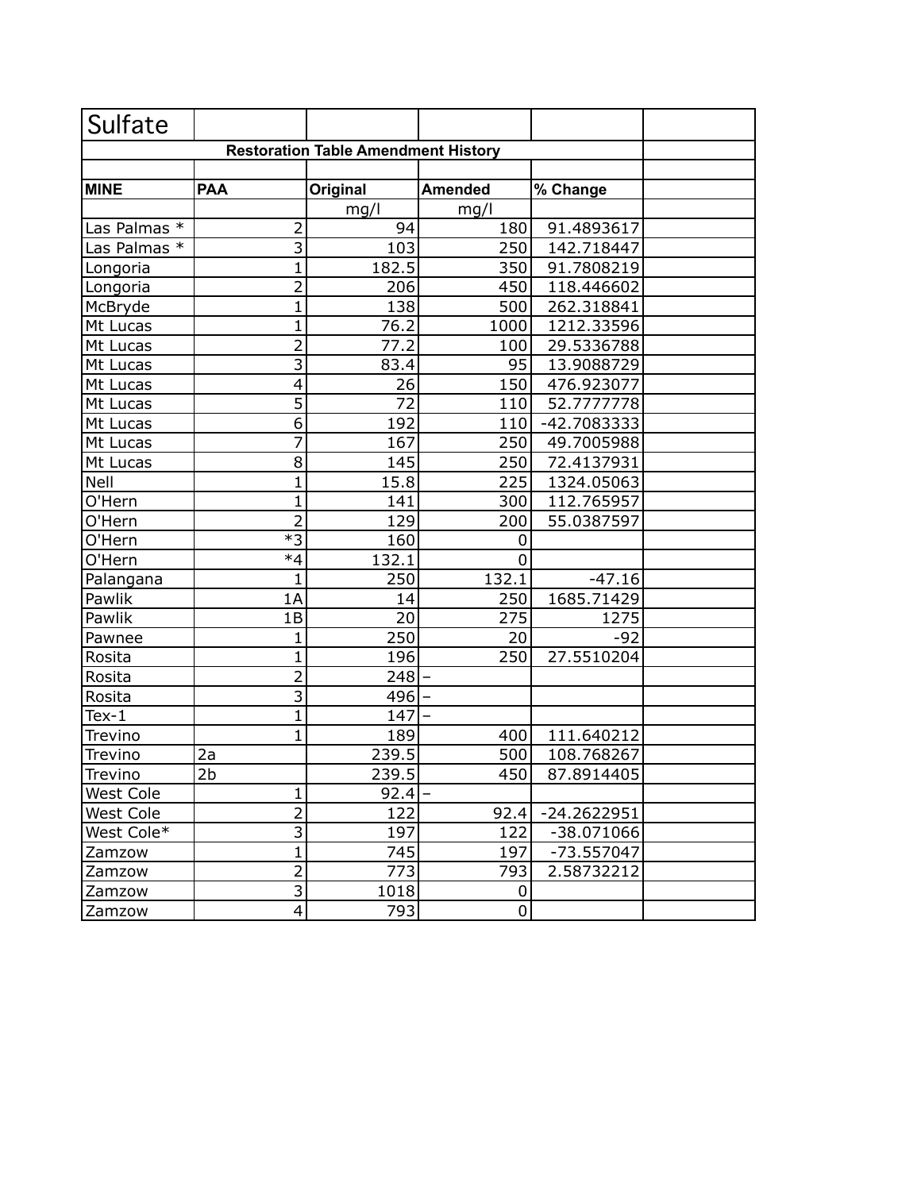# Sulfate

**Restoration Table Amendment History**

| MINE | PAA | Original | Amended | % Change |
|---|---|---|---|---|
| | | mg/l | mg/l | |
| Las Palmas * | 2 | 94 | 180 | 91.4893617 |
| Las Palmas * | 3 | 103 | 250 | 142.718447 |
| Longoria | 1 | 182.5 | 350 | 91.7808219 |
| Longoria | 2 | 206 | 450 | 118.446602 |
| McBryde | 1 | 138 | 500 | 262.318841 |
| Mt Lucas | 1 | 76.2 | 1000 | 1212.33596 |
| Mt Lucas | 2 | 77.2 | 100 | 29.5336788 |
| Mt Lucas | 3 | 83.4 | 95 | 13.9088729 |
| Mt Lucas | 4 | 26 | 150 | 476.923077 |
| Mt Lucas | 5 | 72 | 110 | 52.7777778 |
| Mt Lucas | 6 | 192 | 110 | -42.7083333 |
| Mt Lucas | 7 | 167 | 250 | 49.7005988 |
| Mt Lucas | 8 | 145 | 250 | 72.4137931 |
| Nell | 1 | 15.8 | 225 | 1324.05063 |
| O'Hern | 1 | 141 | 300 | 112.765957 |
| O'Hern | 2 | 129 | 200 | 55.0387597 |
| O'Hern | *3 | 160 | 0 | |
| O'Hern | *4 | 132.1 | 0 | |
| Palangana | 1 | 250 | 132.1 | -47.16 |
| Pawlik | 1A | 14 | 250 | 1685.71429 |
| Pawlik | 1B | 20 | 275 | 1275 |
| Pawnee | 1 | 250 | 20 | -92 |
| Rosita | 1 | 196 | 250 | 27.5510204 |
| Rosita | 2 | 248 | – | |
| Rosita | 3 | 496 | – | |
| Tex-1 | 1 | 147 | – | |
| Trevino | 1 | 189 | 400 | 111.640212 |
| Trevino | 2a | 239.5 | 500 | 108.768267 |
| Trevino | 2b | 239.5 | 450 | 87.8914405 |
| West Cole | 1 | 92.4 | – | |
| West Cole | 2 | 122 | 92.4 | -24.2622951 |
| West Cole* | 3 | 197 | 122 | -38.071066 |
| Zamzow | 1 | 745 | 197 | -73.557047 |
| Zamzow | 2 | 773 | 793 | 2.58732212 |
| Zamzow | 3 | 1018 | 0 | |
| Zamzow | 4 | 793 | 0 | |